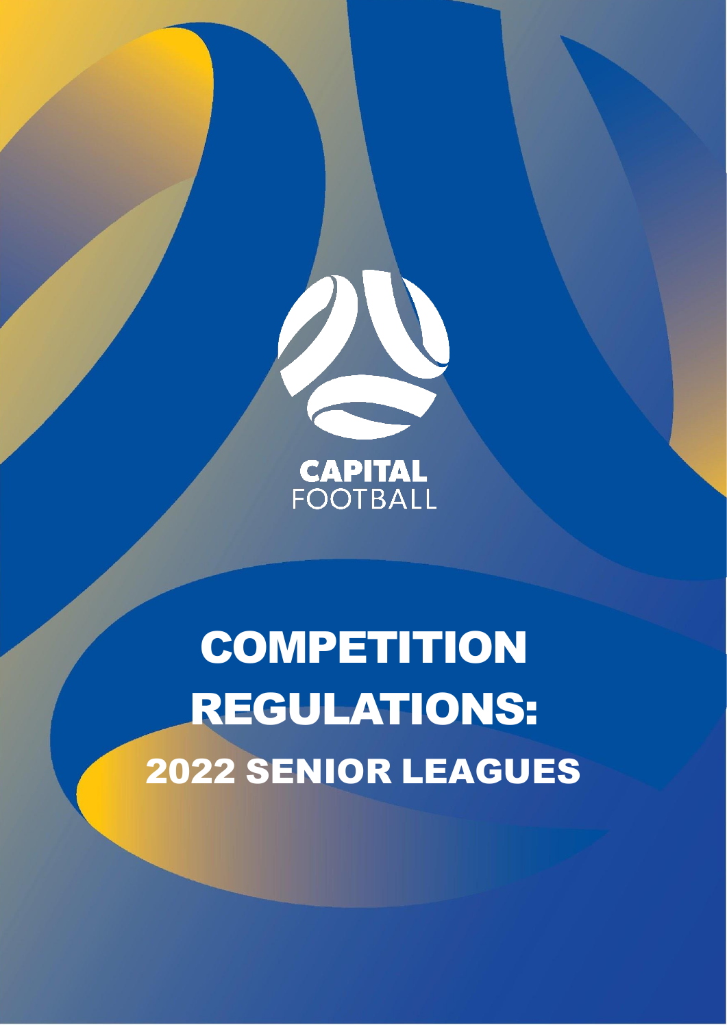CAPITAL
FOOTBALL

# COMPETITION REGULATIONS:

## 2022 SENIOR LEAGUES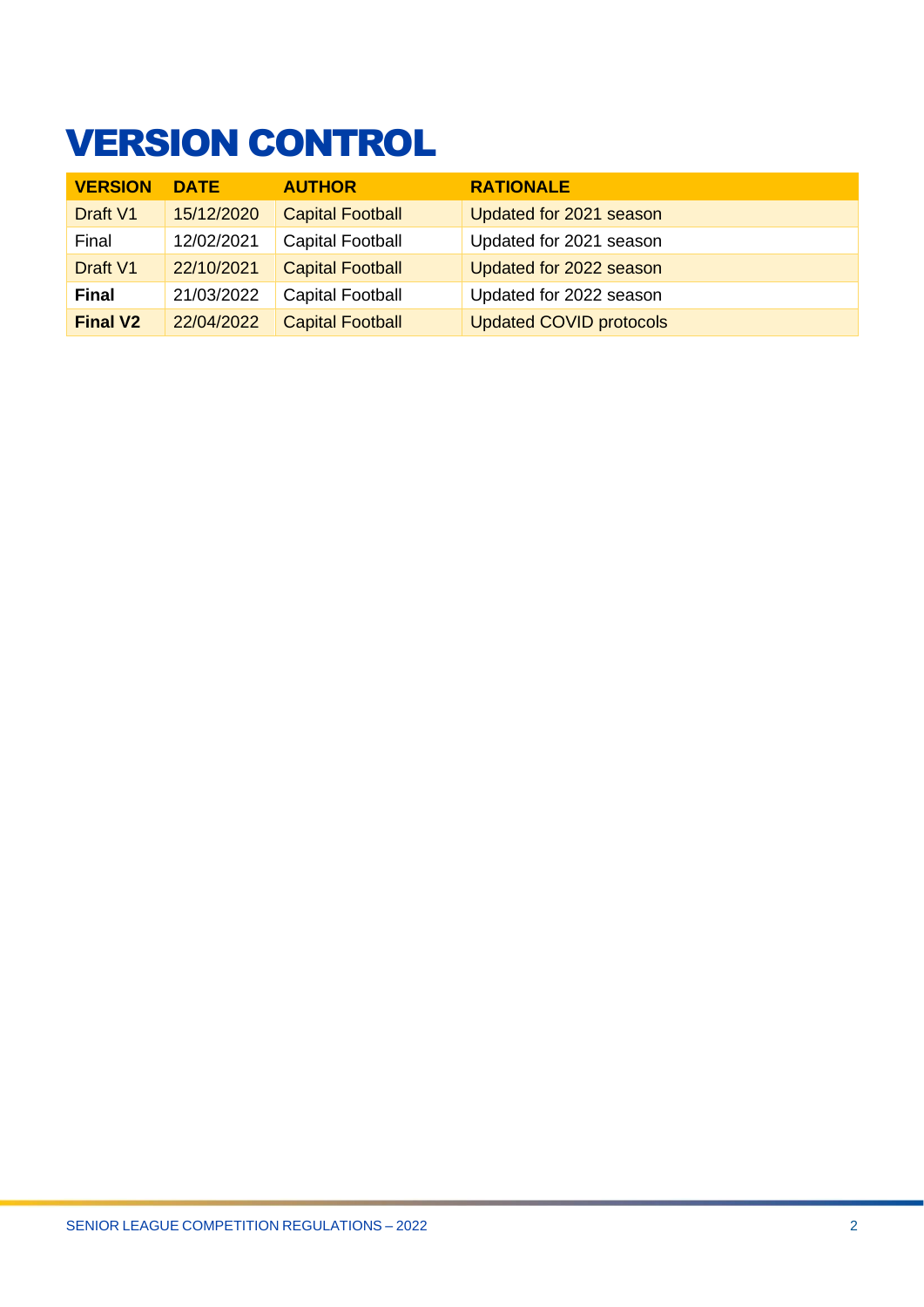# VERSION CONTROL

| VERSION | DATE | AUTHOR | RATIONALE |
|---|---|---|---|
| Draft V1 | 15/12/2020 | Capital Football | Updated for 2021 season |
| Final | 12/02/2021 | Capital Football | Updated for 2021 season |
| Draft V1 | 22/10/2021 | Capital Football | Updated for 2022 season |
| **Final** | 21/03/2022 | Capital Football | Updated for 2022 season |
| **Final V2** | 22/04/2022 | Capital Football | Updated COVID protocols |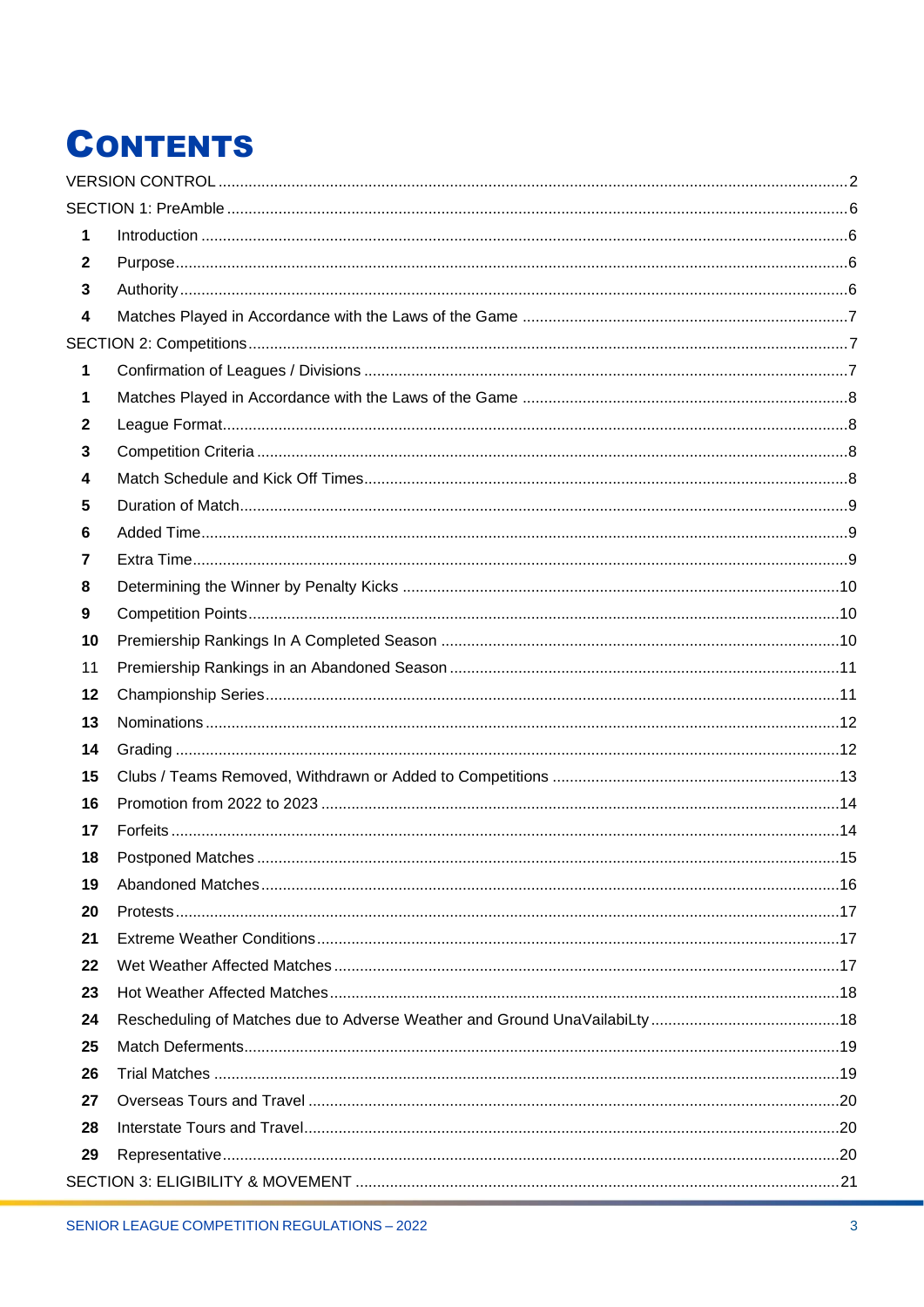# CONTENTS

VERSION CONTROL ........ 2

SECTION 1: PreAmble ........ 6

- **1** Introduction ........ 6
- **2** Purpose ........ 6
- **3** Authority ........ 6
- **4** Matches Played in Accordance with the Laws of the Game ........ 7

SECTION 2: Competitions ........ 7

- **1** Confirmation of Leagues / Divisions ........ 7
- **1** Matches Played in Accordance with the Laws of the Game ........ 8
- **2** League Format ........ 8
- **3** Competition Criteria ........ 8
- **4** Match Schedule and Kick Off Times ........ 8
- **5** Duration of Match ........ 9
- **6** Added Time ........ 9
- **7** Extra Time ........ 9
- **8** Determining the Winner by Penalty Kicks ........ 10
- **9** Competition Points ........ 10
- **10** Premiership Rankings In A Completed Season ........ 10
- 11 Premiership Rankings in an Abandoned Season ........ 11
- **12** Championship Series ........ 11
- **13** Nominations ........ 12
- **14** Grading ........ 12
- **15** Clubs / Teams Removed, Withdrawn or Added to Competitions ........ 13
- **16** Promotion from 2022 to 2023 ........ 14
- **17** Forfeits ........ 14
- **18** Postponed Matches ........ 15
- **19** Abandoned Matches ........ 16
- **20** Protests ........ 17
- **21** Extreme Weather Conditions ........ 17
- **22** Wet Weather Affected Matches ........ 17
- **23** Hot Weather Affected Matches ........ 18
- **24** Rescheduling of Matches due to Adverse Weather and Ground UnaVailabiLty ........ 18
- **25** Match Deferments ........ 19
- **26** Trial Matches ........ 19
- **27** Overseas Tours and Travel ........ 20
- **28** Interstate Tours and Travel ........ 20
- **29** Representative ........ 20

SECTION 3: ELIGIBILITY & MOVEMENT ........ 21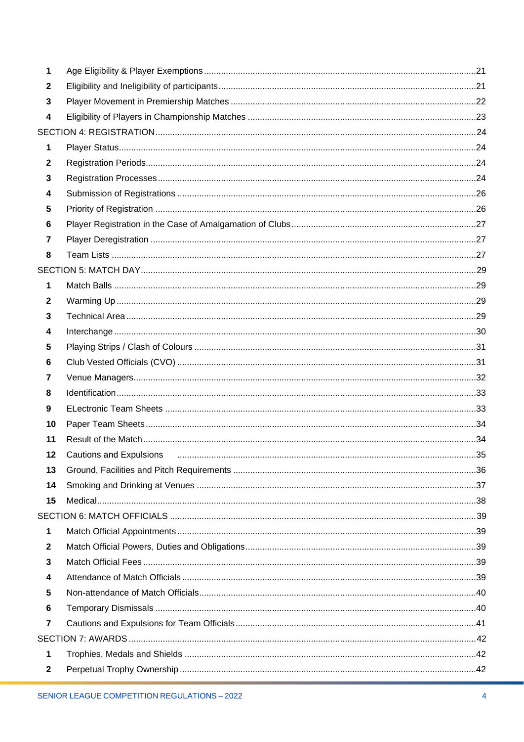| | | |
|---|---|---|
| **1** | Age Eligibility & Player Exemptions | 21 |
| **2** | Eligibility and Ineligibility of participants | 21 |
| **3** | Player Movement in Premiership Matches | 22 |
| **4** | Eligibility of Players in Championship Matches | 23 |
| SECTION 4: REGISTRATION | | 24 |
| **1** | Player Status | 24 |
| **2** | Registration Periods | 24 |
| **3** | Registration Processes | 24 |
| **4** | Submission of Registrations | 26 |
| **5** | Priority of Registration | 26 |
| **6** | Player Registration in the Case of Amalgamation of Clubs | 27 |
| **7** | Player Deregistration | 27 |
| **8** | Team Lists | 27 |
| SECTION 5: MATCH DAY | | 29 |
| **1** | Match Balls | 29 |
| **2** | Warming Up | 29 |
| **3** | Technical Area | 29 |
| **4** | Interchange | 30 |
| **5** | Playing Strips / Clash of Colours | 31 |
| **6** | Club Vested Officials (CVO) | 31 |
| **7** | Venue Managers | 32 |
| **8** | Identification | 33 |
| **9** | ELectronic Team Sheets | 33 |
| **10** | Paper Team Sheets | 34 |
| **11** | Result of the Match | 34 |
| **12** | Cautions and Expulsions | 35 |
| **13** | Ground, Facilities and Pitch Requirements | 36 |
| **14** | Smoking and Drinking at Venues | 37 |
| **15** | Medical | 38 |
| SECTION 6: MATCH OFFICIALS | | 39 |
| **1** | Match Official Appointments | 39 |
| **2** | Match Official Powers, Duties and Obligations | 39 |
| **3** | Match Official Fees | 39 |
| **4** | Attendance of Match Officials | 39 |
| **5** | Non-attendance of Match Officials | 40 |
| **6** | Temporary Dismissals | 40 |
| **7** | Cautions and Expulsions for Team Officials | 41 |
| SECTION 7: AWARDS | | 42 |
| **1** | Trophies, Medals and Shields | 42 |
| **2** | Perpetual Trophy Ownership | 42 |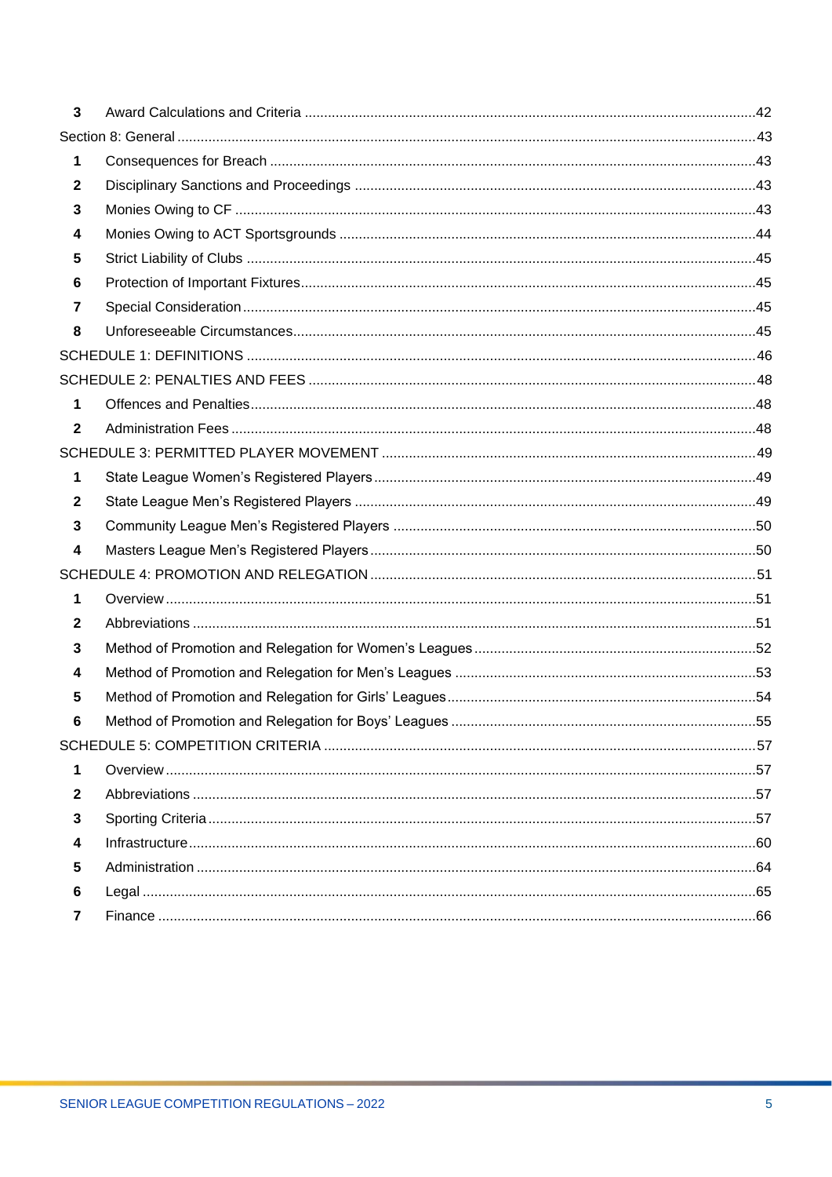3 Award Calculations and Criteria ....................................................................................................................42

Section 8: General ....................................................................................................................................43

1 Consequences for Breach ............................................................................................................43

2 Disciplinary Sanctions and Proceedings ......................................................................................43

3 Monies Owing to CF .....................................................................................................................43

4 Monies Owing to ACT Sportsgrounds ..........................................................................................44

5 Strict Liability of Clubs ..................................................................................................................45

6 Protection of Important Fixtures....................................................................................................45

7 Special Consideration...................................................................................................................45

8 Unforeseeable Circumstances......................................................................................................45

SCHEDULE 1: DEFINITIONS .................................................................................................................46

SCHEDULE 2: PENALTIES AND FEES ..................................................................................................48

1 Offences and Penalties.................................................................................................................48

2 Administration Fees .....................................................................................................................48

SCHEDULE 3: PERMITTED PLAYER MOVEMENT ...............................................................................49

1 State League Women's Registered Players .................................................................................49

2 State League Men's Registered Players ......................................................................................49

3 Community League Men's Registered Players ............................................................................50

4 Masters League Men's Registered Players ..................................................................................50

SCHEDULE 4: PROMOTION AND RELEGATION ..................................................................................51

1 Overview.......................................................................................................................................51

2 Abbreviations ...............................................................................................................................51

3 Method of Promotion and Relegation for Women's Leagues ........................................................52

4 Method of Promotion and Relegation for Men's Leagues ............................................................53

5 Method of Promotion and Relegation for Girls' Leagues..............................................................54

6 Method of Promotion and Relegation for Boys' Leagues .............................................................55

SCHEDULE 5: COMPETITION CRITERIA .............................................................................................57

1 Overview.......................................................................................................................................57

2 Abbreviations ...............................................................................................................................57

3 Sporting Criteria...........................................................................................................................57

4 Infrastructure................................................................................................................................60

5 Administration ..............................................................................................................................64

6 Legal ............................................................................................................................................65

7 Finance ........................................................................................................................................66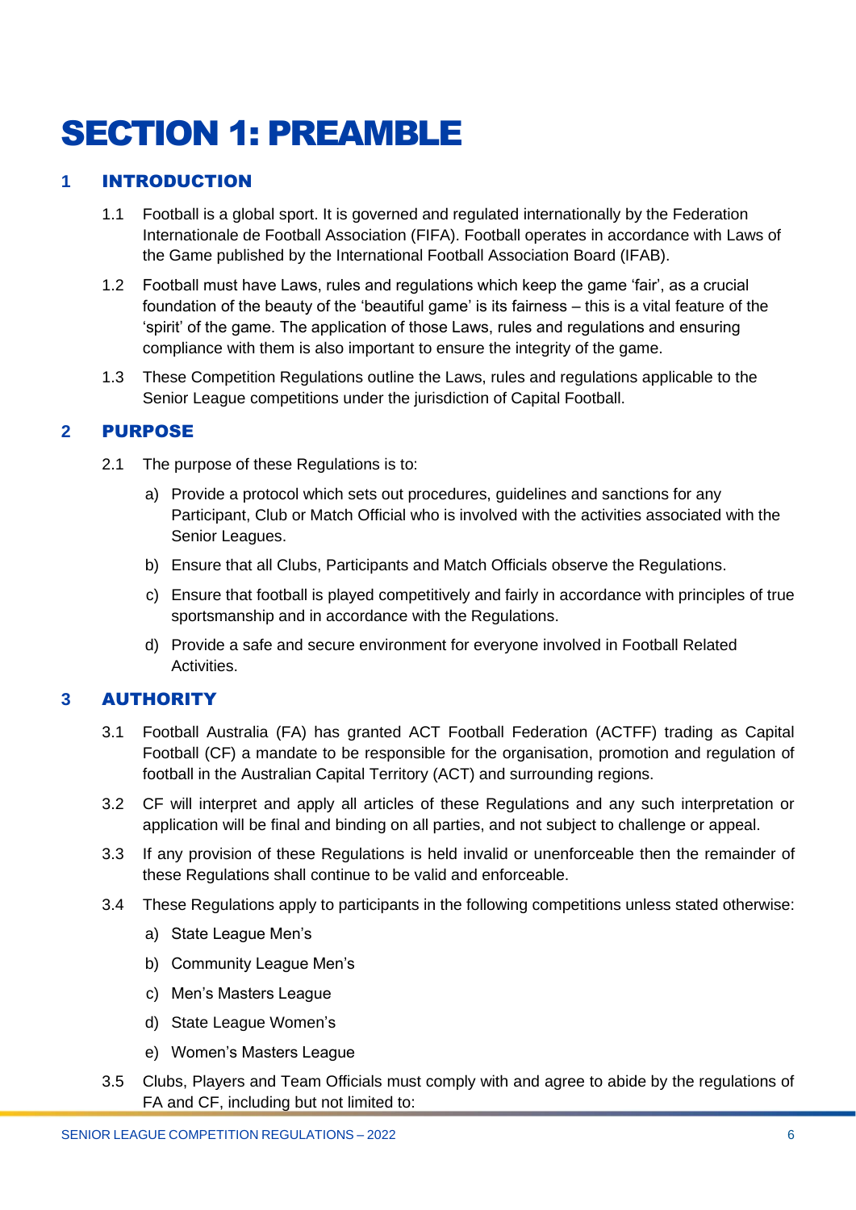# SECTION 1: PREAMBLE

## 1 INTRODUCTION

1.1 Football is a global sport. It is governed and regulated internationally by the Federation Internationale de Football Association (FIFA). Football operates in accordance with Laws of the Game published by the International Football Association Board (IFAB).

1.2 Football must have Laws, rules and regulations which keep the game 'fair', as a crucial foundation of the beauty of the 'beautiful game' is its fairness – this is a vital feature of the 'spirit' of the game. The application of those Laws, rules and regulations and ensuring compliance with them is also important to ensure the integrity of the game.

1.3 These Competition Regulations outline the Laws, rules and regulations applicable to the Senior League competitions under the jurisdiction of Capital Football.

## 2 PURPOSE

2.1 The purpose of these Regulations is to:

a) Provide a protocol which sets out procedures, guidelines and sanctions for any Participant, Club or Match Official who is involved with the activities associated with the Senior Leagues.

b) Ensure that all Clubs, Participants and Match Officials observe the Regulations.

c) Ensure that football is played competitively and fairly in accordance with principles of true sportsmanship and in accordance with the Regulations.

d) Provide a safe and secure environment for everyone involved in Football Related Activities.

## 3 AUTHORITY

3.1 Football Australia (FA) has granted ACT Football Federation (ACTFF) trading as Capital Football (CF) a mandate to be responsible for the organisation, promotion and regulation of football in the Australian Capital Territory (ACT) and surrounding regions.

3.2 CF will interpret and apply all articles of these Regulations and any such interpretation or application will be final and binding on all parties, and not subject to challenge or appeal.

3.3 If any provision of these Regulations is held invalid or unenforceable then the remainder of these Regulations shall continue to be valid and enforceable.

3.4 These Regulations apply to participants in the following competitions unless stated otherwise:

a) State League Men's

b) Community League Men's

c) Men's Masters League

d) State League Women's

e) Women's Masters League

3.5 Clubs, Players and Team Officials must comply with and agree to abide by the regulations of FA and CF, including but not limited to: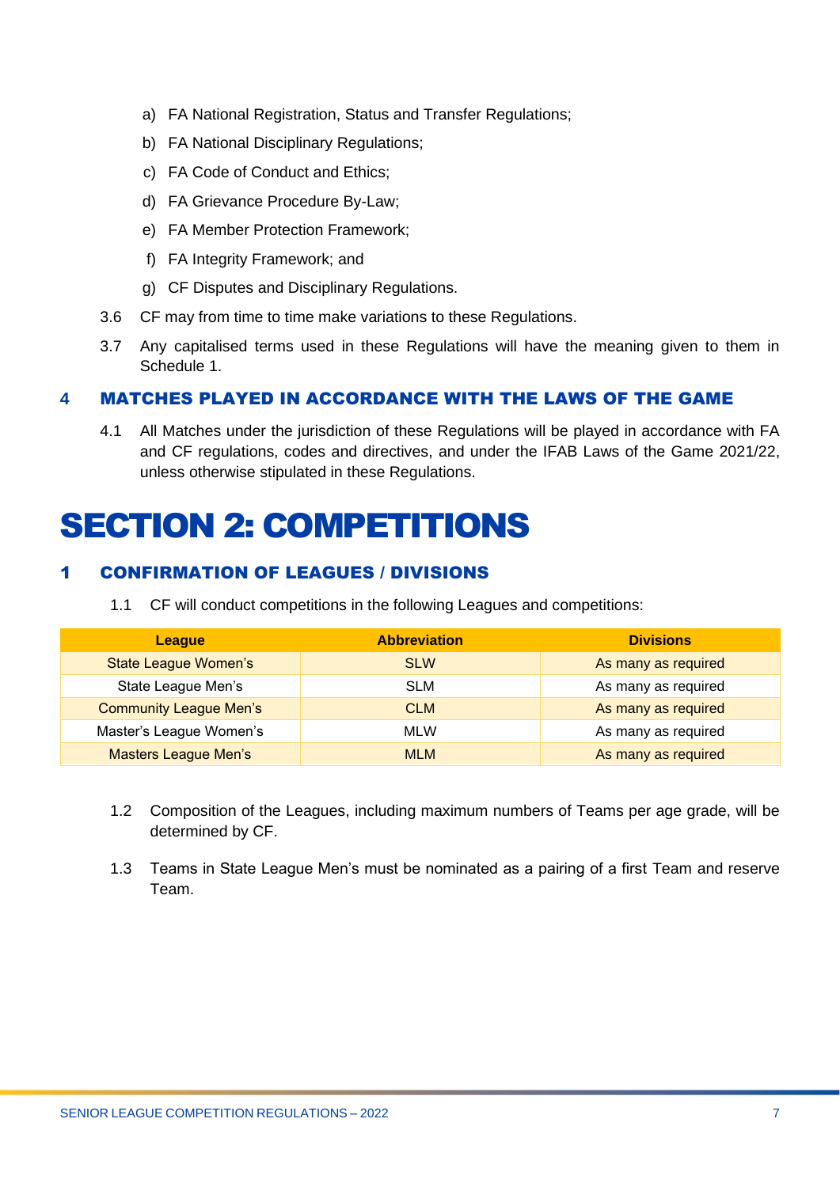a) FA National Registration, Status and Transfer Regulations;

b) FA National Disciplinary Regulations;

c) FA Code of Conduct and Ethics;

d) FA Grievance Procedure By-Law;

e) FA Member Protection Framework;

f) FA Integrity Framework; and

g) CF Disputes and Disciplinary Regulations.

3.6 CF may from time to time make variations to these Regulations.

3.7 Any capitalised terms used in these Regulations will have the meaning given to them in Schedule 1.

## 4 MATCHES PLAYED IN ACCORDANCE WITH THE LAWS OF THE GAME

4.1 All Matches under the jurisdiction of these Regulations will be played in accordance with FA and CF regulations, codes and directives, and under the IFAB Laws of the Game 2021/22, unless otherwise stipulated in these Regulations.

# SECTION 2: COMPETITIONS

## 1 CONFIRMATION OF LEAGUES / DIVISIONS

1.1 CF will conduct competitions in the following Leagues and competitions:

| League | Abbreviation | Divisions |
|---|---|---|
| State League Women's | SLW | As many as required |
| State League Men's | SLM | As many as required |
| Community League Men's | CLM | As many as required |
| Master's League Women's | MLW | As many as required |
| Masters League Men's | MLM | As many as required |

1.2 Composition of the Leagues, including maximum numbers of Teams per age grade, will be determined by CF.

1.3 Teams in State League Men's must be nominated as a pairing of a first Team and reserve Team.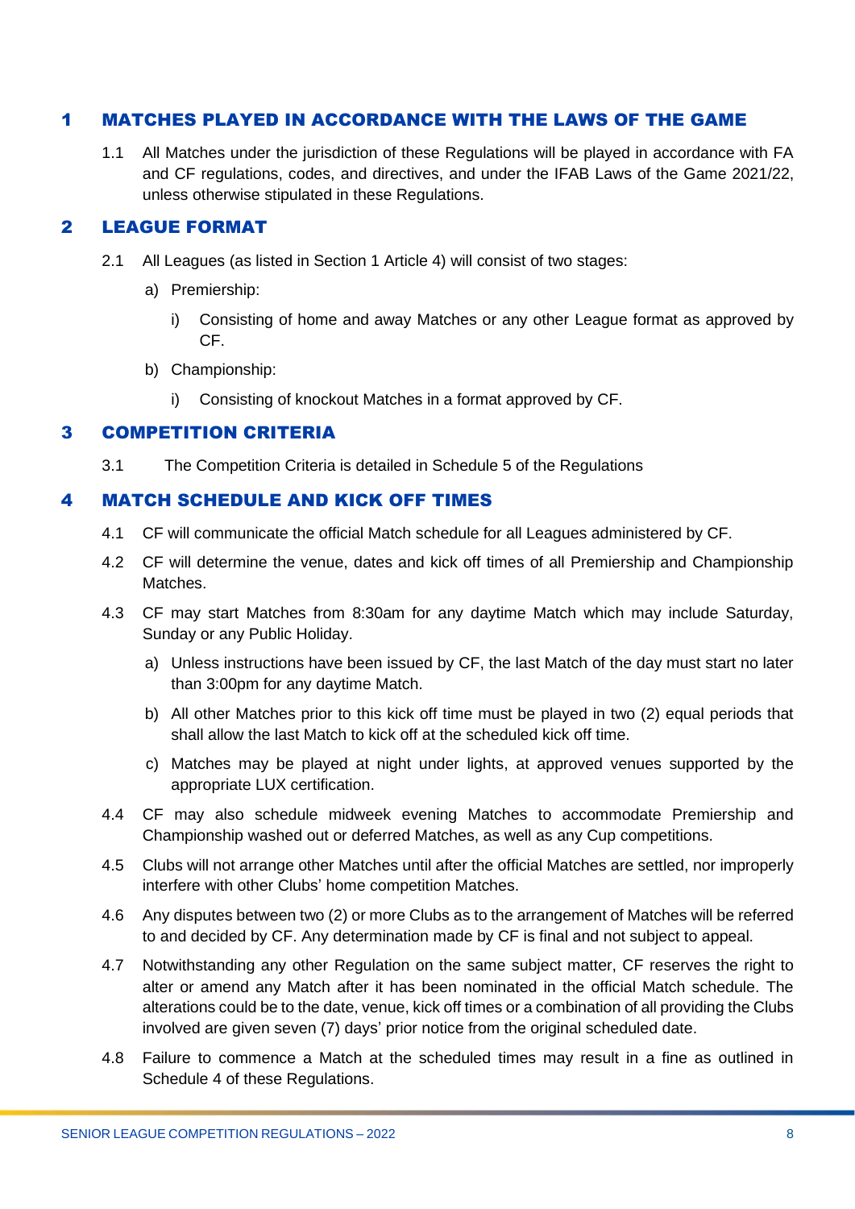## 1 MATCHES PLAYED IN ACCORDANCE WITH THE LAWS OF THE GAME

1.1 All Matches under the jurisdiction of these Regulations will be played in accordance with FA and CF regulations, codes, and directives, and under the IFAB Laws of the Game 2021/22, unless otherwise stipulated in these Regulations.

## 2 LEAGUE FORMAT

2.1 All Leagues (as listed in Section 1 Article 4) will consist of two stages:

a) Premiership:

i) Consisting of home and away Matches or any other League format as approved by CF.

b) Championship:

i) Consisting of knockout Matches in a format approved by CF.

## 3 COMPETITION CRITERIA

3.1 The Competition Criteria is detailed in Schedule 5 of the Regulations

## 4 MATCH SCHEDULE AND KICK OFF TIMES

4.1 CF will communicate the official Match schedule for all Leagues administered by CF.

4.2 CF will determine the venue, dates and kick off times of all Premiership and Championship Matches.

4.3 CF may start Matches from 8:30am for any daytime Match which may include Saturday, Sunday or any Public Holiday.

a) Unless instructions have been issued by CF, the last Match of the day must start no later than 3:00pm for any daytime Match.

b) All other Matches prior to this kick off time must be played in two (2) equal periods that shall allow the last Match to kick off at the scheduled kick off time.

c) Matches may be played at night under lights, at approved venues supported by the appropriate LUX certification.

4.4 CF may also schedule midweek evening Matches to accommodate Premiership and Championship washed out or deferred Matches, as well as any Cup competitions.

4.5 Clubs will not arrange other Matches until after the official Matches are settled, nor improperly interfere with other Clubs' home competition Matches.

4.6 Any disputes between two (2) or more Clubs as to the arrangement of Matches will be referred to and decided by CF. Any determination made by CF is final and not subject to appeal.

4.7 Notwithstanding any other Regulation on the same subject matter, CF reserves the right to alter or amend any Match after it has been nominated in the official Match schedule. The alterations could be to the date, venue, kick off times or a combination of all providing the Clubs involved are given seven (7) days' prior notice from the original scheduled date.

4.8 Failure to commence a Match at the scheduled times may result in a fine as outlined in Schedule 4 of these Regulations.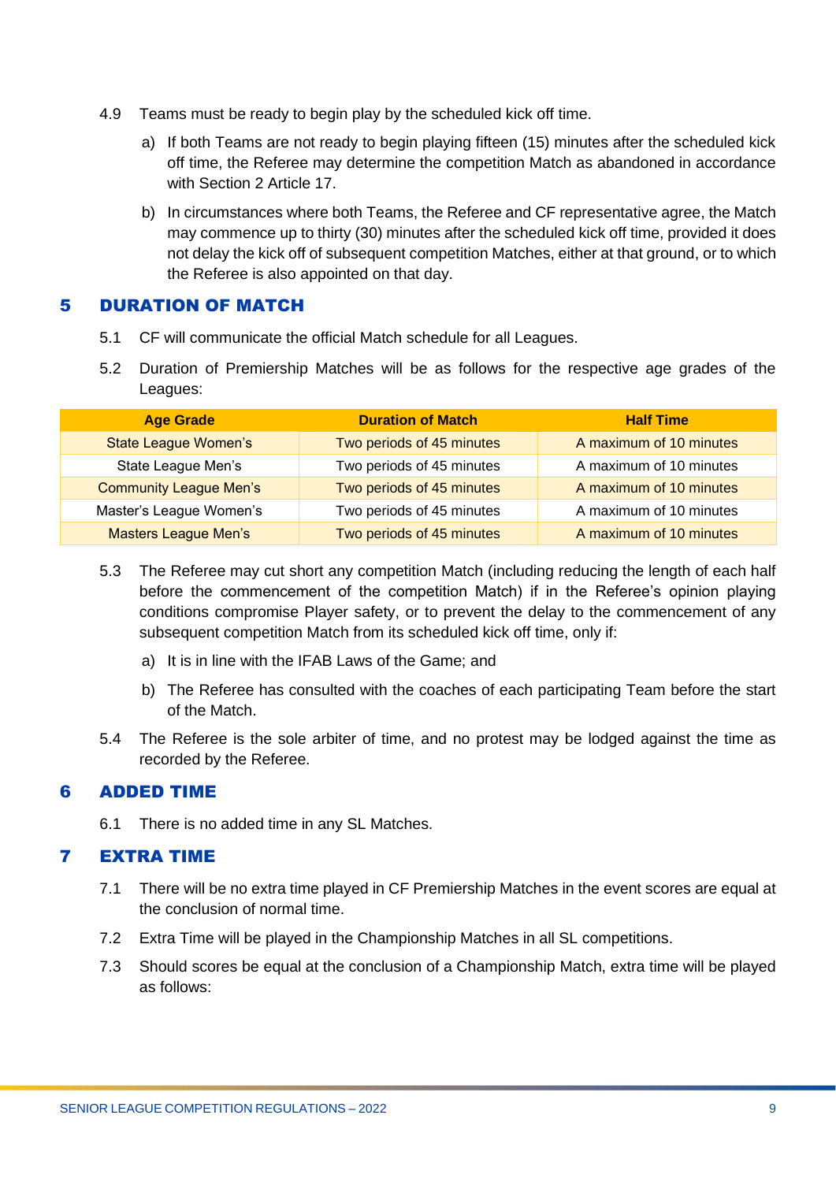4.9 Teams must be ready to begin play by the scheduled kick off time.

a) If both Teams are not ready to begin playing fifteen (15) minutes after the scheduled kick off time, the Referee may determine the competition Match as abandoned in accordance with Section 2 Article 17.

b) In circumstances where both Teams, the Referee and CF representative agree, the Match may commence up to thirty (30) minutes after the scheduled kick off time, provided it does not delay the kick off of subsequent competition Matches, either at that ground, or to which the Referee is also appointed on that day.

## 5 DURATION OF MATCH

5.1 CF will communicate the official Match schedule for all Leagues.

5.2 Duration of Premiership Matches will be as follows for the respective age grades of the Leagues:

| Age Grade | Duration of Match | Half Time |
|---|---|---|
| State League Women's | Two periods of 45 minutes | A maximum of 10 minutes |
| State League Men's | Two periods of 45 minutes | A maximum of 10 minutes |
| Community League Men's | Two periods of 45 minutes | A maximum of 10 minutes |
| Master's League Women's | Two periods of 45 minutes | A maximum of 10 minutes |
| Masters League Men's | Two periods of 45 minutes | A maximum of 10 minutes |

5.3 The Referee may cut short any competition Match (including reducing the length of each half before the commencement of the competition Match) if in the Referee's opinion playing conditions compromise Player safety, or to prevent the delay to the commencement of any subsequent competition Match from its scheduled kick off time, only if:

a) It is in line with the IFAB Laws of the Game; and

b) The Referee has consulted with the coaches of each participating Team before the start of the Match.

5.4 The Referee is the sole arbiter of time, and no protest may be lodged against the time as recorded by the Referee.

## 6 ADDED TIME

6.1 There is no added time in any SL Matches.

## 7 EXTRA TIME

7.1 There will be no extra time played in CF Premiership Matches in the event scores are equal at the conclusion of normal time.

7.2 Extra Time will be played in the Championship Matches in all SL competitions.

7.3 Should scores be equal at the conclusion of a Championship Match, extra time will be played as follows: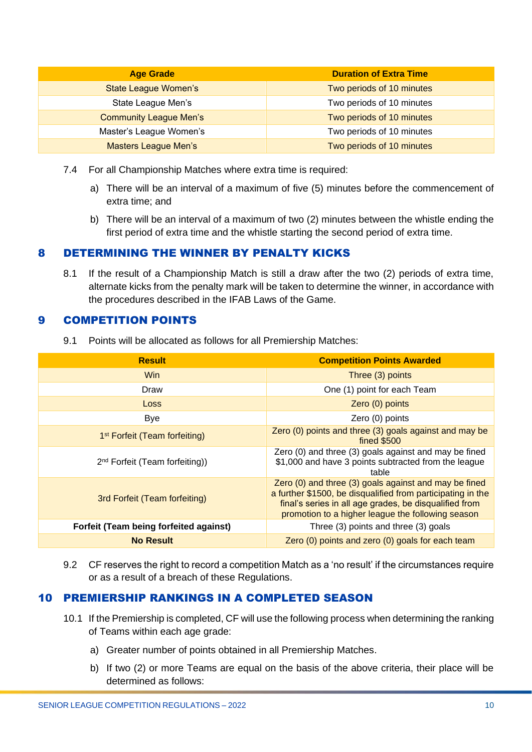| Age Grade | Duration of Extra Time |
| --- | --- |
| State League Women's | Two periods of 10 minutes |
| State League Men's | Two periods of 10 minutes |
| Community League Men's | Two periods of 10 minutes |
| Master's League Women's | Two periods of 10 minutes |
| Masters League Men's | Two periods of 10 minutes |

7.4 For all Championship Matches where extra time is required:

a) There will be an interval of a maximum of five (5) minutes before the commencement of extra time; and

b) There will be an interval of a maximum of two (2) minutes between the whistle ending the first period of extra time and the whistle starting the second period of extra time.

## 8 DETERMINING THE WINNER BY PENALTY KICKS

8.1 If the result of a Championship Match is still a draw after the two (2) periods of extra time, alternate kicks from the penalty mark will be taken to determine the winner, in accordance with the procedures described in the IFAB Laws of the Game.

## 9 COMPETITION POINTS

9.1 Points will be allocated as follows for all Premiership Matches:

| Result | Competition Points Awarded |
| --- | --- |
| Win | Three (3) points |
| Draw | One (1) point for each Team |
| Loss | Zero (0) points |
| Bye | Zero (0) points |
| 1st Forfeit (Team forfeiting) | Zero (0) points and three (3) goals against and may be fined $500 |
| 2nd Forfeit (Team forfeiting)) | Zero (0) and three (3) goals against and may be fined $1,000 and have 3 points subtracted from the league table |
| 3rd Forfeit (Team forfeiting) | Zero (0) and three (3) goals against and may be fined a further $1500, be disqualified from participating in the final's series in all age grades, be disqualified from promotion to a higher league the following season |
| **Forfeit (Team being forfeited against)** | Three (3) points and three (3) goals |
| **No Result** | Zero (0) points and zero (0) goals for each team |

9.2 CF reserves the right to record a competition Match as a 'no result' if the circumstances require or as a result of a breach of these Regulations.

## 10 PREMIERSHIP RANKINGS IN A COMPLETED SEASON

10.1 If the Premiership is completed, CF will use the following process when determining the ranking of Teams within each age grade:

a) Greater number of points obtained in all Premiership Matches.

b) If two (2) or more Teams are equal on the basis of the above criteria, their place will be determined as follows: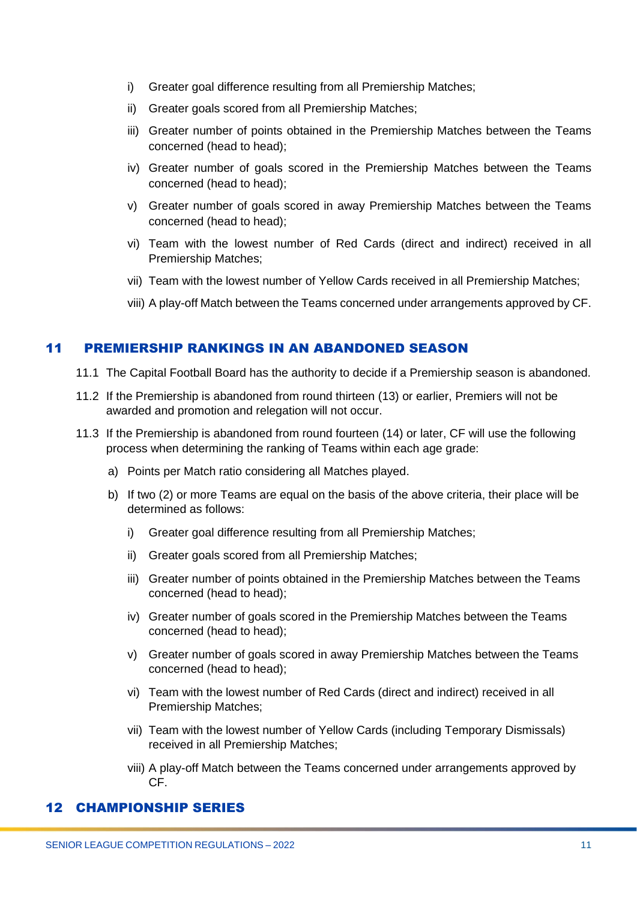i) Greater goal difference resulting from all Premiership Matches;

ii) Greater goals scored from all Premiership Matches;

iii) Greater number of points obtained in the Premiership Matches between the Teams concerned (head to head);

iv) Greater number of goals scored in the Premiership Matches between the Teams concerned (head to head);

v) Greater number of goals scored in away Premiership Matches between the Teams concerned (head to head);

vi) Team with the lowest number of Red Cards (direct and indirect) received in all Premiership Matches;

vii) Team with the lowest number of Yellow Cards received in all Premiership Matches;

viii) A play-off Match between the Teams concerned under arrangements approved by CF.

## 11 PREMIERSHIP RANKINGS IN AN ABANDONED SEASON

11.1 The Capital Football Board has the authority to decide if a Premiership season is abandoned.

11.2 If the Premiership is abandoned from round thirteen (13) or earlier, Premiers will not be awarded and promotion and relegation will not occur.

11.3 If the Premiership is abandoned from round fourteen (14) or later, CF will use the following process when determining the ranking of Teams within each age grade:

a) Points per Match ratio considering all Matches played.

b) If two (2) or more Teams are equal on the basis of the above criteria, their place will be determined as follows:

i) Greater goal difference resulting from all Premiership Matches;

ii) Greater goals scored from all Premiership Matches;

iii) Greater number of points obtained in the Premiership Matches between the Teams concerned (head to head);

iv) Greater number of goals scored in the Premiership Matches between the Teams concerned (head to head);

v) Greater number of goals scored in away Premiership Matches between the Teams concerned (head to head);

vi) Team with the lowest number of Red Cards (direct and indirect) received in all Premiership Matches;

vii) Team with the lowest number of Yellow Cards (including Temporary Dismissals) received in all Premiership Matches;

viii) A play-off Match between the Teams concerned under arrangements approved by CF.

## 12 CHAMPIONSHIP SERIES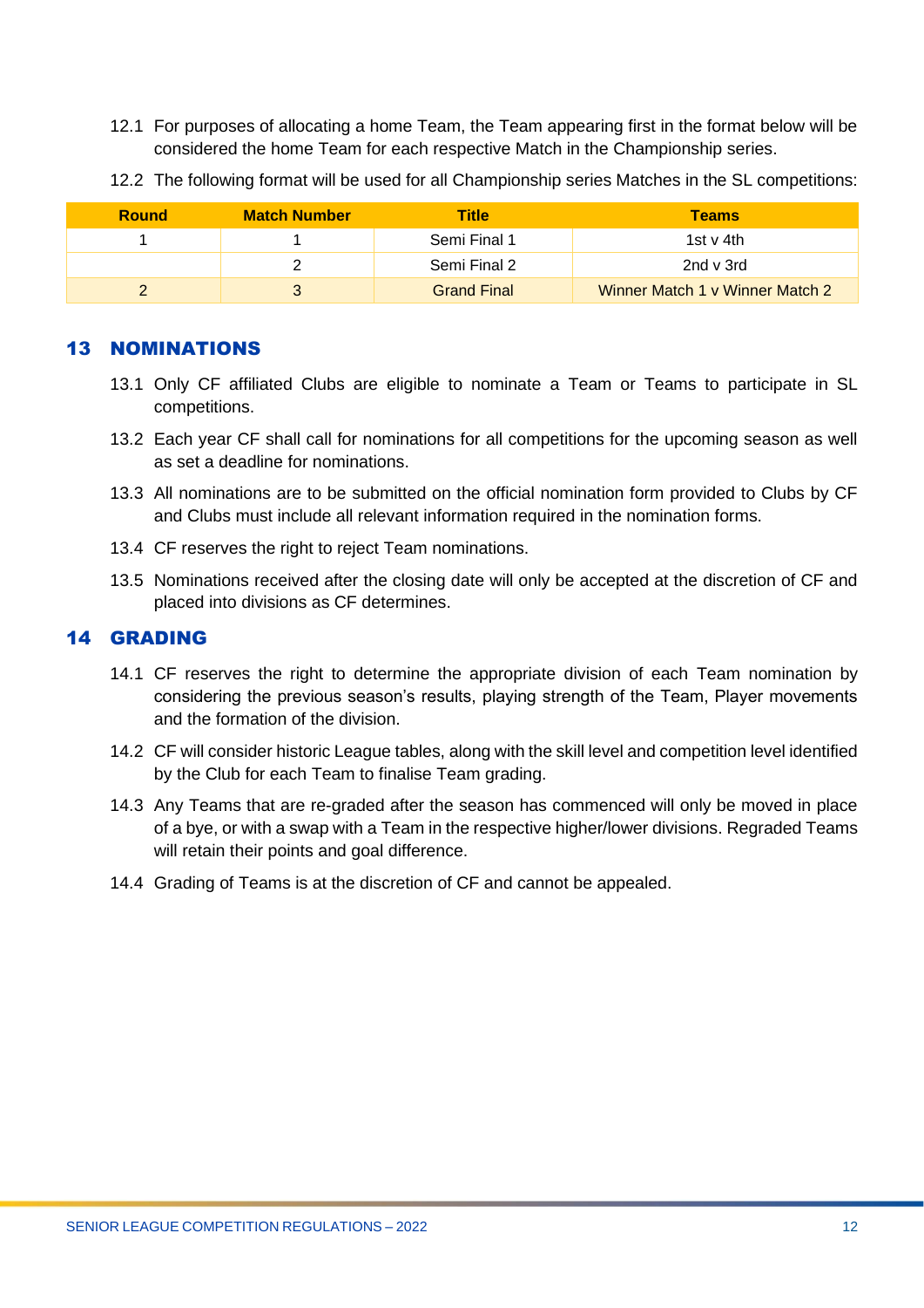12.1 For purposes of allocating a home Team, the Team appearing first in the format below will be considered the home Team for each respective Match in the Championship series.

12.2 The following format will be used for all Championship series Matches in the SL competitions:

| Round | Match Number | Title | Teams |
|---|---|---|---|
| 1 | 1 | Semi Final 1 | 1st v 4th |
| | 2 | Semi Final 2 | 2nd v 3rd |
| 2 | 3 | Grand Final | Winner Match 1 v Winner Match 2 |

## 13 NOMINATIONS

13.1 Only CF affiliated Clubs are eligible to nominate a Team or Teams to participate in SL competitions.

13.2 Each year CF shall call for nominations for all competitions for the upcoming season as well as set a deadline for nominations.

13.3 All nominations are to be submitted on the official nomination form provided to Clubs by CF and Clubs must include all relevant information required in the nomination forms.

13.4 CF reserves the right to reject Team nominations.

13.5 Nominations received after the closing date will only be accepted at the discretion of CF and placed into divisions as CF determines.

## 14 GRADING

14.1 CF reserves the right to determine the appropriate division of each Team nomination by considering the previous season's results, playing strength of the Team, Player movements and the formation of the division.

14.2 CF will consider historic League tables, along with the skill level and competition level identified by the Club for each Team to finalise Team grading.

14.3 Any Teams that are re-graded after the season has commenced will only be moved in place of a bye, or with a swap with a Team in the respective higher/lower divisions. Regraded Teams will retain their points and goal difference.

14.4 Grading of Teams is at the discretion of CF and cannot be appealed.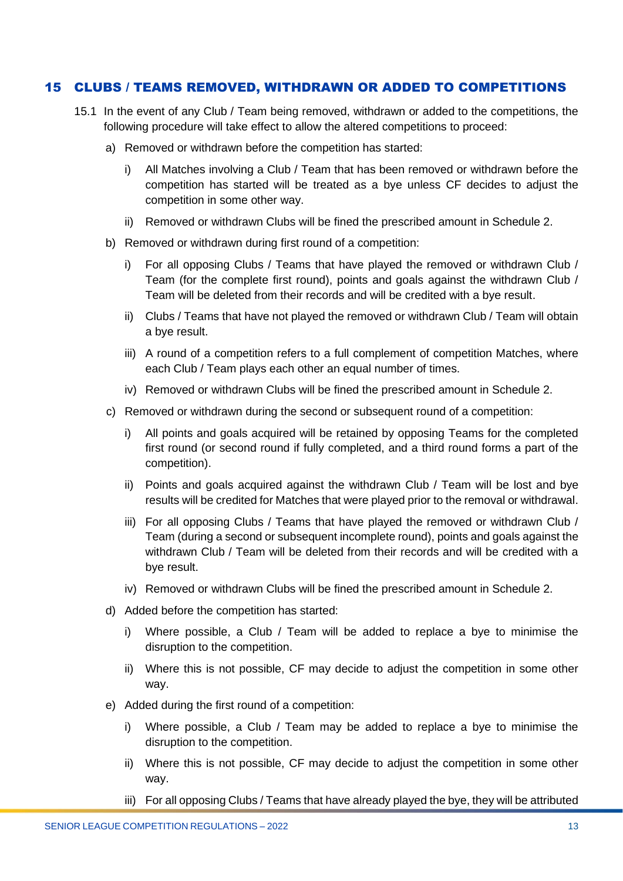## 15 CLUBS / TEAMS REMOVED, WITHDRAWN OR ADDED TO COMPETITIONS

15.1 In the event of any Club / Team being removed, withdrawn or added to the competitions, the following procedure will take effect to allow the altered competitions to proceed:

a) Removed or withdrawn before the competition has started:

   i) All Matches involving a Club / Team that has been removed or withdrawn before the competition has started will be treated as a bye unless CF decides to adjust the competition in some other way.

   ii) Removed or withdrawn Clubs will be fined the prescribed amount in Schedule 2.

b) Removed or withdrawn during first round of a competition:

   i) For all opposing Clubs / Teams that have played the removed or withdrawn Club / Team (for the complete first round), points and goals against the withdrawn Club / Team will be deleted from their records and will be credited with a bye result.

   ii) Clubs / Teams that have not played the removed or withdrawn Club / Team will obtain a bye result.

   iii) A round of a competition refers to a full complement of competition Matches, where each Club / Team plays each other an equal number of times.

   iv) Removed or withdrawn Clubs will be fined the prescribed amount in Schedule 2.

c) Removed or withdrawn during the second or subsequent round of a competition:

   i) All points and goals acquired will be retained by opposing Teams for the completed first round (or second round if fully completed, and a third round forms a part of the competition).

   ii) Points and goals acquired against the withdrawn Club / Team will be lost and bye results will be credited for Matches that were played prior to the removal or withdrawal.

   iii) For all opposing Clubs / Teams that have played the removed or withdrawn Club / Team (during a second or subsequent incomplete round), points and goals against the withdrawn Club / Team will be deleted from their records and will be credited with a bye result.

   iv) Removed or withdrawn Clubs will be fined the prescribed amount in Schedule 2.

d) Added before the competition has started:

   i) Where possible, a Club / Team will be added to replace a bye to minimise the disruption to the competition.

   ii) Where this is not possible, CF may decide to adjust the competition in some other way.

e) Added during the first round of a competition:

   i) Where possible, a Club / Team may be added to replace a bye to minimise the disruption to the competition.

   ii) Where this is not possible, CF may decide to adjust the competition in some other way.

   iii) For all opposing Clubs / Teams that have already played the bye, they will be attributed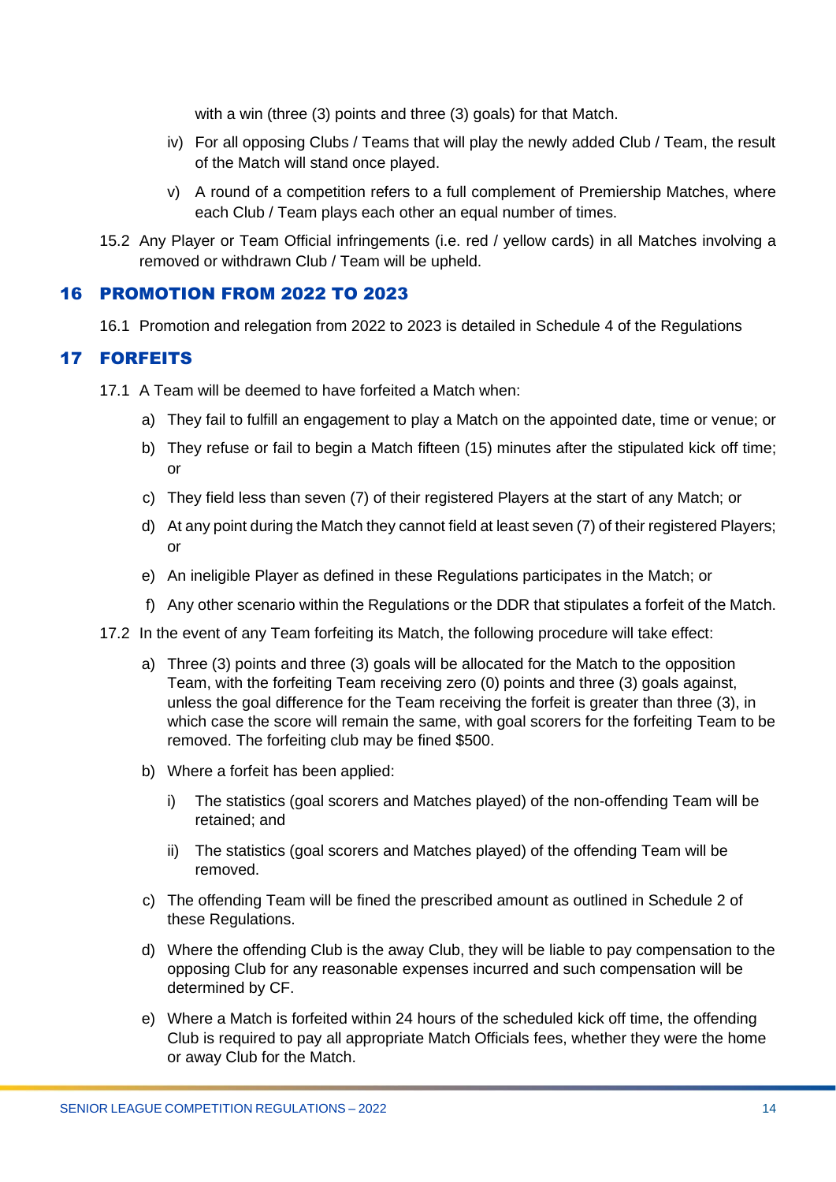with a win (three (3) points and three (3) goals) for that Match.

iv) For all opposing Clubs / Teams that will play the newly added Club / Team, the result of the Match will stand once played.

v) A round of a competition refers to a full complement of Premiership Matches, where each Club / Team plays each other an equal number of times.

15.2 Any Player or Team Official infringements (i.e. red / yellow cards) in all Matches involving a removed or withdrawn Club / Team will be upheld.

## 16 PROMOTION FROM 2022 TO 2023

16.1 Promotion and relegation from 2022 to 2023 is detailed in Schedule 4 of the Regulations

## 17 FORFEITS

17.1 A Team will be deemed to have forfeited a Match when:

a) They fail to fulfill an engagement to play a Match on the appointed date, time or venue; or

b) They refuse or fail to begin a Match fifteen (15) minutes after the stipulated kick off time; or

c) They field less than seven (7) of their registered Players at the start of any Match; or

d) At any point during the Match they cannot field at least seven (7) of their registered Players; or

e) An ineligible Player as defined in these Regulations participates in the Match; or

f) Any other scenario within the Regulations or the DDR that stipulates a forfeit of the Match.

17.2 In the event of any Team forfeiting its Match, the following procedure will take effect:

a) Three (3) points and three (3) goals will be allocated for the Match to the opposition Team, with the forfeiting Team receiving zero (0) points and three (3) goals against, unless the goal difference for the Team receiving the forfeit is greater than three (3), in which case the score will remain the same, with goal scorers for the forfeiting Team to be removed. The forfeiting club may be fined $500.

b) Where a forfeit has been applied:

i) The statistics (goal scorers and Matches played) of the non-offending Team will be retained; and

ii) The statistics (goal scorers and Matches played) of the offending Team will be removed.

c) The offending Team will be fined the prescribed amount as outlined in Schedule 2 of these Regulations.

d) Where the offending Club is the away Club, they will be liable to pay compensation to the opposing Club for any reasonable expenses incurred and such compensation will be determined by CF.

e) Where a Match is forfeited within 24 hours of the scheduled kick off time, the offending Club is required to pay all appropriate Match Officials fees, whether they were the home or away Club for the Match.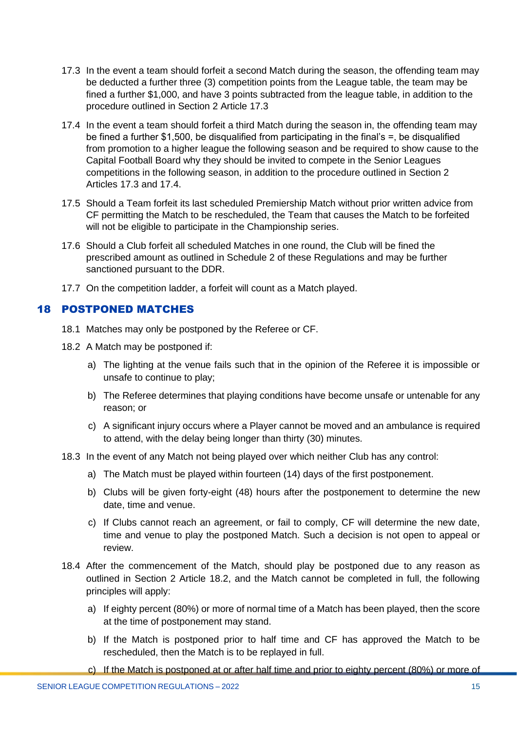17.3 In the event a team should forfeit a second Match during the season, the offending team may be deducted a further three (3) competition points from the League table, the team may be fined a further $1,000, and have 3 points subtracted from the league table, in addition to the procedure outlined in Section 2 Article 17.3

17.4 In the event a team should forfeit a third Match during the season in, the offending team may be fined a further $1,500, be disqualified from participating in the final's =, be disqualified from promotion to a higher league the following season and be required to show cause to the Capital Football Board why they should be invited to compete in the Senior Leagues competitions in the following season, in addition to the procedure outlined in Section 2 Articles 17.3 and 17.4.

17.5 Should a Team forfeit its last scheduled Premiership Match without prior written advice from CF permitting the Match to be rescheduled, the Team that causes the Match to be forfeited will not be eligible to participate in the Championship series.

17.6 Should a Club forfeit all scheduled Matches in one round, the Club will be fined the prescribed amount as outlined in Schedule 2 of these Regulations and may be further sanctioned pursuant to the DDR.

17.7 On the competition ladder, a forfeit will count as a Match played.

## 18 POSTPONED MATCHES

18.1 Matches may only be postponed by the Referee or CF.

18.2 A Match may be postponed if:

a) The lighting at the venue fails such that in the opinion of the Referee it is impossible or unsafe to continue to play;

b) The Referee determines that playing conditions have become unsafe or untenable for any reason; or

c) A significant injury occurs where a Player cannot be moved and an ambulance is required to attend, with the delay being longer than thirty (30) minutes.

18.3 In the event of any Match not being played over which neither Club has any control:

a) The Match must be played within fourteen (14) days of the first postponement.

b) Clubs will be given forty-eight (48) hours after the postponement to determine the new date, time and venue.

c) If Clubs cannot reach an agreement, or fail to comply, CF will determine the new date, time and venue to play the postponed Match. Such a decision is not open to appeal or review.

18.4 After the commencement of the Match, should play be postponed due to any reason as outlined in Section 2 Article 18.2, and the Match cannot be completed in full, the following principles will apply:

a) If eighty percent (80%) or more of normal time of a Match has been played, then the score at the time of postponement may stand.

b) If the Match is postponed prior to half time and CF has approved the Match to be rescheduled, then the Match is to be replayed in full.

c) If the Match is postponed at or after half time and prior to eighty percent (80%) or more of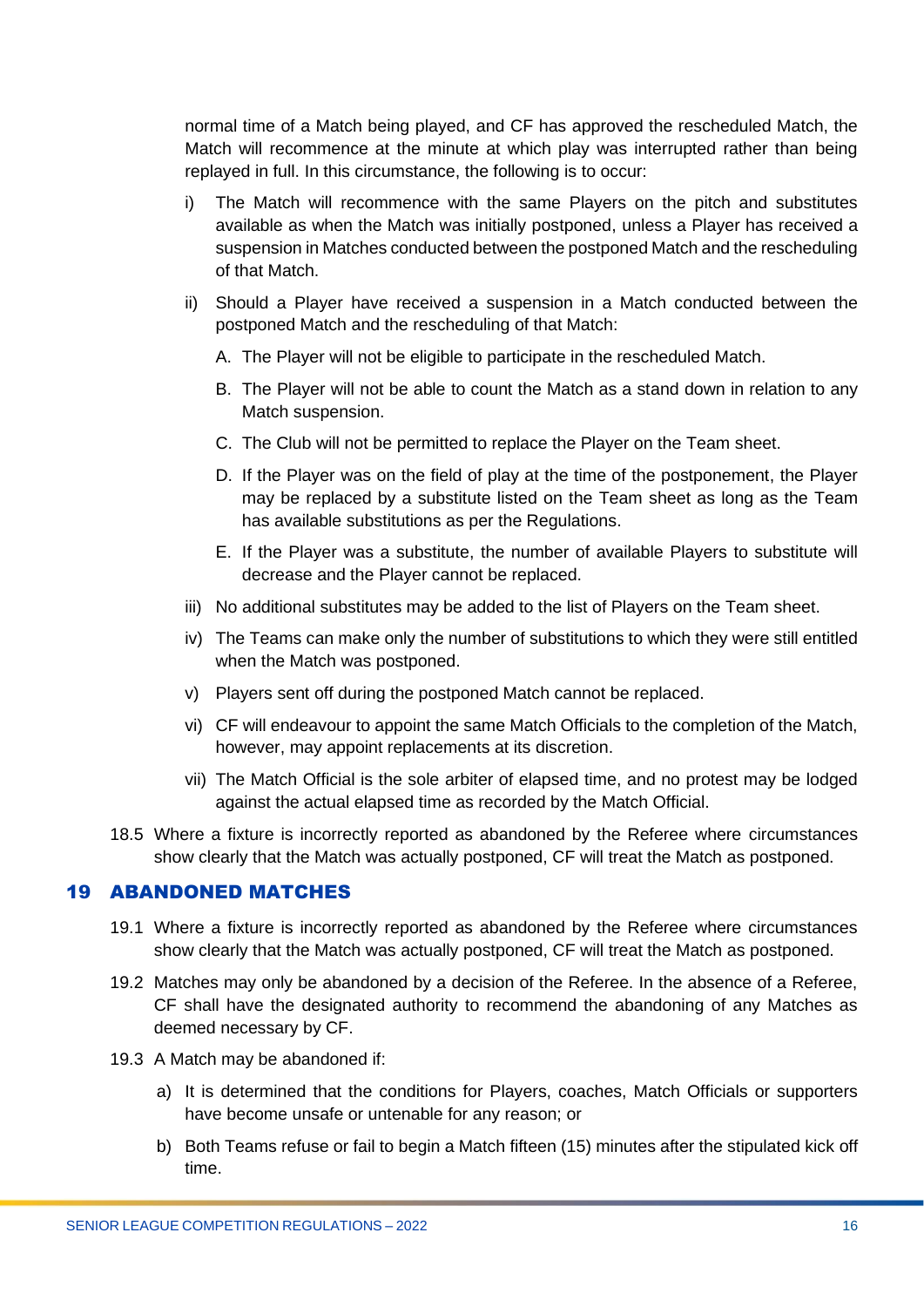normal time of a Match being played, and CF has approved the rescheduled Match, the Match will recommence at the minute at which play was interrupted rather than being replayed in full. In this circumstance, the following is to occur:

i) The Match will recommence with the same Players on the pitch and substitutes available as when the Match was initially postponed, unless a Player has received a suspension in Matches conducted between the postponed Match and the rescheduling of that Match.

ii) Should a Player have received a suspension in a Match conducted between the postponed Match and the rescheduling of that Match:

   A. The Player will not be eligible to participate in the rescheduled Match.

   B. The Player will not be able to count the Match as a stand down in relation to any Match suspension.

   C. The Club will not be permitted to replace the Player on the Team sheet.

   D. If the Player was on the field of play at the time of the postponement, the Player may be replaced by a substitute listed on the Team sheet as long as the Team has available substitutions as per the Regulations.

   E. If the Player was a substitute, the number of available Players to substitute will decrease and the Player cannot be replaced.

iii) No additional substitutes may be added to the list of Players on the Team sheet.

iv) The Teams can make only the number of substitutions to which they were still entitled when the Match was postponed.

v) Players sent off during the postponed Match cannot be replaced.

vi) CF will endeavour to appoint the same Match Officials to the completion of the Match, however, may appoint replacements at its discretion.

vii) The Match Official is the sole arbiter of elapsed time, and no protest may be lodged against the actual elapsed time as recorded by the Match Official.

18.5 Where a fixture is incorrectly reported as abandoned by the Referee where circumstances show clearly that the Match was actually postponed, CF will treat the Match as postponed.

## 19 ABANDONED MATCHES

19.1 Where a fixture is incorrectly reported as abandoned by the Referee where circumstances show clearly that the Match was actually postponed, CF will treat the Match as postponed.

19.2 Matches may only be abandoned by a decision of the Referee. In the absence of a Referee, CF shall have the designated authority to recommend the abandoning of any Matches as deemed necessary by CF.

19.3 A Match may be abandoned if:

a) It is determined that the conditions for Players, coaches, Match Officials or supporters have become unsafe or untenable for any reason; or

b) Both Teams refuse or fail to begin a Match fifteen (15) minutes after the stipulated kick off time.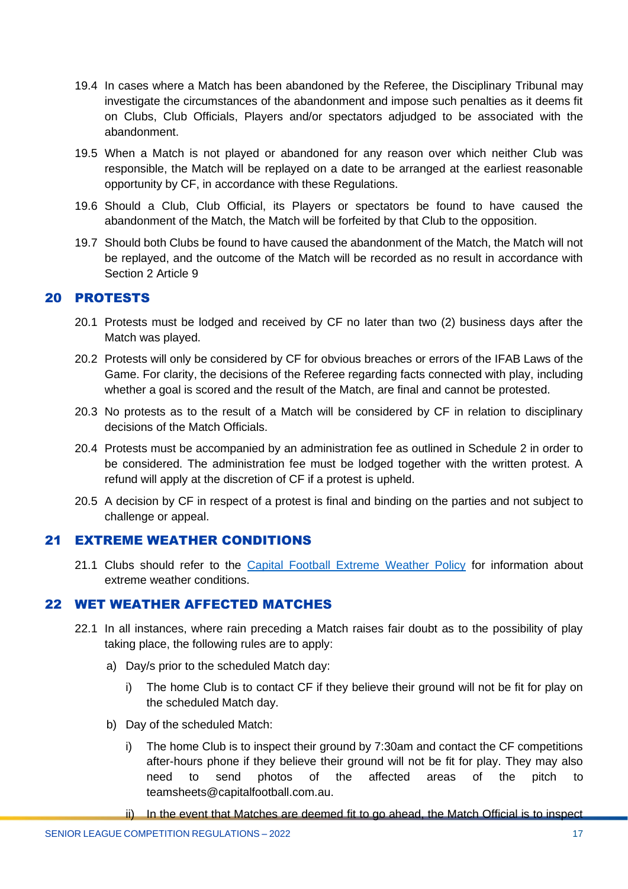19.4 In cases where a Match has been abandoned by the Referee, the Disciplinary Tribunal may investigate the circumstances of the abandonment and impose such penalties as it deems fit on Clubs, Club Officials, Players and/or spectators adjudged to be associated with the abandonment.

19.5 When a Match is not played or abandoned for any reason over which neither Club was responsible, the Match will be replayed on a date to be arranged at the earliest reasonable opportunity by CF, in accordance with these Regulations.

19.6 Should a Club, Club Official, its Players or spectators be found to have caused the abandonment of the Match, the Match will be forfeited by that Club to the opposition.

19.7 Should both Clubs be found to have caused the abandonment of the Match, the Match will not be replayed, and the outcome of the Match will be recorded as no result in accordance with Section 2 Article 9

## 20 PROTESTS

20.1 Protests must be lodged and received by CF no later than two (2) business days after the Match was played.

20.2 Protests will only be considered by CF for obvious breaches or errors of the IFAB Laws of the Game. For clarity, the decisions of the Referee regarding facts connected with play, including whether a goal is scored and the result of the Match, are final and cannot be protested.

20.3 No protests as to the result of a Match will be considered by CF in relation to disciplinary decisions of the Match Officials.

20.4 Protests must be accompanied by an administration fee as outlined in Schedule 2 in order to be considered. The administration fee must be lodged together with the written protest. A refund will apply at the discretion of CF if a protest is upheld.

20.5 A decision by CF in respect of a protest is final and binding on the parties and not subject to challenge or appeal.

## 21 EXTREME WEATHER CONDITIONS

21.1 Clubs should refer to the Capital Football Extreme Weather Policy for information about extreme weather conditions.

## 22 WET WEATHER AFFECTED MATCHES

22.1 In all instances, where rain preceding a Match raises fair doubt as to the possibility of play taking place, the following rules are to apply:

a) Day/s prior to the scheduled Match day:

i) The home Club is to contact CF if they believe their ground will not be fit for play on the scheduled Match day.

b) Day of the scheduled Match:

i) The home Club is to inspect their ground by 7:30am and contact the CF competitions after-hours phone if they believe their ground will not be fit for play. They may also need to send photos of the affected areas of the pitch to teamsheets@capitalfootball.com.au.

ii) In the event that Matches are deemed fit to go ahead, the Match Official is to inspect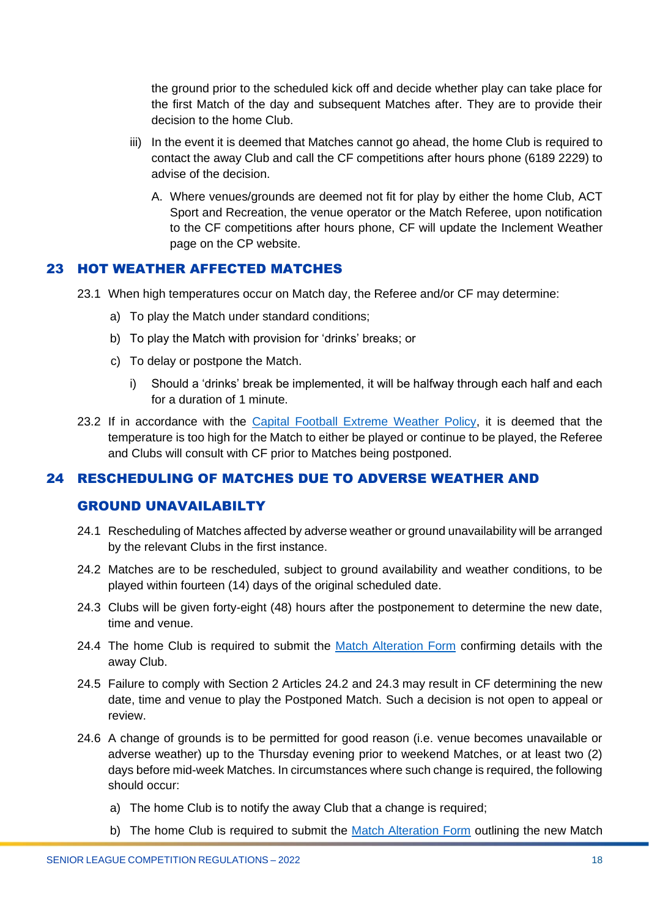the ground prior to the scheduled kick off and decide whether play can take place for the first Match of the day and subsequent Matches after. They are to provide their decision to the home Club.

iii) In the event it is deemed that Matches cannot go ahead, the home Club is required to contact the away Club and call the CF competitions after hours phone (6189 2229) to advise of the decision.

A. Where venues/grounds are deemed not fit for play by either the home Club, ACT Sport and Recreation, the venue operator or the Match Referee, upon notification to the CF competitions after hours phone, CF will update the Inclement Weather page on the CP website.

## 23 HOT WEATHER AFFECTED MATCHES

23.1 When high temperatures occur on Match day, the Referee and/or CF may determine:

a) To play the Match under standard conditions;

b) To play the Match with provision for 'drinks' breaks; or

c) To delay or postpone the Match.

i) Should a 'drinks' break be implemented, it will be halfway through each half and each for a duration of 1 minute.

23.2 If in accordance with the Capital Football Extreme Weather Policy, it is deemed that the temperature is too high for the Match to either be played or continue to be played, the Referee and Clubs will consult with CF prior to Matches being postponed.

## 24 RESCHEDULING OF MATCHES DUE TO ADVERSE WEATHER AND GROUND UNAVAILABILTY

24.1 Rescheduling of Matches affected by adverse weather or ground unavailability will be arranged by the relevant Clubs in the first instance.

24.2 Matches are to be rescheduled, subject to ground availability and weather conditions, to be played within fourteen (14) days of the original scheduled date.

24.3 Clubs will be given forty-eight (48) hours after the postponement to determine the new date, time and venue.

24.4 The home Club is required to submit the Match Alteration Form confirming details with the away Club.

24.5 Failure to comply with Section 2 Articles 24.2 and 24.3 may result in CF determining the new date, time and venue to play the Postponed Match. Such a decision is not open to appeal or review.

24.6 A change of grounds is to be permitted for good reason (i.e. venue becomes unavailable or adverse weather) up to the Thursday evening prior to weekend Matches, or at least two (2) days before mid-week Matches. In circumstances where such change is required, the following should occur:

a) The home Club is to notify the away Club that a change is required;

b) The home Club is required to submit the Match Alteration Form outlining the new Match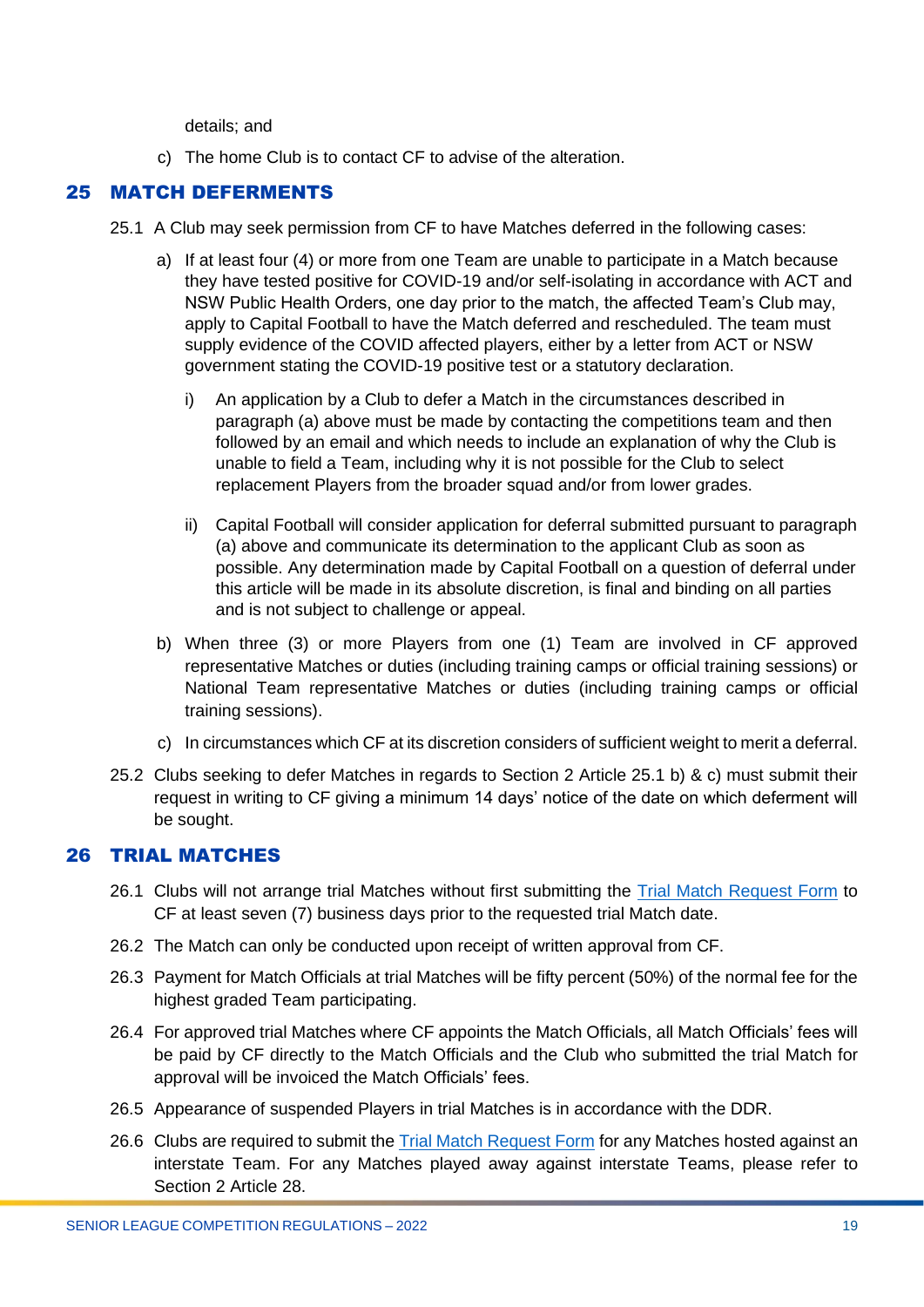details; and

c) The home Club is to contact CF to advise of the alteration.

## 25 MATCH DEFERMENTS

25.1 A Club may seek permission from CF to have Matches deferred in the following cases:

a) If at least four (4) or more from one Team are unable to participate in a Match because they have tested positive for COVID-19 and/or self-isolating in accordance with ACT and NSW Public Health Orders, one day prior to the match, the affected Team's Club may, apply to Capital Football to have the Match deferred and rescheduled. The team must supply evidence of the COVID affected players, either by a letter from ACT or NSW government stating the COVID-19 positive test or a statutory declaration.

i) An application by a Club to defer a Match in the circumstances described in paragraph (a) above must be made by contacting the competitions team and then followed by an email and which needs to include an explanation of why the Club is unable to field a Team, including why it is not possible for the Club to select replacement Players from the broader squad and/or from lower grades.

ii) Capital Football will consider application for deferral submitted pursuant to paragraph (a) above and communicate its determination to the applicant Club as soon as possible. Any determination made by Capital Football on a question of deferral under this article will be made in its absolute discretion, is final and binding on all parties and is not subject to challenge or appeal.

b) When three (3) or more Players from one (1) Team are involved in CF approved representative Matches or duties (including training camps or official training sessions) or National Team representative Matches or duties (including training camps or official training sessions).

c) In circumstances which CF at its discretion considers of sufficient weight to merit a deferral.

25.2 Clubs seeking to defer Matches in regards to Section 2 Article 25.1 b) & c) must submit their request in writing to CF giving a minimum 14 days' notice of the date on which deferment will be sought.

## 26 TRIAL MATCHES

26.1 Clubs will not arrange trial Matches without first submitting the Trial Match Request Form to CF at least seven (7) business days prior to the requested trial Match date.

26.2 The Match can only be conducted upon receipt of written approval from CF.

26.3 Payment for Match Officials at trial Matches will be fifty percent (50%) of the normal fee for the highest graded Team participating.

26.4 For approved trial Matches where CF appoints the Match Officials, all Match Officials' fees will be paid by CF directly to the Match Officials and the Club who submitted the trial Match for approval will be invoiced the Match Officials' fees.

26.5 Appearance of suspended Players in trial Matches is in accordance with the DDR.

26.6 Clubs are required to submit the Trial Match Request Form for any Matches hosted against an interstate Team. For any Matches played away against interstate Teams, please refer to Section 2 Article 28.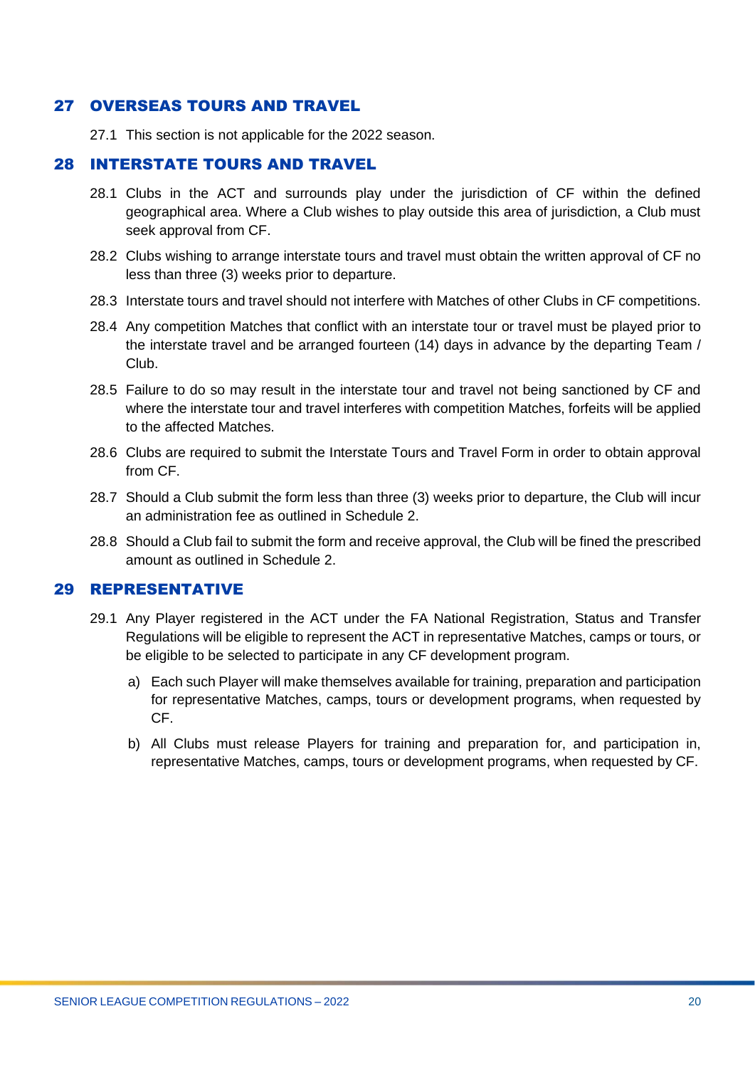## 27 OVERSEAS TOURS AND TRAVEL

27.1 This section is not applicable for the 2022 season.

## 28 INTERSTATE TOURS AND TRAVEL

28.1 Clubs in the ACT and surrounds play under the jurisdiction of CF within the defined geographical area. Where a Club wishes to play outside this area of jurisdiction, a Club must seek approval from CF.

28.2 Clubs wishing to arrange interstate tours and travel must obtain the written approval of CF no less than three (3) weeks prior to departure.

28.3 Interstate tours and travel should not interfere with Matches of other Clubs in CF competitions.

28.4 Any competition Matches that conflict with an interstate tour or travel must be played prior to the interstate travel and be arranged fourteen (14) days in advance by the departing Team / Club.

28.5 Failure to do so may result in the interstate tour and travel not being sanctioned by CF and where the interstate tour and travel interferes with competition Matches, forfeits will be applied to the affected Matches.

28.6 Clubs are required to submit the Interstate Tours and Travel Form in order to obtain approval from CF.

28.7 Should a Club submit the form less than three (3) weeks prior to departure, the Club will incur an administration fee as outlined in Schedule 2.

28.8 Should a Club fail to submit the form and receive approval, the Club will be fined the prescribed amount as outlined in Schedule 2.

## 29 REPRESENTATIVE

29.1 Any Player registered in the ACT under the FA National Registration, Status and Transfer Regulations will be eligible to represent the ACT in representative Matches, camps or tours, or be eligible to be selected to participate in any CF development program.

a) Each such Player will make themselves available for training, preparation and participation for representative Matches, camps, tours or development programs, when requested by CF.

b) All Clubs must release Players for training and preparation for, and participation in, representative Matches, camps, tours or development programs, when requested by CF.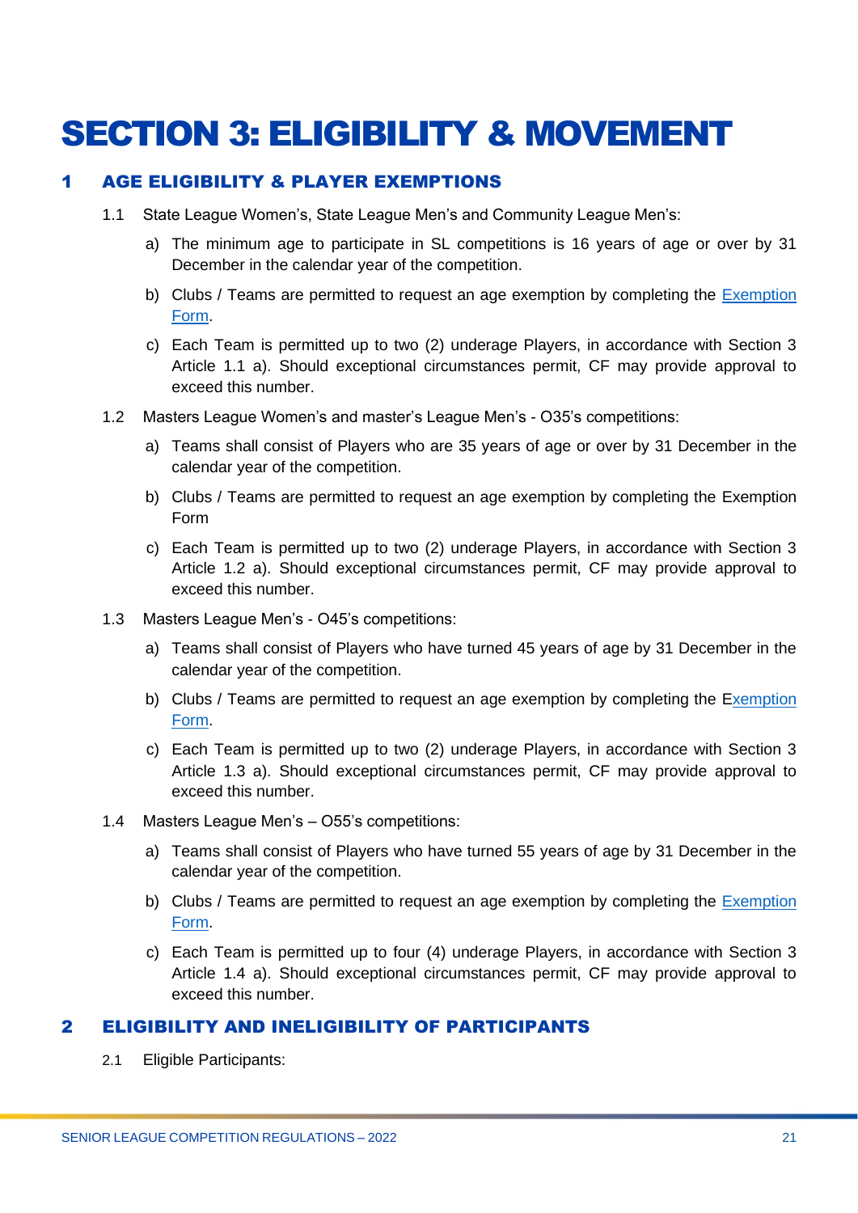# SECTION 3: ELIGIBILITY & MOVEMENT

## 1 AGE ELIGIBILITY & PLAYER EXEMPTIONS

1.1 State League Women's, State League Men's and Community League Men's:

a) The minimum age to participate in SL competitions is 16 years of age or over by 31 December in the calendar year of the competition.

b) Clubs / Teams are permitted to request an age exemption by completing the Exemption Form.

c) Each Team is permitted up to two (2) underage Players, in accordance with Section 3 Article 1.1 a). Should exceptional circumstances permit, CF may provide approval to exceed this number.

1.2 Masters League Women's and master's League Men's - O35's competitions:

a) Teams shall consist of Players who are 35 years of age or over by 31 December in the calendar year of the competition.

b) Clubs / Teams are permitted to request an age exemption by completing the Exemption Form

c) Each Team is permitted up to two (2) underage Players, in accordance with Section 3 Article 1.2 a). Should exceptional circumstances permit, CF may provide approval to exceed this number.

1.3 Masters League Men's - O45's competitions:

a) Teams shall consist of Players who have turned 45 years of age by 31 December in the calendar year of the competition.

b) Clubs / Teams are permitted to request an age exemption by completing the Exemption Form.

c) Each Team is permitted up to two (2) underage Players, in accordance with Section 3 Article 1.3 a). Should exceptional circumstances permit, CF may provide approval to exceed this number.

1.4 Masters League Men's – O55's competitions:

a) Teams shall consist of Players who have turned 55 years of age by 31 December in the calendar year of the competition.

b) Clubs / Teams are permitted to request an age exemption by completing the Exemption Form.

c) Each Team is permitted up to four (4) underage Players, in accordance with Section 3 Article 1.4 a). Should exceptional circumstances permit, CF may provide approval to exceed this number.

## 2 ELIGIBILITY AND INELIGIBILITY OF PARTICIPANTS

2.1 Eligible Participants: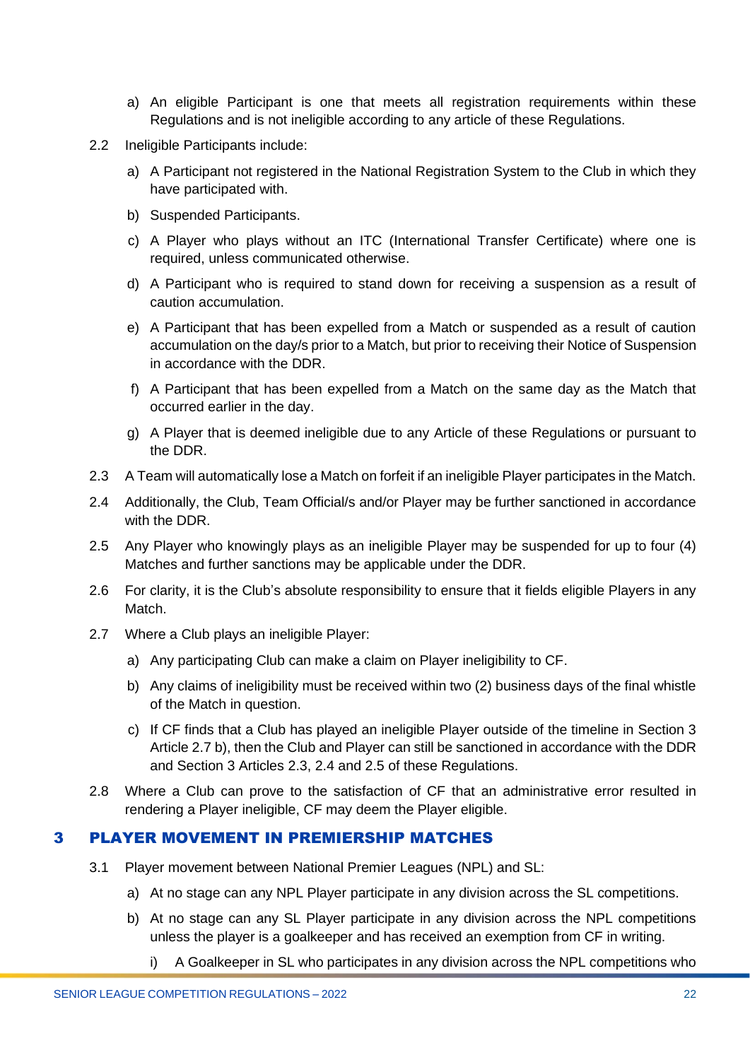a) An eligible Participant is one that meets all registration requirements within these Regulations and is not ineligible according to any article of these Regulations.

2.2 Ineligible Participants include:

a) A Participant not registered in the National Registration System to the Club in which they have participated with.

b) Suspended Participants.

c) A Player who plays without an ITC (International Transfer Certificate) where one is required, unless communicated otherwise.

d) A Participant who is required to stand down for receiving a suspension as a result of caution accumulation.

e) A Participant that has been expelled from a Match or suspended as a result of caution accumulation on the day/s prior to a Match, but prior to receiving their Notice of Suspension in accordance with the DDR.

f) A Participant that has been expelled from a Match on the same day as the Match that occurred earlier in the day.

g) A Player that is deemed ineligible due to any Article of these Regulations or pursuant to the DDR.

2.3 A Team will automatically lose a Match on forfeit if an ineligible Player participates in the Match.

2.4 Additionally, the Club, Team Official/s and/or Player may be further sanctioned in accordance with the DDR.

2.5 Any Player who knowingly plays as an ineligible Player may be suspended for up to four (4) Matches and further sanctions may be applicable under the DDR.

2.6 For clarity, it is the Club's absolute responsibility to ensure that it fields eligible Players in any Match.

2.7 Where a Club plays an ineligible Player:

a) Any participating Club can make a claim on Player ineligibility to CF.

b) Any claims of ineligibility must be received within two (2) business days of the final whistle of the Match in question.

c) If CF finds that a Club has played an ineligible Player outside of the timeline in Section 3 Article 2.7 b), then the Club and Player can still be sanctioned in accordance with the DDR and Section 3 Articles 2.3, 2.4 and 2.5 of these Regulations.

2.8 Where a Club can prove to the satisfaction of CF that an administrative error resulted in rendering a Player ineligible, CF may deem the Player eligible.

## 3 PLAYER MOVEMENT IN PREMIERSHIP MATCHES

3.1 Player movement between National Premier Leagues (NPL) and SL:

a) At no stage can any NPL Player participate in any division across the SL competitions.

b) At no stage can any SL Player participate in any division across the NPL competitions unless the player is a goalkeeper and has received an exemption from CF in writing.

i) A Goalkeeper in SL who participates in any division across the NPL competitions who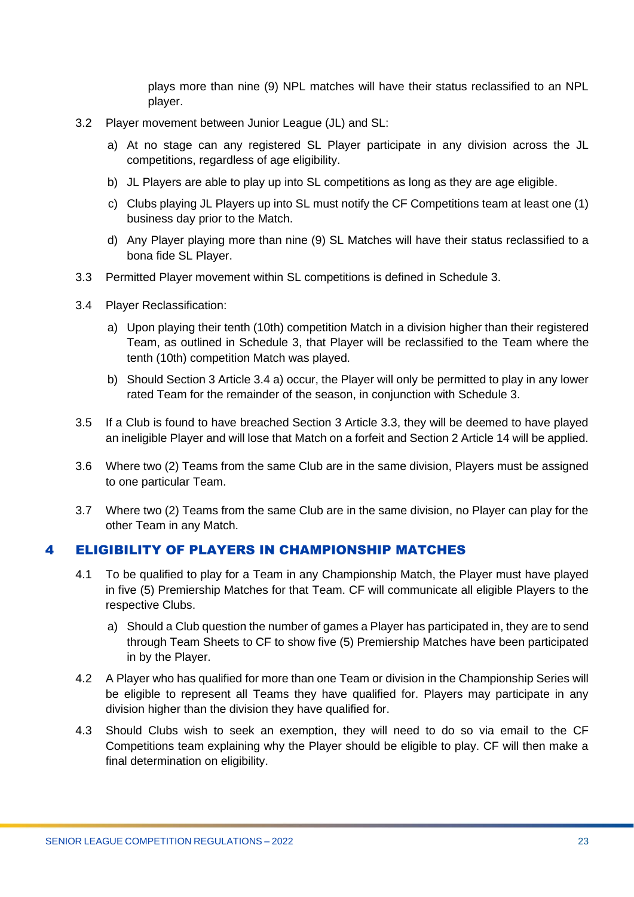plays more than nine (9) NPL matches will have their status reclassified to an NPL player.

3.2 Player movement between Junior League (JL) and SL:

a) At no stage can any registered SL Player participate in any division across the JL competitions, regardless of age eligibility.

b) JL Players are able to play up into SL competitions as long as they are age eligible.

c) Clubs playing JL Players up into SL must notify the CF Competitions team at least one (1) business day prior to the Match.

d) Any Player playing more than nine (9) SL Matches will have their status reclassified to a bona fide SL Player.

3.3 Permitted Player movement within SL competitions is defined in Schedule 3.

3.4 Player Reclassification:

a) Upon playing their tenth (10th) competition Match in a division higher than their registered Team, as outlined in Schedule 3, that Player will be reclassified to the Team where the tenth (10th) competition Match was played.

b) Should Section 3 Article 3.4 a) occur, the Player will only be permitted to play in any lower rated Team for the remainder of the season, in conjunction with Schedule 3.

3.5 If a Club is found to have breached Section 3 Article 3.3, they will be deemed to have played an ineligible Player and will lose that Match on a forfeit and Section 2 Article 14 will be applied.

3.6 Where two (2) Teams from the same Club are in the same division, Players must be assigned to one particular Team.

3.7 Where two (2) Teams from the same Club are in the same division, no Player can play for the other Team in any Match.

## 4 ELIGIBILITY OF PLAYERS IN CHAMPIONSHIP MATCHES

4.1 To be qualified to play for a Team in any Championship Match, the Player must have played in five (5) Premiership Matches for that Team. CF will communicate all eligible Players to the respective Clubs.

a) Should a Club question the number of games a Player has participated in, they are to send through Team Sheets to CF to show five (5) Premiership Matches have been participated in by the Player.

4.2 A Player who has qualified for more than one Team or division in the Championship Series will be eligible to represent all Teams they have qualified for. Players may participate in any division higher than the division they have qualified for.

4.3 Should Clubs wish to seek an exemption, they will need to do so via email to the CF Competitions team explaining why the Player should be eligible to play. CF will then make a final determination on eligibility.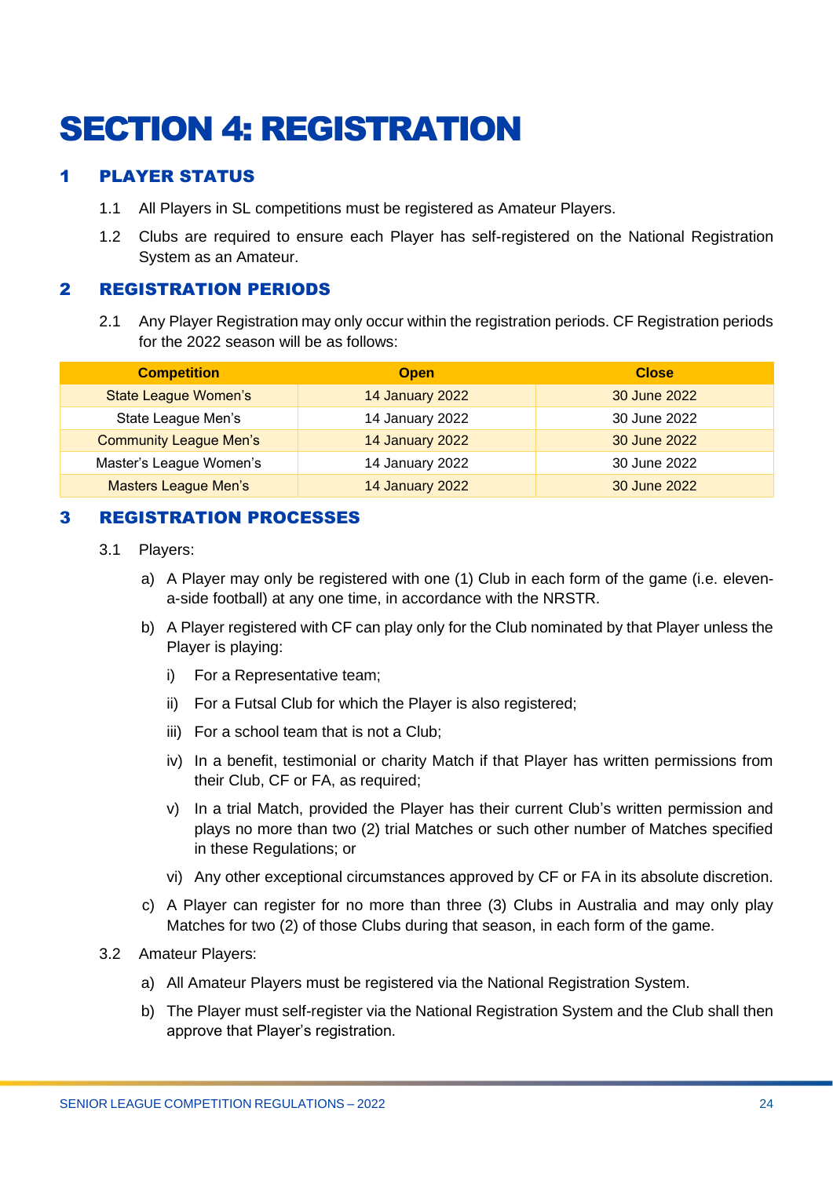# SECTION 4: REGISTRATION

## 1 PLAYER STATUS

1.1 All Players in SL competitions must be registered as Amateur Players.

1.2 Clubs are required to ensure each Player has self-registered on the National Registration System as an Amateur.

## 2 REGISTRATION PERIODS

2.1 Any Player Registration may only occur within the registration periods. CF Registration periods for the 2022 season will be as follows:

| Competition | Open | Close |
|---|---|---|
| State League Women's | 14 January 2022 | 30 June 2022 |
| State League Men's | 14 January 2022 | 30 June 2022 |
| Community League Men's | 14 January 2022 | 30 June 2022 |
| Master's League Women's | 14 January 2022 | 30 June 2022 |
| Masters League Men's | 14 January 2022 | 30 June 2022 |

## 3 REGISTRATION PROCESSES

3.1 Players:

a) A Player may only be registered with one (1) Club in each form of the game (i.e. eleven-a-side football) at any one time, in accordance with the NRSTR.

b) A Player registered with CF can play only for the Club nominated by that Player unless the Player is playing:

i) For a Representative team;

ii) For a Futsal Club for which the Player is also registered;

iii) For a school team that is not a Club;

iv) In a benefit, testimonial or charity Match if that Player has written permissions from their Club, CF or FA, as required;

v) In a trial Match, provided the Player has their current Club's written permission and plays no more than two (2) trial Matches or such other number of Matches specified in these Regulations; or

vi) Any other exceptional circumstances approved by CF or FA in its absolute discretion.

c) A Player can register for no more than three (3) Clubs in Australia and may only play Matches for two (2) of those Clubs during that season, in each form of the game.

3.2 Amateur Players:

a) All Amateur Players must be registered via the National Registration System.

b) The Player must self-register via the National Registration System and the Club shall then approve that Player's registration.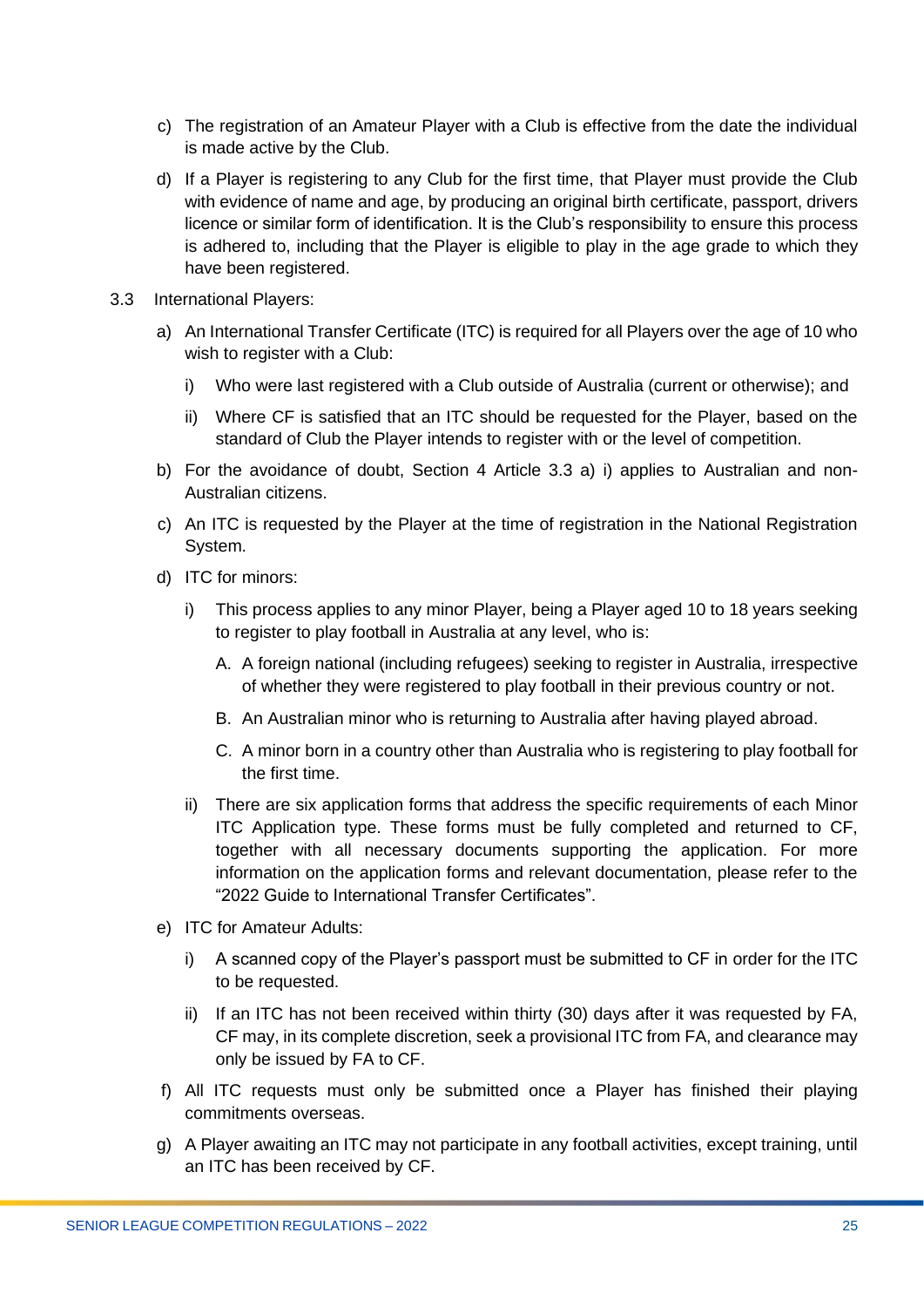c) The registration of an Amateur Player with a Club is effective from the date the individual is made active by the Club.

d) If a Player is registering to any Club for the first time, that Player must provide the Club with evidence of name and age, by producing an original birth certificate, passport, drivers licence or similar form of identification. It is the Club's responsibility to ensure this process is adhered to, including that the Player is eligible to play in the age grade to which they have been registered.

3.3 International Players:

a) An International Transfer Certificate (ITC) is required for all Players over the age of 10 who wish to register with a Club:

   i) Who were last registered with a Club outside of Australia (current or otherwise); and

   ii) Where CF is satisfied that an ITC should be requested for the Player, based on the standard of Club the Player intends to register with or the level of competition.

b) For the avoidance of doubt, Section 4 Article 3.3 a) i) applies to Australian and non-Australian citizens.

c) An ITC is requested by the Player at the time of registration in the National Registration System.

d) ITC for minors:

   i) This process applies to any minor Player, being a Player aged 10 to 18 years seeking to register to play football in Australia at any level, who is:

      A. A foreign national (including refugees) seeking to register in Australia, irrespective of whether they were registered to play football in their previous country or not.

      B. An Australian minor who is returning to Australia after having played abroad.

      C. A minor born in a country other than Australia who is registering to play football for the first time.

   ii) There are six application forms that address the specific requirements of each Minor ITC Application type. These forms must be fully completed and returned to CF, together with all necessary documents supporting the application. For more information on the application forms and relevant documentation, please refer to the "2022 Guide to International Transfer Certificates".

e) ITC for Amateur Adults:

   i) A scanned copy of the Player's passport must be submitted to CF in order for the ITC to be requested.

   ii) If an ITC has not been received within thirty (30) days after it was requested by FA, CF may, in its complete discretion, seek a provisional ITC from FA, and clearance may only be issued by FA to CF.

f) All ITC requests must only be submitted once a Player has finished their playing commitments overseas.

g) A Player awaiting an ITC may not participate in any football activities, except training, until an ITC has been received by CF.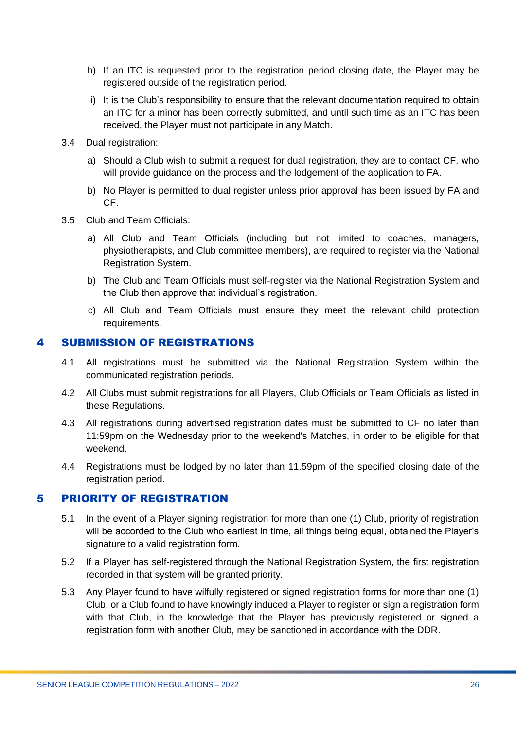h) If an ITC is requested prior to the registration period closing date, the Player may be registered outside of the registration period.

i) It is the Club's responsibility to ensure that the relevant documentation required to obtain an ITC for a minor has been correctly submitted, and until such time as an ITC has been received, the Player must not participate in any Match.

3.4 Dual registration:

a) Should a Club wish to submit a request for dual registration, they are to contact CF, who will provide guidance on the process and the lodgement of the application to FA.

b) No Player is permitted to dual register unless prior approval has been issued by FA and CF.

3.5 Club and Team Officials:

a) All Club and Team Officials (including but not limited to coaches, managers, physiotherapists, and Club committee members), are required to register via the National Registration System.

b) The Club and Team Officials must self-register via the National Registration System and the Club then approve that individual's registration.

c) All Club and Team Officials must ensure they meet the relevant child protection requirements.

## 4 SUBMISSION OF REGISTRATIONS

4.1 All registrations must be submitted via the National Registration System within the communicated registration periods.

4.2 All Clubs must submit registrations for all Players, Club Officials or Team Officials as listed in these Regulations.

4.3 All registrations during advertised registration dates must be submitted to CF no later than 11:59pm on the Wednesday prior to the weekend's Matches, in order to be eligible for that weekend.

4.4 Registrations must be lodged by no later than 11.59pm of the specified closing date of the registration period.

## 5 PRIORITY OF REGISTRATION

5.1 In the event of a Player signing registration for more than one (1) Club, priority of registration will be accorded to the Club who earliest in time, all things being equal, obtained the Player's signature to a valid registration form.

5.2 If a Player has self-registered through the National Registration System, the first registration recorded in that system will be granted priority.

5.3 Any Player found to have wilfully registered or signed registration forms for more than one (1) Club, or a Club found to have knowingly induced a Player to register or sign a registration form with that Club, in the knowledge that the Player has previously registered or signed a registration form with another Club, may be sanctioned in accordance with the DDR.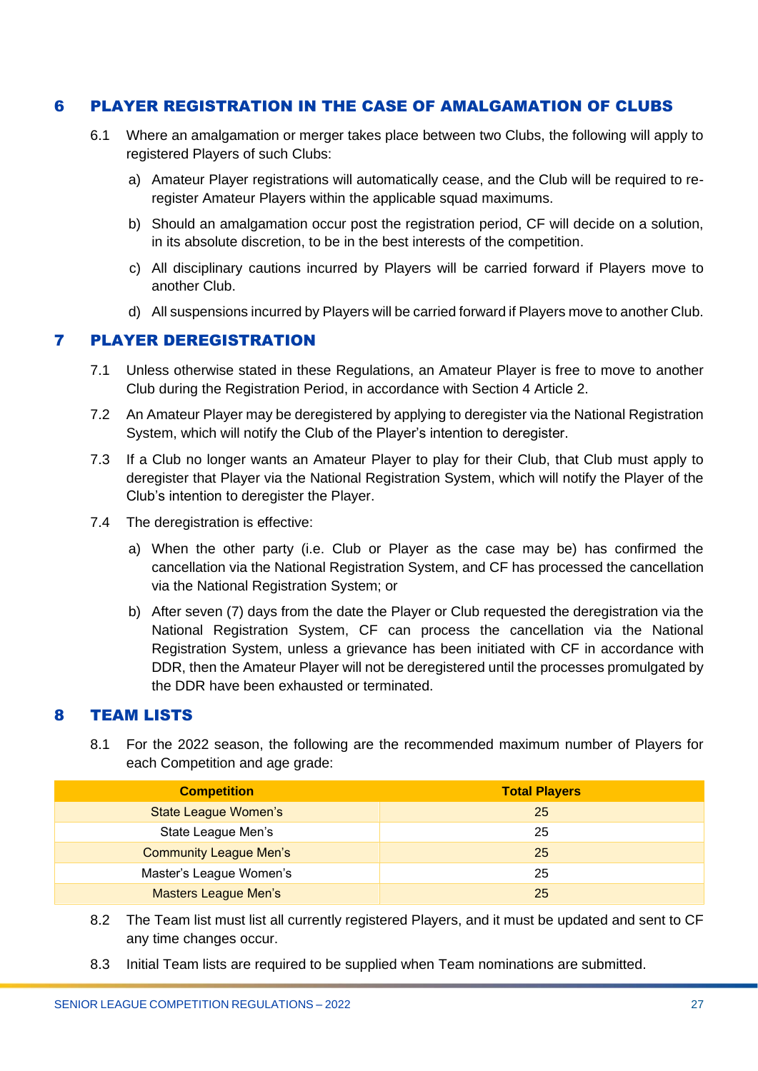## 6 PLAYER REGISTRATION IN THE CASE OF AMALGAMATION OF CLUBS

6.1 Where an amalgamation or merger takes place between two Clubs, the following will apply to registered Players of such Clubs:

a) Amateur Player registrations will automatically cease, and the Club will be required to re-register Amateur Players within the applicable squad maximums.

b) Should an amalgamation occur post the registration period, CF will decide on a solution, in its absolute discretion, to be in the best interests of the competition.

c) All disciplinary cautions incurred by Players will be carried forward if Players move to another Club.

d) All suspensions incurred by Players will be carried forward if Players move to another Club.

## 7 PLAYER DEREGISTRATION

7.1 Unless otherwise stated in these Regulations, an Amateur Player is free to move to another Club during the Registration Period, in accordance with Section 4 Article 2.

7.2 An Amateur Player may be deregistered by applying to deregister via the National Registration System, which will notify the Club of the Player's intention to deregister.

7.3 If a Club no longer wants an Amateur Player to play for their Club, that Club must apply to deregister that Player via the National Registration System, which will notify the Player of the Club's intention to deregister the Player.

7.4 The deregistration is effective:

a) When the other party (i.e. Club or Player as the case may be) has confirmed the cancellation via the National Registration System, and CF has processed the cancellation via the National Registration System; or

b) After seven (7) days from the date the Player or Club requested the deregistration via the National Registration System, CF can process the cancellation via the National Registration System, unless a grievance has been initiated with CF in accordance with DDR, then the Amateur Player will not be deregistered until the processes promulgated by the DDR have been exhausted or terminated.

## 8 TEAM LISTS

8.1 For the 2022 season, the following are the recommended maximum number of Players for each Competition and age grade:

| Competition | Total Players |
|---|---|
| State League Women's | 25 |
| State League Men's | 25 |
| Community League Men's | 25 |
| Master's League Women's | 25 |
| Masters League Men's | 25 |

8.2 The Team list must list all currently registered Players, and it must be updated and sent to CF any time changes occur.

8.3 Initial Team lists are required to be supplied when Team nominations are submitted.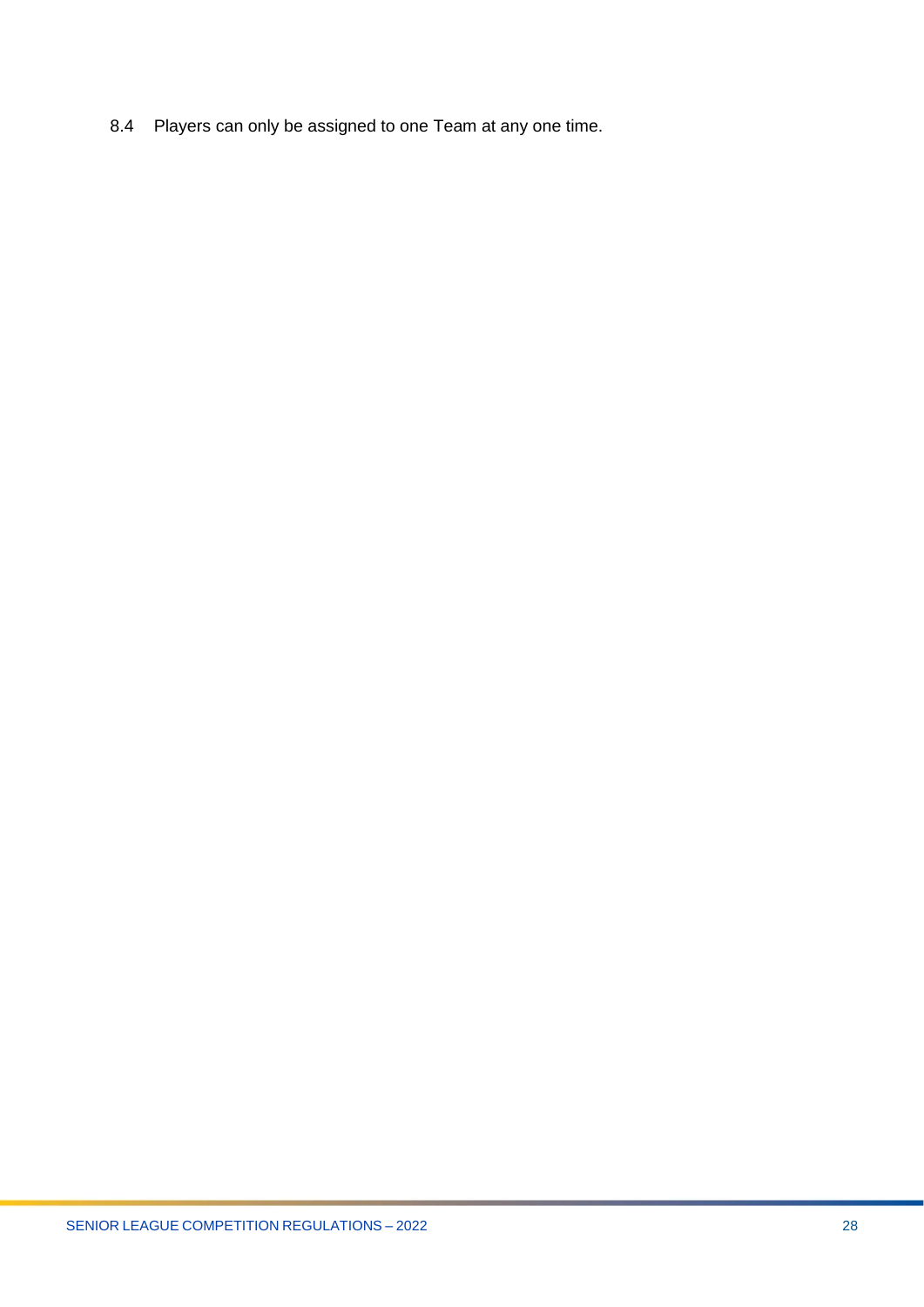8.4 Players can only be assigned to one Team at any one time.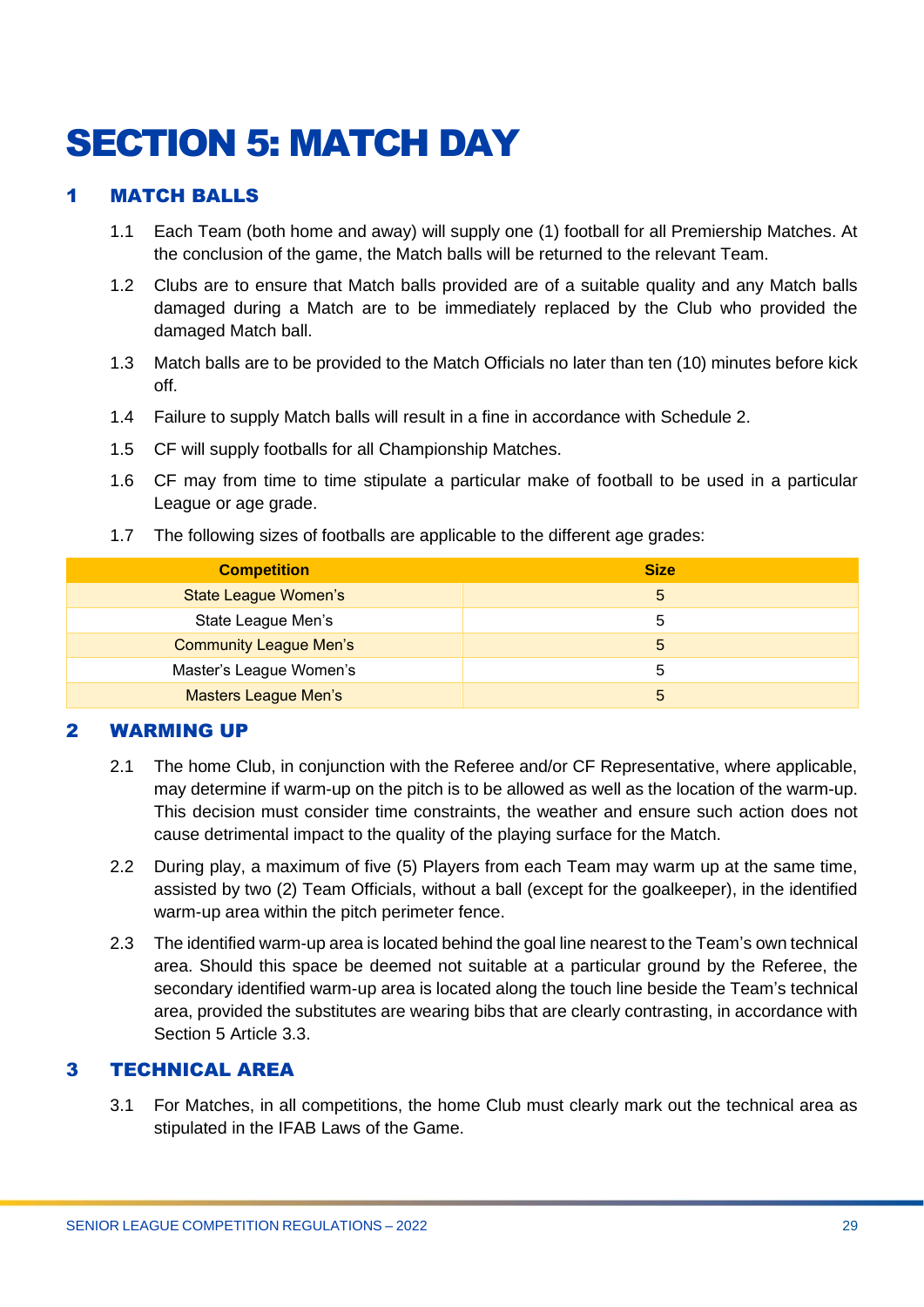# SECTION 5: MATCH DAY

## 1 MATCH BALLS

1.1 Each Team (both home and away) will supply one (1) football for all Premiership Matches. At the conclusion of the game, the Match balls will be returned to the relevant Team.

1.2 Clubs are to ensure that Match balls provided are of a suitable quality and any Match balls damaged during a Match are to be immediately replaced by the Club who provided the damaged Match ball.

1.3 Match balls are to be provided to the Match Officials no later than ten (10) minutes before kick off.

1.4 Failure to supply Match balls will result in a fine in accordance with Schedule 2.

1.5 CF will supply footballs for all Championship Matches.

1.6 CF may from time to time stipulate a particular make of football to be used in a particular League or age grade.

1.7 The following sizes of footballs are applicable to the different age grades:

| Competition | Size |
|---|---|
| State League Women's | 5 |
| State League Men's | 5 |
| Community League Men's | 5 |
| Master's League Women's | 5 |
| Masters League Men's | 5 |

## 2 WARMING UP

2.1 The home Club, in conjunction with the Referee and/or CF Representative, where applicable, may determine if warm-up on the pitch is to be allowed as well as the location of the warm-up. This decision must consider time constraints, the weather and ensure such action does not cause detrimental impact to the quality of the playing surface for the Match.

2.2 During play, a maximum of five (5) Players from each Team may warm up at the same time, assisted by two (2) Team Officials, without a ball (except for the goalkeeper), in the identified warm-up area within the pitch perimeter fence.

2.3 The identified warm-up area is located behind the goal line nearest to the Team's own technical area. Should this space be deemed not suitable at a particular ground by the Referee, the secondary identified warm-up area is located along the touch line beside the Team's technical area, provided the substitutes are wearing bibs that are clearly contrasting, in accordance with Section 5 Article 3.3.

## 3 TECHNICAL AREA

3.1 For Matches, in all competitions, the home Club must clearly mark out the technical area as stipulated in the IFAB Laws of the Game.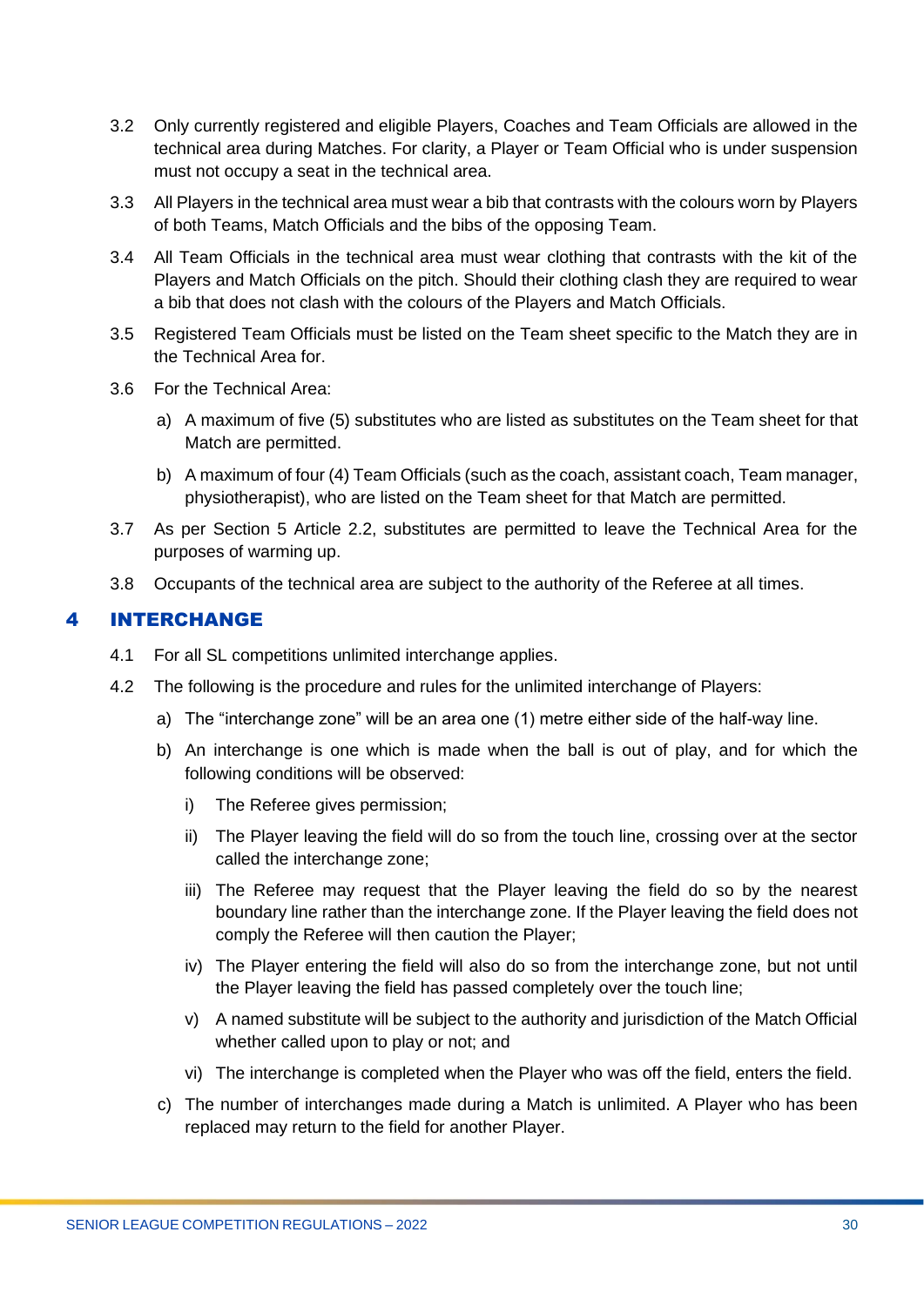3.2 Only currently registered and eligible Players, Coaches and Team Officials are allowed in the technical area during Matches. For clarity, a Player or Team Official who is under suspension must not occupy a seat in the technical area.

3.3 All Players in the technical area must wear a bib that contrasts with the colours worn by Players of both Teams, Match Officials and the bibs of the opposing Team.

3.4 All Team Officials in the technical area must wear clothing that contrasts with the kit of the Players and Match Officials on the pitch. Should their clothing clash they are required to wear a bib that does not clash with the colours of the Players and Match Officials.

3.5 Registered Team Officials must be listed on the Team sheet specific to the Match they are in the Technical Area for.

3.6 For the Technical Area:

a) A maximum of five (5) substitutes who are listed as substitutes on the Team sheet for that Match are permitted.

b) A maximum of four (4) Team Officials (such as the coach, assistant coach, Team manager, physiotherapist), who are listed on the Team sheet for that Match are permitted.

3.7 As per Section 5 Article 2.2, substitutes are permitted to leave the Technical Area for the purposes of warming up.

3.8 Occupants of the technical area are subject to the authority of the Referee at all times.

# 4 INTERCHANGE

4.1 For all SL competitions unlimited interchange applies.

4.2 The following is the procedure and rules for the unlimited interchange of Players:

a) The "interchange zone" will be an area one (1) metre either side of the half-way line.

b) An interchange is one which is made when the ball is out of play, and for which the following conditions will be observed:

i) The Referee gives permission;

ii) The Player leaving the field will do so from the touch line, crossing over at the sector called the interchange zone;

iii) The Referee may request that the Player leaving the field do so by the nearest boundary line rather than the interchange zone. If the Player leaving the field does not comply the Referee will then caution the Player;

iv) The Player entering the field will also do so from the interchange zone, but not until the Player leaving the field has passed completely over the touch line;

v) A named substitute will be subject to the authority and jurisdiction of the Match Official whether called upon to play or not; and

vi) The interchange is completed when the Player who was off the field, enters the field.

c) The number of interchanges made during a Match is unlimited. A Player who has been replaced may return to the field for another Player.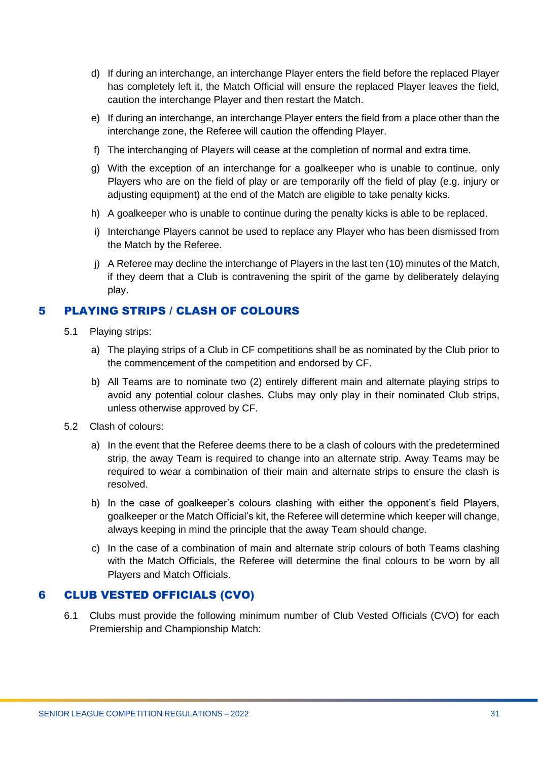d) If during an interchange, an interchange Player enters the field before the replaced Player has completely left it, the Match Official will ensure the replaced Player leaves the field, caution the interchange Player and then restart the Match.

e) If during an interchange, an interchange Player enters the field from a place other than the interchange zone, the Referee will caution the offending Player.

f) The interchanging of Players will cease at the completion of normal and extra time.

g) With the exception of an interchange for a goalkeeper who is unable to continue, only Players who are on the field of play or are temporarily off the field of play (e.g. injury or adjusting equipment) at the end of the Match are eligible to take penalty kicks.

h) A goalkeeper who is unable to continue during the penalty kicks is able to be replaced.

i) Interchange Players cannot be used to replace any Player who has been dismissed from the Match by the Referee.

j) A Referee may decline the interchange of Players in the last ten (10) minutes of the Match, if they deem that a Club is contravening the spirit of the game by deliberately delaying play.

## 5 PLAYING STRIPS / CLASH OF COLOURS

5.1 Playing strips:

a) The playing strips of a Club in CF competitions shall be as nominated by the Club prior to the commencement of the competition and endorsed by CF.

b) All Teams are to nominate two (2) entirely different main and alternate playing strips to avoid any potential colour clashes. Clubs may only play in their nominated Club strips, unless otherwise approved by CF.

5.2 Clash of colours:

a) In the event that the Referee deems there to be a clash of colours with the predetermined strip, the away Team is required to change into an alternate strip. Away Teams may be required to wear a combination of their main and alternate strips to ensure the clash is resolved.

b) In the case of goalkeeper's colours clashing with either the opponent's field Players, goalkeeper or the Match Official's kit, the Referee will determine which keeper will change, always keeping in mind the principle that the away Team should change.

c) In the case of a combination of main and alternate strip colours of both Teams clashing with the Match Officials, the Referee will determine the final colours to be worn by all Players and Match Officials.

## 6 CLUB VESTED OFFICIALS (CVO)

6.1 Clubs must provide the following minimum number of Club Vested Officials (CVO) for each Premiership and Championship Match: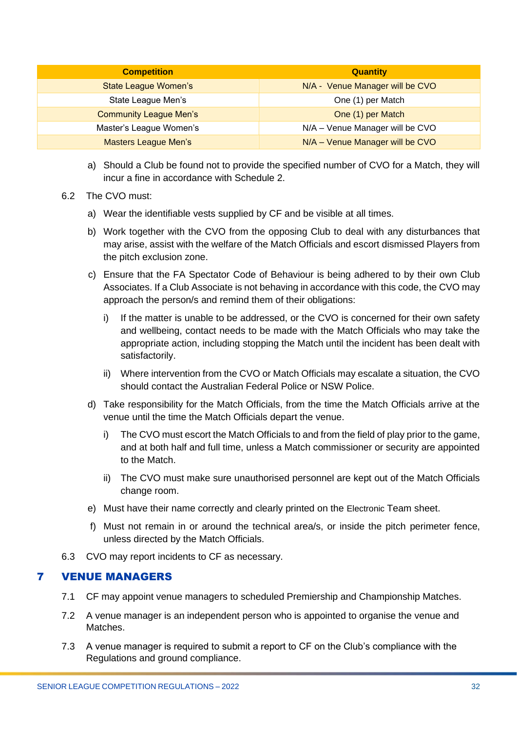| Competition | Quantity |
|---|---|
| State League Women's | N/A - Venue Manager will be CVO |
| State League Men's | One (1) per Match |
| Community League Men's | One (1) per Match |
| Master's League Women's | N/A – Venue Manager will be CVO |
| Masters League Men's | N/A – Venue Manager will be CVO |

a) Should a Club be found not to provide the specified number of CVO for a Match, they will incur a fine in accordance with Schedule 2.

6.2 The CVO must:

a) Wear the identifiable vests supplied by CF and be visible at all times.

b) Work together with the CVO from the opposing Club to deal with any disturbances that may arise, assist with the welfare of the Match Officials and escort dismissed Players from the pitch exclusion zone.

c) Ensure that the FA Spectator Code of Behaviour is being adhered to by their own Club Associates. If a Club Associate is not behaving in accordance with this code, the CVO may approach the person/s and remind them of their obligations:

   i) If the matter is unable to be addressed, or the CVO is concerned for their own safety and wellbeing, contact needs to be made with the Match Officials who may take the appropriate action, including stopping the Match until the incident has been dealt with satisfactorily.

   ii) Where intervention from the CVO or Match Officials may escalate a situation, the CVO should contact the Australian Federal Police or NSW Police.

d) Take responsibility for the Match Officials, from the time the Match Officials arrive at the venue until the time the Match Officials depart the venue.

   i) The CVO must escort the Match Officials to and from the field of play prior to the game, and at both half and full time, unless a Match commissioner or security are appointed to the Match.

   ii) The CVO must make sure unauthorised personnel are kept out of the Match Officials change room.

e) Must have their name correctly and clearly printed on the Electronic Team sheet.

f) Must not remain in or around the technical area/s, or inside the pitch perimeter fence, unless directed by the Match Officials.

6.3 CVO may report incidents to CF as necessary.

## 7 VENUE MANAGERS

7.1 CF may appoint venue managers to scheduled Premiership and Championship Matches.

7.2 A venue manager is an independent person who is appointed to organise the venue and Matches.

7.3 A venue manager is required to submit a report to CF on the Club's compliance with the Regulations and ground compliance.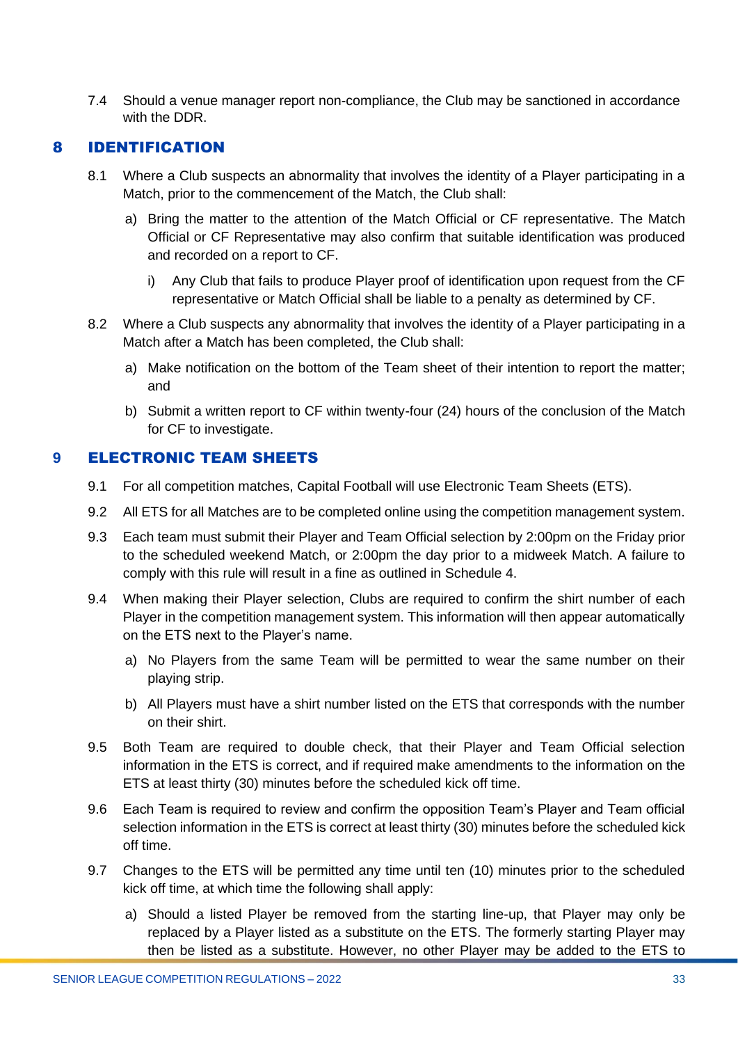7.4 Should a venue manager report non-compliance, the Club may be sanctioned in accordance with the DDR.

## 8 IDENTIFICATION

8.1 Where a Club suspects an abnormality that involves the identity of a Player participating in a Match, prior to the commencement of the Match, the Club shall:

a) Bring the matter to the attention of the Match Official or CF representative. The Match Official or CF Representative may also confirm that suitable identification was produced and recorded on a report to CF.

i) Any Club that fails to produce Player proof of identification upon request from the CF representative or Match Official shall be liable to a penalty as determined by CF.

8.2 Where a Club suspects any abnormality that involves the identity of a Player participating in a Match after a Match has been completed, the Club shall:

a) Make notification on the bottom of the Team sheet of their intention to report the matter; and

b) Submit a written report to CF within twenty-four (24) hours of the conclusion of the Match for CF to investigate.

## 9 ELECTRONIC TEAM SHEETS

9.1 For all competition matches, Capital Football will use Electronic Team Sheets (ETS).

9.2 All ETS for all Matches are to be completed online using the competition management system.

9.3 Each team must submit their Player and Team Official selection by 2:00pm on the Friday prior to the scheduled weekend Match, or 2:00pm the day prior to a midweek Match. A failure to comply with this rule will result in a fine as outlined in Schedule 4.

9.4 When making their Player selection, Clubs are required to confirm the shirt number of each Player in the competition management system. This information will then appear automatically on the ETS next to the Player's name.

a) No Players from the same Team will be permitted to wear the same number on their playing strip.

b) All Players must have a shirt number listed on the ETS that corresponds with the number on their shirt.

9.5 Both Team are required to double check, that their Player and Team Official selection information in the ETS is correct, and if required make amendments to the information on the ETS at least thirty (30) minutes before the scheduled kick off time.

9.6 Each Team is required to review and confirm the opposition Team's Player and Team official selection information in the ETS is correct at least thirty (30) minutes before the scheduled kick off time.

9.7 Changes to the ETS will be permitted any time until ten (10) minutes prior to the scheduled kick off time, at which time the following shall apply:

a) Should a listed Player be removed from the starting line-up, that Player may only be replaced by a Player listed as a substitute on the ETS. The formerly starting Player may then be listed as a substitute. However, no other Player may be added to the ETS to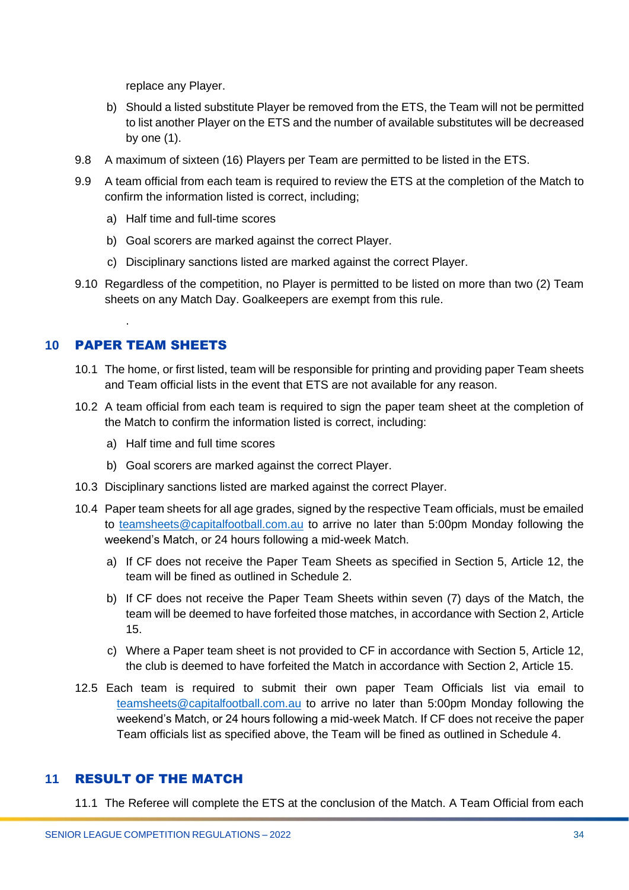replace any Player.

b) Should a listed substitute Player be removed from the ETS, the Team will not be permitted to list another Player on the ETS and the number of available substitutes will be decreased by one (1).

9.8 A maximum of sixteen (16) Players per Team are permitted to be listed in the ETS.

9.9 A team official from each team is required to review the ETS at the completion of the Match to confirm the information listed is correct, including;

a) Half time and full-time scores

b) Goal scorers are marked against the correct Player.

c) Disciplinary sanctions listed are marked against the correct Player.

9.10 Regardless of the competition, no Player is permitted to be listed on more than two (2) Team sheets on any Match Day. Goalkeepers are exempt from this rule.

.

## 10 PAPER TEAM SHEETS

10.1 The home, or first listed, team will be responsible for printing and providing paper Team sheets and Team official lists in the event that ETS are not available for any reason.

10.2 A team official from each team is required to sign the paper team sheet at the completion of the Match to confirm the information listed is correct, including:

a) Half time and full time scores

b) Goal scorers are marked against the correct Player.

10.3 Disciplinary sanctions listed are marked against the correct Player.

10.4 Paper team sheets for all age grades, signed by the respective Team officials, must be emailed to teamsheets@capitalfootball.com.au to arrive no later than 5:00pm Monday following the weekend's Match, or 24 hours following a mid-week Match.

a) If CF does not receive the Paper Team Sheets as specified in Section 5, Article 12, the team will be fined as outlined in Schedule 2.

b) If CF does not receive the Paper Team Sheets within seven (7) days of the Match, the team will be deemed to have forfeited those matches, in accordance with Section 2, Article 15.

c) Where a Paper team sheet is not provided to CF in accordance with Section 5, Article 12, the club is deemed to have forfeited the Match in accordance with Section 2, Article 15.

12.5 Each team is required to submit their own paper Team Officials list via email to teamsheets@capitalfootball.com.au to arrive no later than 5:00pm Monday following the weekend's Match, or 24 hours following a mid-week Match. If CF does not receive the paper Team officials list as specified above, the Team will be fined as outlined in Schedule 4.

## 11 RESULT OF THE MATCH

11.1 The Referee will complete the ETS at the conclusion of the Match. A Team Official from each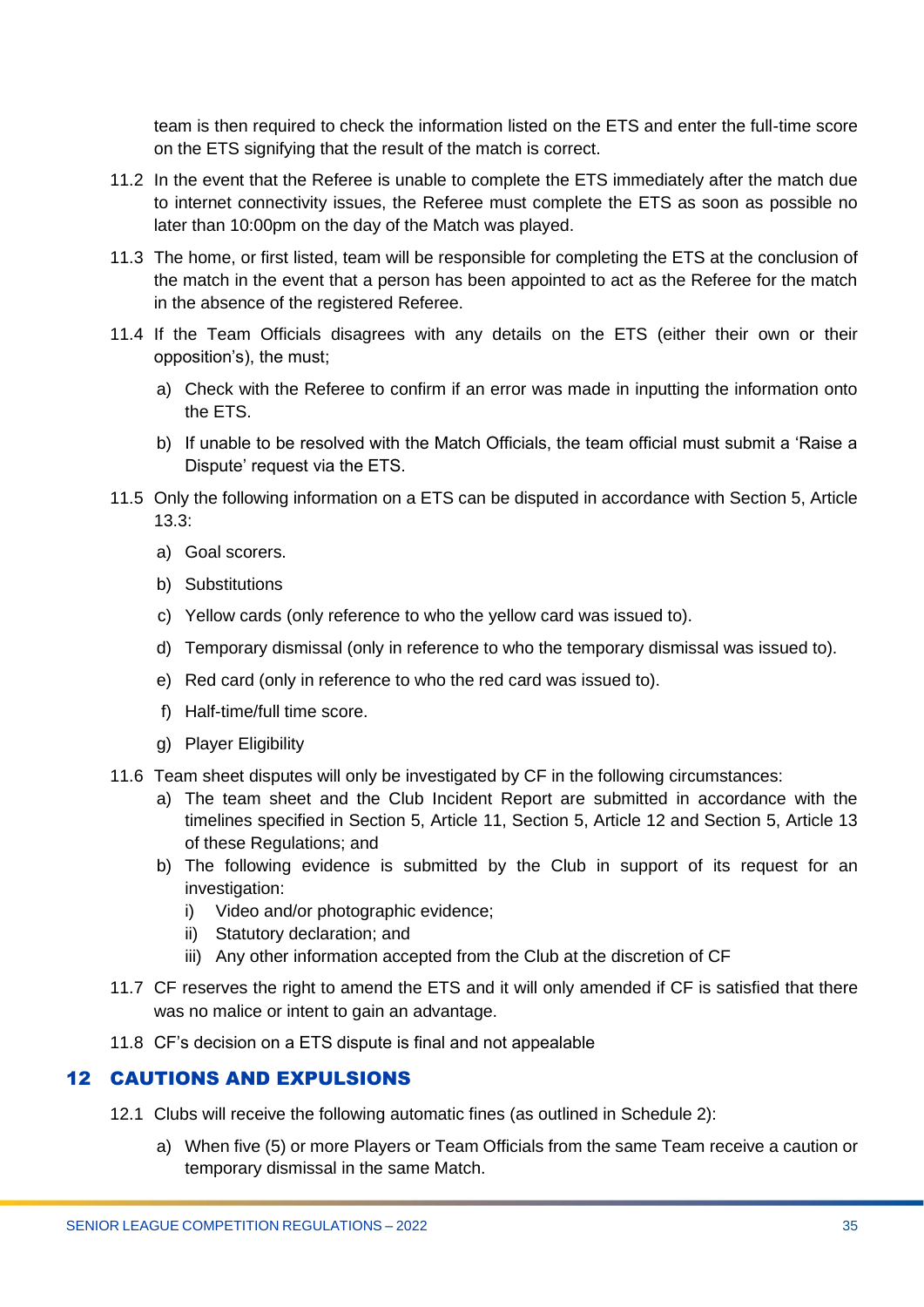team is then required to check the information listed on the ETS and enter the full-time score on the ETS signifying that the result of the match is correct.

11.2 In the event that the Referee is unable to complete the ETS immediately after the match due to internet connectivity issues, the Referee must complete the ETS as soon as possible no later than 10:00pm on the day of the Match was played.

11.3 The home, or first listed, team will be responsible for completing the ETS at the conclusion of the match in the event that a person has been appointed to act as the Referee for the match in the absence of the registered Referee.

11.4 If the Team Officials disagrees with any details on the ETS (either their own or their opposition's), the must;

- a) Check with the Referee to confirm if an error was made in inputting the information onto the ETS.
- b) If unable to be resolved with the Match Officials, the team official must submit a 'Raise a Dispute' request via the ETS.

11.5 Only the following information on a ETS can be disputed in accordance with Section 5, Article 13.3:

- a) Goal scorers.
- b) Substitutions
- c) Yellow cards (only reference to who the yellow card was issued to).
- d) Temporary dismissal (only in reference to who the temporary dismissal was issued to).
- e) Red card (only in reference to who the red card was issued to).
- f) Half-time/full time score.
- g) Player Eligibility

11.6 Team sheet disputes will only be investigated by CF in the following circumstances:

- a) The team sheet and the Club Incident Report are submitted in accordance with the timelines specified in Section 5, Article 11, Section 5, Article 12 and Section 5, Article 13 of these Regulations; and
- b) The following evidence is submitted by the Club in support of its request for an investigation:
  - i) Video and/or photographic evidence;
  - ii) Statutory declaration; and
  - iii) Any other information accepted from the Club at the discretion of CF

11.7 CF reserves the right to amend the ETS and it will only amended if CF is satisfied that there was no malice or intent to gain an advantage.

11.8 CF's decision on a ETS dispute is final and not appealable

## 12 CAUTIONS AND EXPULSIONS

12.1 Clubs will receive the following automatic fines (as outlined in Schedule 2):

- a) When five (5) or more Players or Team Officials from the same Team receive a caution or temporary dismissal in the same Match.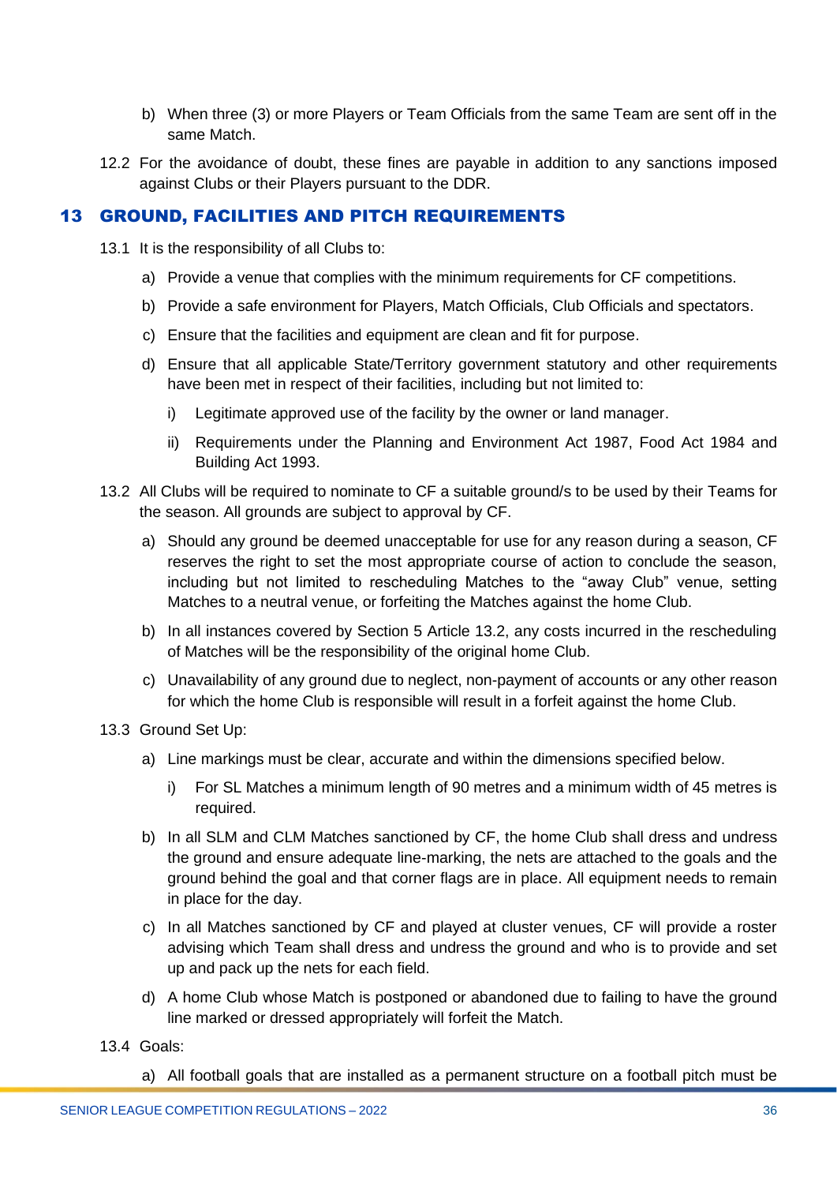b) When three (3) or more Players or Team Officials from the same Team are sent off in the same Match.

12.2 For the avoidance of doubt, these fines are payable in addition to any sanctions imposed against Clubs or their Players pursuant to the DDR.

## 13 GROUND, FACILITIES AND PITCH REQUIREMENTS

13.1 It is the responsibility of all Clubs to:

a) Provide a venue that complies with the minimum requirements for CF competitions.

b) Provide a safe environment for Players, Match Officials, Club Officials and spectators.

c) Ensure that the facilities and equipment are clean and fit for purpose.

d) Ensure that all applicable State/Territory government statutory and other requirements have been met in respect of their facilities, including but not limited to:

i) Legitimate approved use of the facility by the owner or land manager.

ii) Requirements under the Planning and Environment Act 1987, Food Act 1984 and Building Act 1993.

13.2 All Clubs will be required to nominate to CF a suitable ground/s to be used by their Teams for the season. All grounds are subject to approval by CF.

a) Should any ground be deemed unacceptable for use for any reason during a season, CF reserves the right to set the most appropriate course of action to conclude the season, including but not limited to rescheduling Matches to the "away Club" venue, setting Matches to a neutral venue, or forfeiting the Matches against the home Club.

b) In all instances covered by Section 5 Article 13.2, any costs incurred in the rescheduling of Matches will be the responsibility of the original home Club.

c) Unavailability of any ground due to neglect, non-payment of accounts or any other reason for which the home Club is responsible will result in a forfeit against the home Club.

13.3 Ground Set Up:

a) Line markings must be clear, accurate and within the dimensions specified below.

i) For SL Matches a minimum length of 90 metres and a minimum width of 45 metres is required.

b) In all SLM and CLM Matches sanctioned by CF, the home Club shall dress and undress the ground and ensure adequate line-marking, the nets are attached to the goals and the ground behind the goal and that corner flags are in place. All equipment needs to remain in place for the day.

c) In all Matches sanctioned by CF and played at cluster venues, CF will provide a roster advising which Team shall dress and undress the ground and who is to provide and set up and pack up the nets for each field.

d) A home Club whose Match is postponed or abandoned due to failing to have the ground line marked or dressed appropriately will forfeit the Match.

13.4 Goals:

a) All football goals that are installed as a permanent structure on a football pitch must be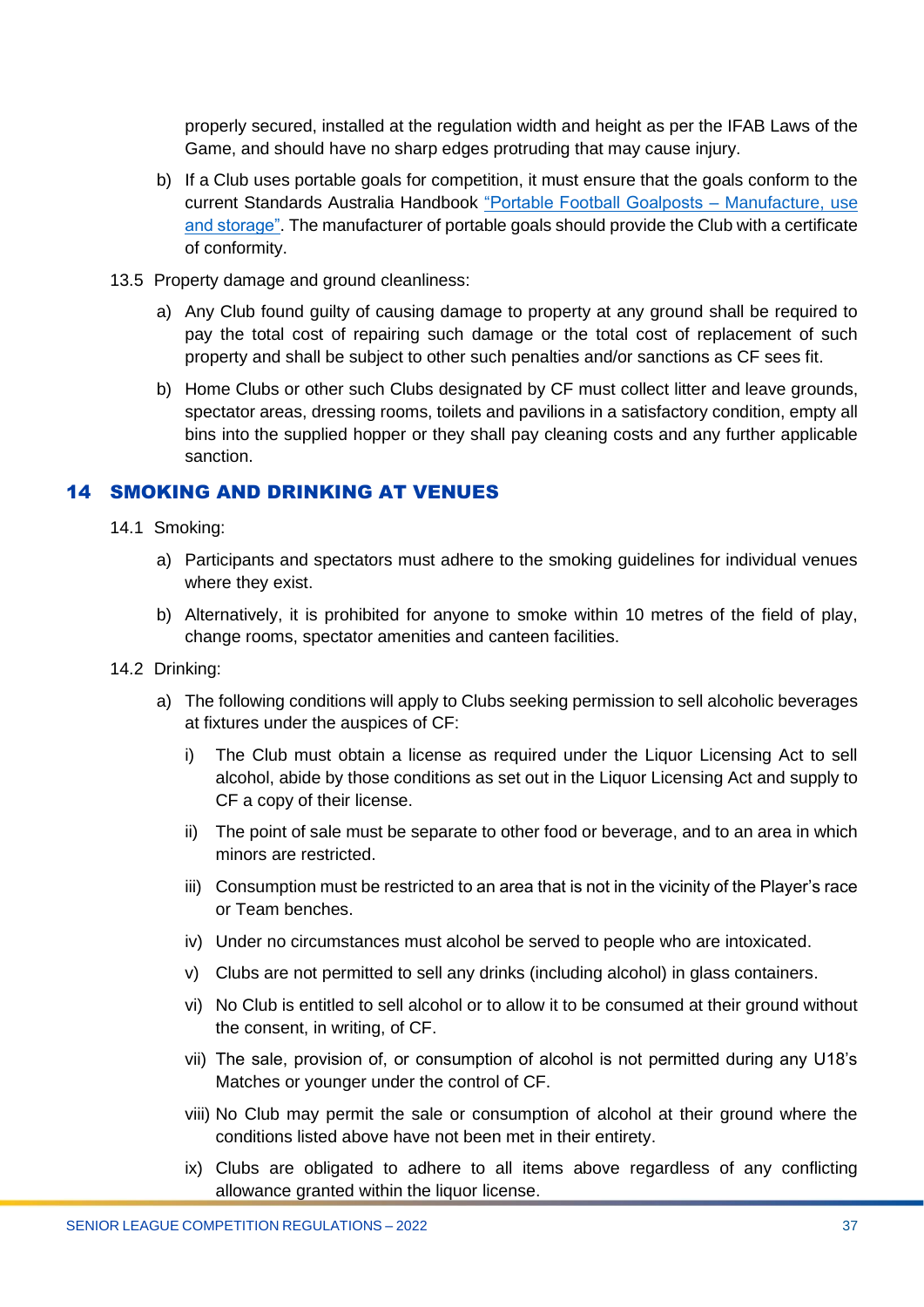properly secured, installed at the regulation width and height as per the IFAB Laws of the Game, and should have no sharp edges protruding that may cause injury.

b) If a Club uses portable goals for competition, it must ensure that the goals conform to the current Standards Australia Handbook "Portable Football Goalposts – Manufacture, use and storage". The manufacturer of portable goals should provide the Club with a certificate of conformity.

13.5 Property damage and ground cleanliness:

a) Any Club found guilty of causing damage to property at any ground shall be required to pay the total cost of repairing such damage or the total cost of replacement of such property and shall be subject to other such penalties and/or sanctions as CF sees fit.

b) Home Clubs or other such Clubs designated by CF must collect litter and leave grounds, spectator areas, dressing rooms, toilets and pavilions in a satisfactory condition, empty all bins into the supplied hopper or they shall pay cleaning costs and any further applicable sanction.

## 14 SMOKING AND DRINKING AT VENUES

14.1 Smoking:

a) Participants and spectators must adhere to the smoking guidelines for individual venues where they exist.

b) Alternatively, it is prohibited for anyone to smoke within 10 metres of the field of play, change rooms, spectator amenities and canteen facilities.

14.2 Drinking:

a) The following conditions will apply to Clubs seeking permission to sell alcoholic beverages at fixtures under the auspices of CF:

i) The Club must obtain a license as required under the Liquor Licensing Act to sell alcohol, abide by those conditions as set out in the Liquor Licensing Act and supply to CF a copy of their license.

ii) The point of sale must be separate to other food or beverage, and to an area in which minors are restricted.

iii) Consumption must be restricted to an area that is not in the vicinity of the Player's race or Team benches.

iv) Under no circumstances must alcohol be served to people who are intoxicated.

v) Clubs are not permitted to sell any drinks (including alcohol) in glass containers.

vi) No Club is entitled to sell alcohol or to allow it to be consumed at their ground without the consent, in writing, of CF.

vii) The sale, provision of, or consumption of alcohol is not permitted during any U18's Matches or younger under the control of CF.

viii) No Club may permit the sale or consumption of alcohol at their ground where the conditions listed above have not been met in their entirety.

ix) Clubs are obligated to adhere to all items above regardless of any conflicting allowance granted within the liquor license.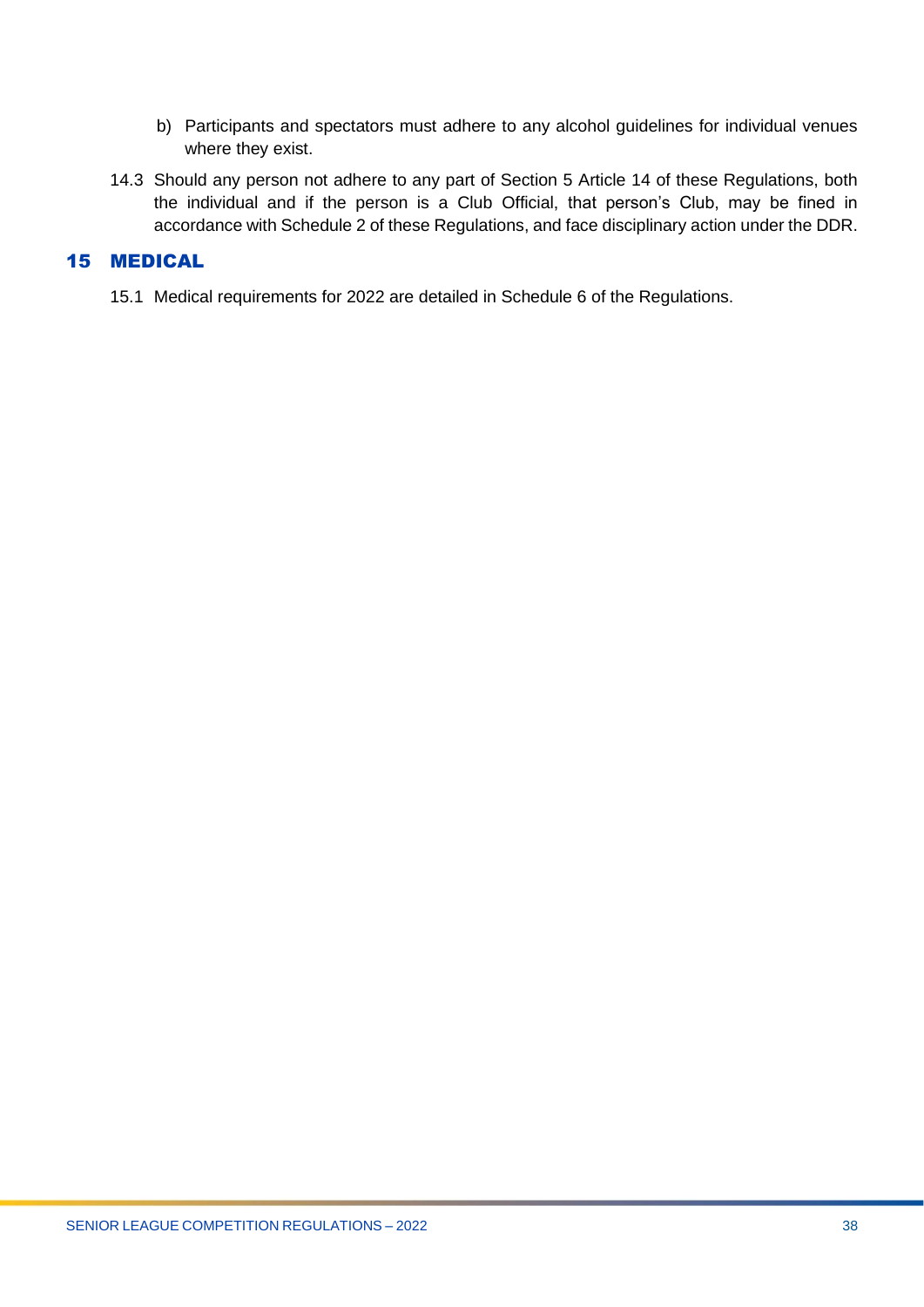b) Participants and spectators must adhere to any alcohol guidelines for individual venues where they exist.

14.3 Should any person not adhere to any part of Section 5 Article 14 of these Regulations, both the individual and if the person is a Club Official, that person's Club, may be fined in accordance with Schedule 2 of these Regulations, and face disciplinary action under the DDR.

## 15 MEDICAL

15.1 Medical requirements for 2022 are detailed in Schedule 6 of the Regulations.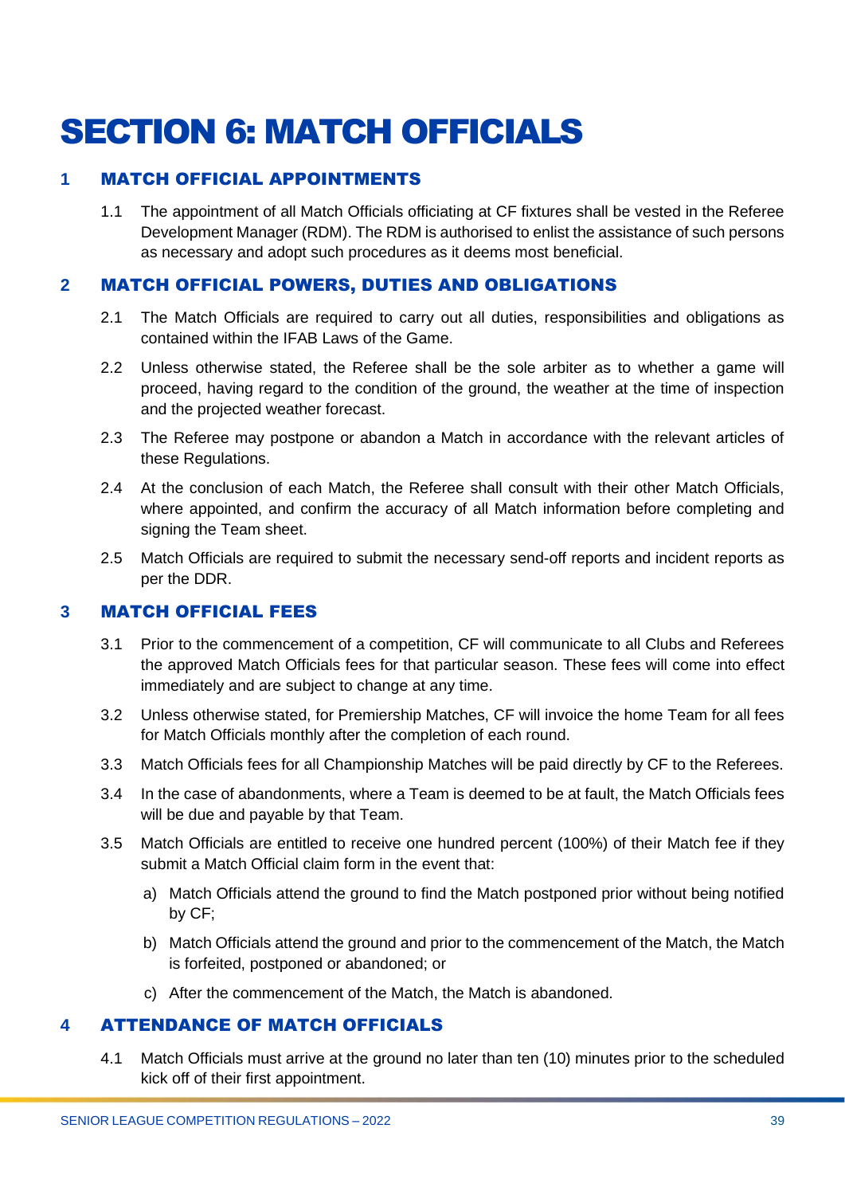# SECTION 6: MATCH OFFICIALS

## 1 MATCH OFFICIAL APPOINTMENTS

1.1 The appointment of all Match Officials officiating at CF fixtures shall be vested in the Referee Development Manager (RDM). The RDM is authorised to enlist the assistance of such persons as necessary and adopt such procedures as it deems most beneficial.

## 2 MATCH OFFICIAL POWERS, DUTIES AND OBLIGATIONS

2.1 The Match Officials are required to carry out all duties, responsibilities and obligations as contained within the IFAB Laws of the Game.

2.2 Unless otherwise stated, the Referee shall be the sole arbiter as to whether a game will proceed, having regard to the condition of the ground, the weather at the time of inspection and the projected weather forecast.

2.3 The Referee may postpone or abandon a Match in accordance with the relevant articles of these Regulations.

2.4 At the conclusion of each Match, the Referee shall consult with their other Match Officials, where appointed, and confirm the accuracy of all Match information before completing and signing the Team sheet.

2.5 Match Officials are required to submit the necessary send-off reports and incident reports as per the DDR.

## 3 MATCH OFFICIAL FEES

3.1 Prior to the commencement of a competition, CF will communicate to all Clubs and Referees the approved Match Officials fees for that particular season. These fees will come into effect immediately and are subject to change at any time.

3.2 Unless otherwise stated, for Premiership Matches, CF will invoice the home Team for all fees for Match Officials monthly after the completion of each round.

3.3 Match Officials fees for all Championship Matches will be paid directly by CF to the Referees.

3.4 In the case of abandonments, where a Team is deemed to be at fault, the Match Officials fees will be due and payable by that Team.

3.5 Match Officials are entitled to receive one hundred percent (100%) of their Match fee if they submit a Match Official claim form in the event that:

a) Match Officials attend the ground to find the Match postponed prior without being notified by CF;

b) Match Officials attend the ground and prior to the commencement of the Match, the Match is forfeited, postponed or abandoned; or

c) After the commencement of the Match, the Match is abandoned.

## 4 ATTENDANCE OF MATCH OFFICIALS

4.1 Match Officials must arrive at the ground no later than ten (10) minutes prior to the scheduled kick off of their first appointment.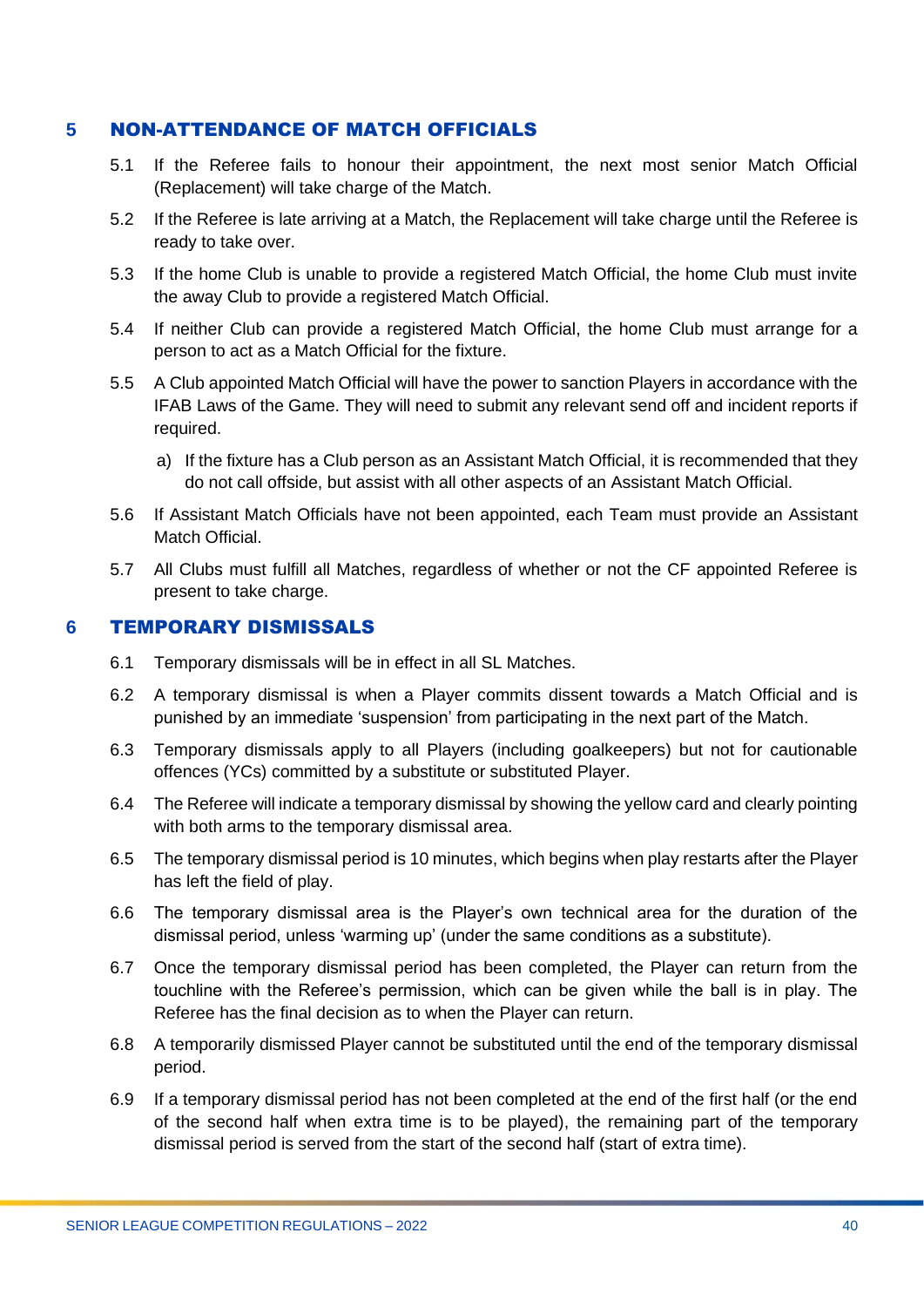## 5 NON-ATTENDANCE OF MATCH OFFICIALS

5.1 If the Referee fails to honour their appointment, the next most senior Match Official (Replacement) will take charge of the Match.

5.2 If the Referee is late arriving at a Match, the Replacement will take charge until the Referee is ready to take over.

5.3 If the home Club is unable to provide a registered Match Official, the home Club must invite the away Club to provide a registered Match Official.

5.4 If neither Club can provide a registered Match Official, the home Club must arrange for a person to act as a Match Official for the fixture.

5.5 A Club appointed Match Official will have the power to sanction Players in accordance with the IFAB Laws of the Game. They will need to submit any relevant send off and incident reports if required.

a) If the fixture has a Club person as an Assistant Match Official, it is recommended that they do not call offside, but assist with all other aspects of an Assistant Match Official.

5.6 If Assistant Match Officials have not been appointed, each Team must provide an Assistant Match Official.

5.7 All Clubs must fulfill all Matches, regardless of whether or not the CF appointed Referee is present to take charge.

## 6 TEMPORARY DISMISSALS

6.1 Temporary dismissals will be in effect in all SL Matches.

6.2 A temporary dismissal is when a Player commits dissent towards a Match Official and is punished by an immediate 'suspension' from participating in the next part of the Match.

6.3 Temporary dismissals apply to all Players (including goalkeepers) but not for cautionable offences (YCs) committed by a substitute or substituted Player.

6.4 The Referee will indicate a temporary dismissal by showing the yellow card and clearly pointing with both arms to the temporary dismissal area.

6.5 The temporary dismissal period is 10 minutes, which begins when play restarts after the Player has left the field of play.

6.6 The temporary dismissal area is the Player's own technical area for the duration of the dismissal period, unless 'warming up' (under the same conditions as a substitute).

6.7 Once the temporary dismissal period has been completed, the Player can return from the touchline with the Referee's permission, which can be given while the ball is in play. The Referee has the final decision as to when the Player can return.

6.8 A temporarily dismissed Player cannot be substituted until the end of the temporary dismissal period.

6.9 If a temporary dismissal period has not been completed at the end of the first half (or the end of the second half when extra time is to be played), the remaining part of the temporary dismissal period is served from the start of the second half (start of extra time).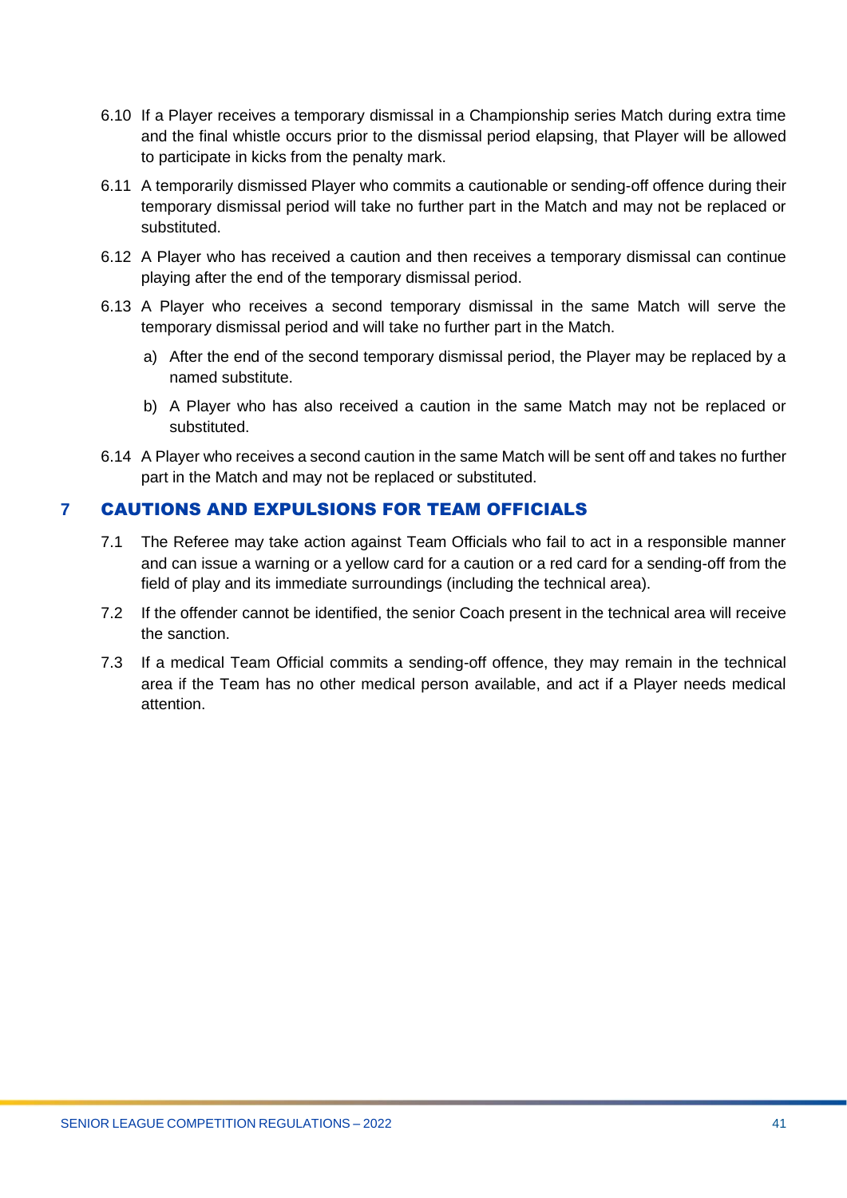6.10 If a Player receives a temporary dismissal in a Championship series Match during extra time and the final whistle occurs prior to the dismissal period elapsing, that Player will be allowed to participate in kicks from the penalty mark.

6.11 A temporarily dismissed Player who commits a cautionable or sending-off offence during their temporary dismissal period will take no further part in the Match and may not be replaced or substituted.

6.12 A Player who has received a caution and then receives a temporary dismissal can continue playing after the end of the temporary dismissal period.

6.13 A Player who receives a second temporary dismissal in the same Match will serve the temporary dismissal period and will take no further part in the Match.

a) After the end of the second temporary dismissal period, the Player may be replaced by a named substitute.

b) A Player who has also received a caution in the same Match may not be replaced or substituted.

6.14 A Player who receives a second caution in the same Match will be sent off and takes no further part in the Match and may not be replaced or substituted.

## 7 CAUTIONS AND EXPULSIONS FOR TEAM OFFICIALS

7.1 The Referee may take action against Team Officials who fail to act in a responsible manner and can issue a warning or a yellow card for a caution or a red card for a sending-off from the field of play and its immediate surroundings (including the technical area).

7.2 If the offender cannot be identified, the senior Coach present in the technical area will receive the sanction.

7.3 If a medical Team Official commits a sending-off offence, they may remain in the technical area if the Team has no other medical person available, and act if a Player needs medical attention.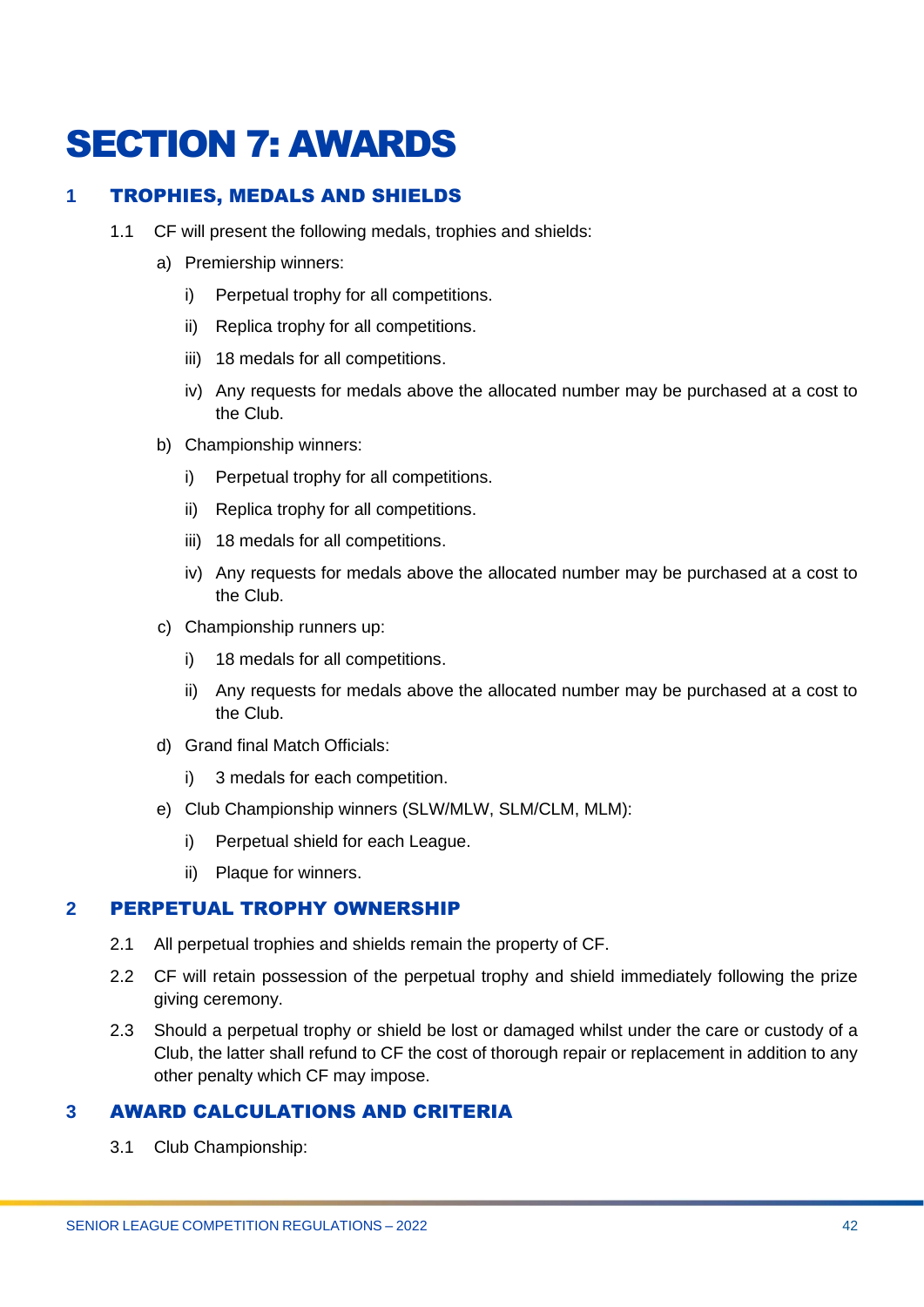# SECTION 7: AWARDS

## 1 TROPHIES, MEDALS AND SHIELDS

1.1 CF will present the following medals, trophies and shields:

a) Premiership winners:

i) Perpetual trophy for all competitions.

ii) Replica trophy for all competitions.

iii) 18 medals for all competitions.

iv) Any requests for medals above the allocated number may be purchased at a cost to the Club.

b) Championship winners:

i) Perpetual trophy for all competitions.

ii) Replica trophy for all competitions.

iii) 18 medals for all competitions.

iv) Any requests for medals above the allocated number may be purchased at a cost to the Club.

c) Championship runners up:

i) 18 medals for all competitions.

ii) Any requests for medals above the allocated number may be purchased at a cost to the Club.

d) Grand final Match Officials:

i) 3 medals for each competition.

e) Club Championship winners (SLW/MLW, SLM/CLM, MLM):

i) Perpetual shield for each League.

ii) Plaque for winners.

## 2 PERPETUAL TROPHY OWNERSHIP

2.1 All perpetual trophies and shields remain the property of CF.

2.2 CF will retain possession of the perpetual trophy and shield immediately following the prize giving ceremony.

2.3 Should a perpetual trophy or shield be lost or damaged whilst under the care or custody of a Club, the latter shall refund to CF the cost of thorough repair or replacement in addition to any other penalty which CF may impose.

## 3 AWARD CALCULATIONS AND CRITERIA

3.1 Club Championship: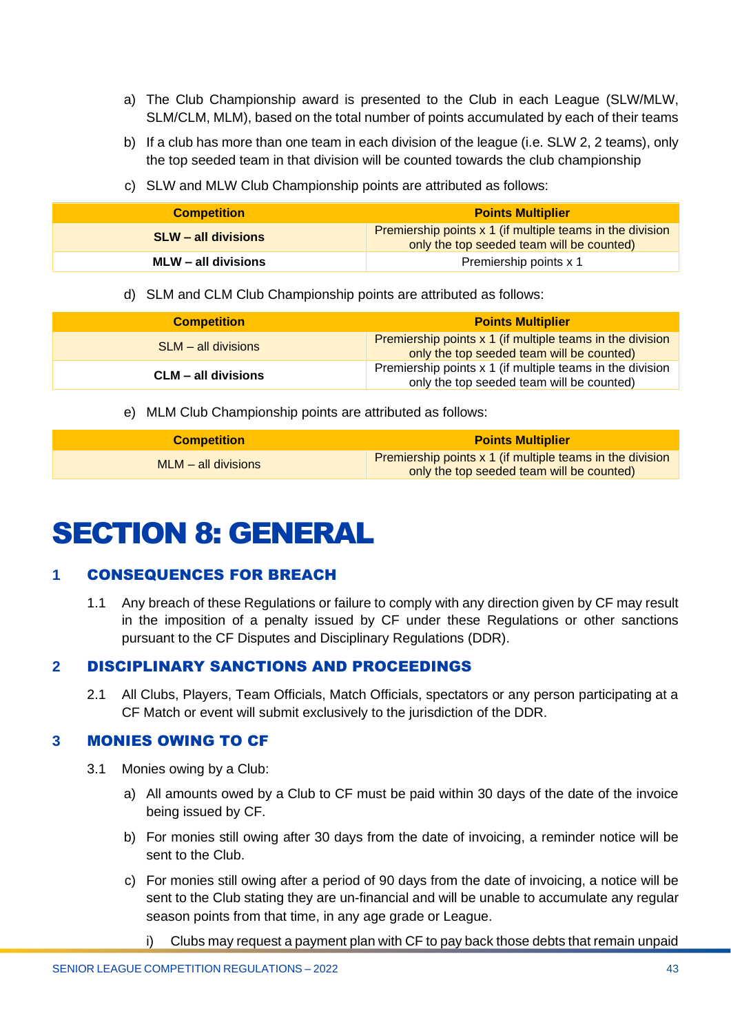a) The Club Championship award is presented to the Club in each League (SLW/MLW, SLM/CLM, MLM), based on the total number of points accumulated by each of their teams

b) If a club has more than one team in each division of the league (i.e. SLW 2, 2 teams), only the top seeded team in that division will be counted towards the club championship

c) SLW and MLW Club Championship points are attributed as follows:

| Competition | Points Multiplier |
|---|---|
| **SLW – all divisions** | Premiership points x 1 (if multiple teams in the division only the top seeded team will be counted) |
| **MLW – all divisions** | Premiership points x 1 |

d) SLM and CLM Club Championship points are attributed as follows:

| Competition | Points Multiplier |
|---|---|
| SLM – all divisions | Premiership points x 1 (if multiple teams in the division only the top seeded team will be counted) |
| **CLM – all divisions** | Premiership points x 1 (if multiple teams in the division only the top seeded team will be counted) |

e) MLM Club Championship points are attributed as follows:

| Competition | Points Multiplier |
|---|---|
| MLM – all divisions | Premiership points x 1 (if multiple teams in the division only the top seeded team will be counted) |

# SECTION 8: GENERAL

## 1 CONSEQUENCES FOR BREACH

1.1 Any breach of these Regulations or failure to comply with any direction given by CF may result in the imposition of a penalty issued by CF under these Regulations or other sanctions pursuant to the CF Disputes and Disciplinary Regulations (DDR).

## 2 DISCIPLINARY SANCTIONS AND PROCEEDINGS

2.1 All Clubs, Players, Team Officials, Match Officials, spectators or any person participating at a CF Match or event will submit exclusively to the jurisdiction of the DDR.

## 3 MONIES OWING TO CF

3.1 Monies owing by a Club:

a) All amounts owed by a Club to CF must be paid within 30 days of the date of the invoice being issued by CF.

b) For monies still owing after 30 days from the date of invoicing, a reminder notice will be sent to the Club.

c) For monies still owing after a period of 90 days from the date of invoicing, a notice will be sent to the Club stating they are un-financial and will be unable to accumulate any regular season points from that time, in any age grade or League.

i) Clubs may request a payment plan with CF to pay back those debts that remain unpaid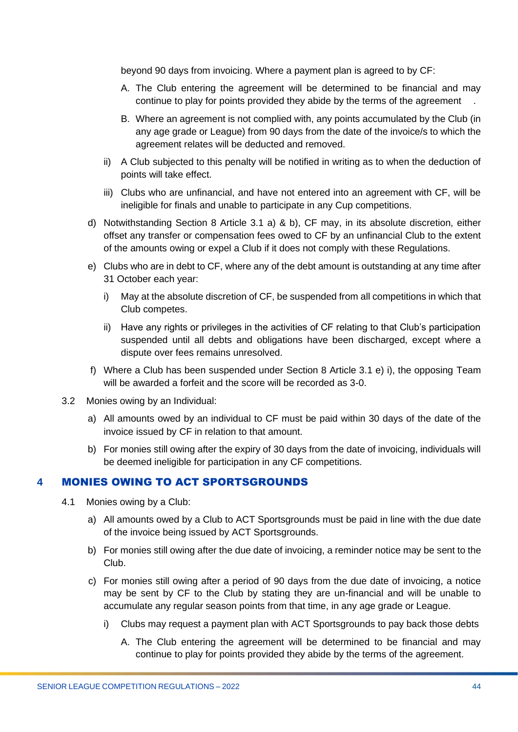beyond 90 days from invoicing. Where a payment plan is agreed to by CF:

A. The Club entering the agreement will be determined to be financial and may continue to play for points provided they abide by the terms of the agreement .

B. Where an agreement is not complied with, any points accumulated by the Club (in any age grade or League) from 90 days from the date of the invoice/s to which the agreement relates will be deducted and removed.

ii) A Club subjected to this penalty will be notified in writing as to when the deduction of points will take effect.

iii) Clubs who are unfinancial, and have not entered into an agreement with CF, will be ineligible for finals and unable to participate in any Cup competitions.

d) Notwithstanding Section 8 Article 3.1 a) & b), CF may, in its absolute discretion, either offset any transfer or compensation fees owed to CF by an unfinancial Club to the extent of the amounts owing or expel a Club if it does not comply with these Regulations.

e) Clubs who are in debt to CF, where any of the debt amount is outstanding at any time after 31 October each year:

i) May at the absolute discretion of CF, be suspended from all competitions in which that Club competes.

ii) Have any rights or privileges in the activities of CF relating to that Club's participation suspended until all debts and obligations have been discharged, except where a dispute over fees remains unresolved.

f) Where a Club has been suspended under Section 8 Article 3.1 e) i), the opposing Team will be awarded a forfeit and the score will be recorded as 3-0.

3.2 Monies owing by an Individual:

a) All amounts owed by an individual to CF must be paid within 30 days of the date of the invoice issued by CF in relation to that amount.

b) For monies still owing after the expiry of 30 days from the date of invoicing, individuals will be deemed ineligible for participation in any CF competitions.

## 4 MONIES OWING TO ACT SPORTSGROUNDS

4.1 Monies owing by a Club:

a) All amounts owed by a Club to ACT Sportsgrounds must be paid in line with the due date of the invoice being issued by ACT Sportsgrounds.

b) For monies still owing after the due date of invoicing, a reminder notice may be sent to the Club.

c) For monies still owing after a period of 90 days from the due date of invoicing, a notice may be sent by CF to the Club by stating they are un-financial and will be unable to accumulate any regular season points from that time, in any age grade or League.

i) Clubs may request a payment plan with ACT Sportsgrounds to pay back those debts

A. The Club entering the agreement will be determined to be financial and may continue to play for points provided they abide by the terms of the agreement.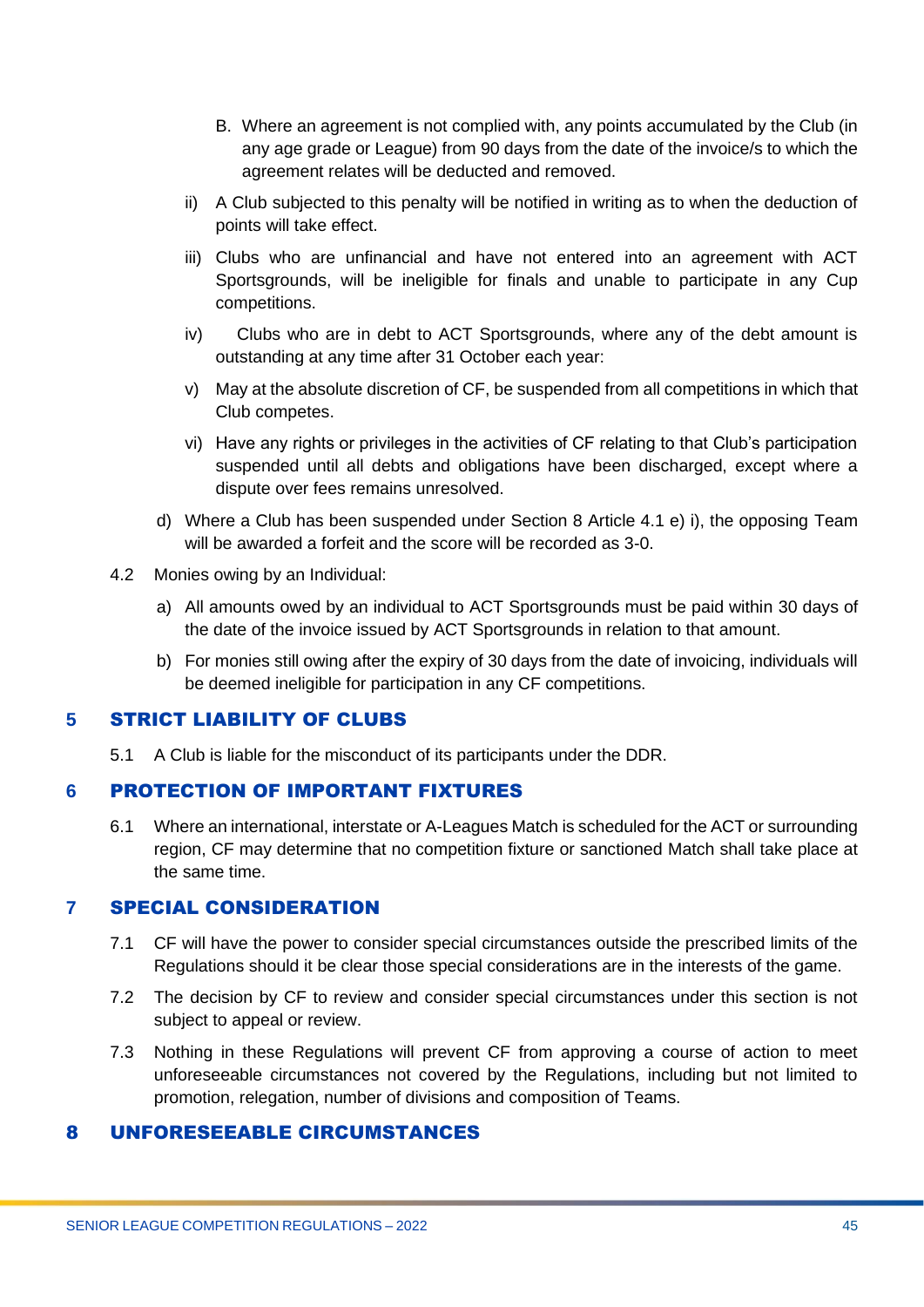B. Where an agreement is not complied with, any points accumulated by the Club (in any age grade or League) from 90 days from the date of the invoice/s to which the agreement relates will be deducted and removed.

ii) A Club subjected to this penalty will be notified in writing as to when the deduction of points will take effect.

iii) Clubs who are unfinancial and have not entered into an agreement with ACT Sportsgrounds, will be ineligible for finals and unable to participate in any Cup competitions.

iv) Clubs who are in debt to ACT Sportsgrounds, where any of the debt amount is outstanding at any time after 31 October each year:

v) May at the absolute discretion of CF, be suspended from all competitions in which that Club competes.

vi) Have any rights or privileges in the activities of CF relating to that Club's participation suspended until all debts and obligations have been discharged, except where a dispute over fees remains unresolved.

d) Where a Club has been suspended under Section 8 Article 4.1 e) i), the opposing Team will be awarded a forfeit and the score will be recorded as 3-0.

4.2 Monies owing by an Individual:

a) All amounts owed by an individual to ACT Sportsgrounds must be paid within 30 days of the date of the invoice issued by ACT Sportsgrounds in relation to that amount.

b) For monies still owing after the expiry of 30 days from the date of invoicing, individuals will be deemed ineligible for participation in any CF competitions.

## 5 STRICT LIABILITY OF CLUBS

5.1 A Club is liable for the misconduct of its participants under the DDR.

## 6 PROTECTION OF IMPORTANT FIXTURES

6.1 Where an international, interstate or A-Leagues Match is scheduled for the ACT or surrounding region, CF may determine that no competition fixture or sanctioned Match shall take place at the same time.

## 7 SPECIAL CONSIDERATION

7.1 CF will have the power to consider special circumstances outside the prescribed limits of the Regulations should it be clear those special considerations are in the interests of the game.

7.2 The decision by CF to review and consider special circumstances under this section is not subject to appeal or review.

7.3 Nothing in these Regulations will prevent CF from approving a course of action to meet unforeseeable circumstances not covered by the Regulations, including but not limited to promotion, relegation, number of divisions and composition of Teams.

## 8 UNFORESEEABLE CIRCUMSTANCES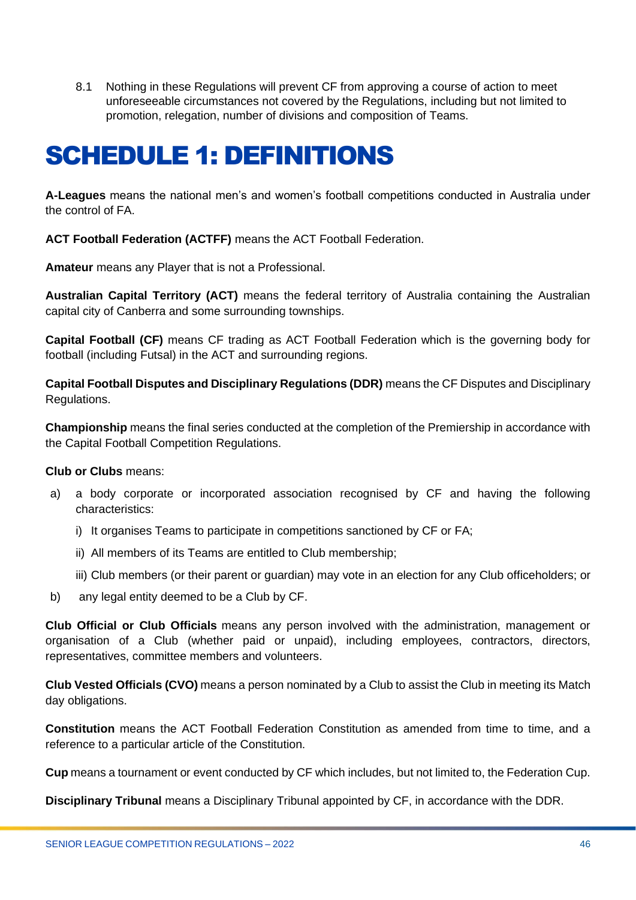8.1 Nothing in these Regulations will prevent CF from approving a course of action to meet unforeseeable circumstances not covered by the Regulations, including but not limited to promotion, relegation, number of divisions and composition of Teams.

# SCHEDULE 1: DEFINITIONS

**A-Leagues** means the national men's and women's football competitions conducted in Australia under the control of FA.

**ACT Football Federation (ACTFF)** means the ACT Football Federation.

**Amateur** means any Player that is not a Professional.

**Australian Capital Territory (ACT)** means the federal territory of Australia containing the Australian capital city of Canberra and some surrounding townships.

**Capital Football (CF)** means CF trading as ACT Football Federation which is the governing body for football (including Futsal) in the ACT and surrounding regions.

**Capital Football Disputes and Disciplinary Regulations (DDR)** means the CF Disputes and Disciplinary Regulations.

**Championship** means the final series conducted at the completion of the Premiership in accordance with the Capital Football Competition Regulations.

**Club or Clubs** means:

a) a body corporate or incorporated association recognised by CF and having the following characteristics:

   i) It organises Teams to participate in competitions sanctioned by CF or FA;

   ii) All members of its Teams are entitled to Club membership;

   iii) Club members (or their parent or guardian) may vote in an election for any Club officeholders; or

b) any legal entity deemed to be a Club by CF.

**Club Official or Club Officials** means any person involved with the administration, management or organisation of a Club (whether paid or unpaid), including employees, contractors, directors, representatives, committee members and volunteers.

**Club Vested Officials (CVO)** means a person nominated by a Club to assist the Club in meeting its Match day obligations.

**Constitution** means the ACT Football Federation Constitution as amended from time to time, and a reference to a particular article of the Constitution.

**Cup** means a tournament or event conducted by CF which includes, but not limited to, the Federation Cup.

**Disciplinary Tribunal** means a Disciplinary Tribunal appointed by CF, in accordance with the DDR.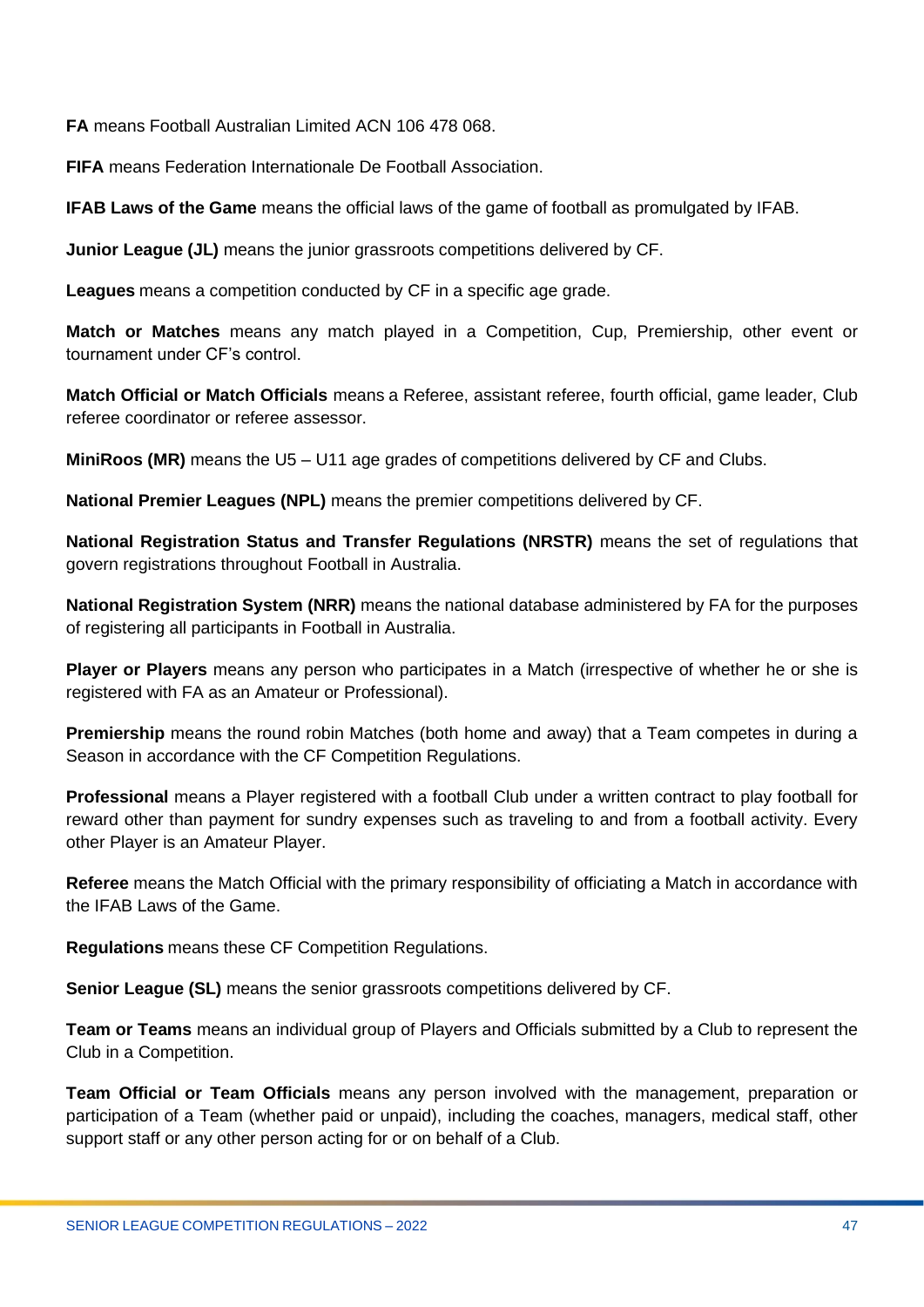**FA** means Football Australian Limited ACN 106 478 068.

**FIFA** means Federation Internationale De Football Association.

**IFAB Laws of the Game** means the official laws of the game of football as promulgated by IFAB.

**Junior League (JL)** means the junior grassroots competitions delivered by CF.

**Leagues** means a competition conducted by CF in a specific age grade.

**Match or Matches** means any match played in a Competition, Cup, Premiership, other event or tournament under CF's control.

**Match Official or Match Officials** means a Referee, assistant referee, fourth official, game leader, Club referee coordinator or referee assessor.

**MiniRoos (MR)** means the U5 – U11 age grades of competitions delivered by CF and Clubs.

**National Premier Leagues (NPL)** means the premier competitions delivered by CF.

**National Registration Status and Transfer Regulations (NRSTR)** means the set of regulations that govern registrations throughout Football in Australia.

**National Registration System (NRR)** means the national database administered by FA for the purposes of registering all participants in Football in Australia.

**Player or Players** means any person who participates in a Match (irrespective of whether he or she is registered with FA as an Amateur or Professional).

**Premiership** means the round robin Matches (both home and away) that a Team competes in during a Season in accordance with the CF Competition Regulations.

**Professional** means a Player registered with a football Club under a written contract to play football for reward other than payment for sundry expenses such as traveling to and from a football activity. Every other Player is an Amateur Player.

**Referee** means the Match Official with the primary responsibility of officiating a Match in accordance with the IFAB Laws of the Game.

**Regulations** means these CF Competition Regulations.

**Senior League (SL)** means the senior grassroots competitions delivered by CF.

**Team or Teams** means an individual group of Players and Officials submitted by a Club to represent the Club in a Competition.

**Team Official or Team Officials** means any person involved with the management, preparation or participation of a Team (whether paid or unpaid), including the coaches, managers, medical staff, other support staff or any other person acting for or on behalf of a Club.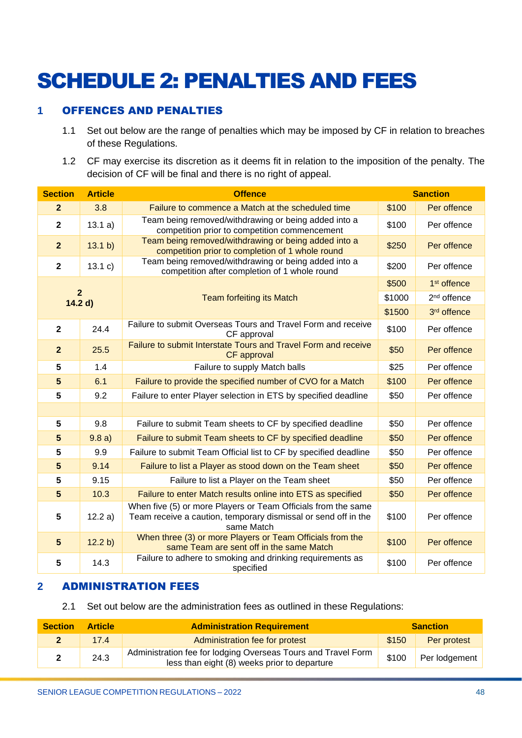# SCHEDULE 2: PENALTIES AND FEES

## 1 OFFENCES AND PENALTIES

1.1 Set out below are the range of penalties which may be imposed by CF in relation to breaches of these Regulations.

1.2 CF may exercise its discretion as it deems fit in relation to the imposition of the penalty. The decision of CF will be final and there is no right of appeal.

| Section | Article | Offence | Sanction | |
|---|---|---|---|---|
| **2** | 3.8 | Failure to commence a Match at the scheduled time | $100 | Per offence |
| **2** | 13.1 a) | Team being removed/withdrawing or being added into a competition prior to competition commencement | $100 | Per offence |
| **2** | 13.1 b) | Team being removed/withdrawing or being added into a competition prior to completion of 1 whole round | $250 | Per offence |
| **2** | 13.1 c) | Team being removed/withdrawing or being added into a competition after completion of 1 whole round | $200 | Per offence |
| **2** | **14.2 d)** | Team forfeiting its Match | $500 | 1st offence |
| | | | $1000 | 2nd offence |
| | | | $1500 | 3rd offence |
| **2** | 24.4 | Failure to submit Overseas Tours and Travel Form and receive CF approval | $100 | Per offence |
| **2** | 25.5 | Failure to submit Interstate Tours and Travel Form and receive CF approval | $50 | Per offence |
| **5** | 1.4 | Failure to supply Match balls | $25 | Per offence |
| **5** | 6.1 | Failure to provide the specified number of CVO for a Match | $100 | Per offence |
| **5** | 9.2 | Failure to enter Player selection in ETS by specified deadline | $50 | Per offence |
| | | | | |
| **5** | 9.8 | Failure to submit Team sheets to CF by specified deadline | $50 | Per offence |
| **5** | 9.8 a) | Failure to submit Team sheets to CF by specified deadline | $50 | Per offence |
| **5** | 9.9 | Failure to submit Team Official list to CF by specified deadline | $50 | Per offence |
| **5** | 9.14 | Failure to list a Player as stood down on the Team sheet | $50 | Per offence |
| **5** | 9.15 | Failure to list a Player on the Team sheet | $50 | Per offence |
| **5** | 10.3 | Failure to enter Match results online into ETS as specified | $50 | Per offence |
| **5** | 12.2 a) | When five (5) or more Players or Team Officials from the same Team receive a caution, temporary dismissal or send off in the same Match | $100 | Per offence |
| **5** | 12.2 b) | When three (3) or more Players or Team Officials from the same Team are sent off in the same Match | $100 | Per offence |
| **5** | 14.3 | Failure to adhere to smoking and drinking requirements as specified | $100 | Per offence |

## 2 ADMINISTRATION FEES

2.1 Set out below are the administration fees as outlined in these Regulations:

| Section | Article | Administration Requirement | Sanction | |
|---|---|---|---|---|
| **2** | 17.4 | Administration fee for protest | $150 | Per protest |
| **2** | 24.3 | Administration fee for lodging Overseas Tours and Travel Form less than eight (8) weeks prior to departure | $100 | Per lodgement |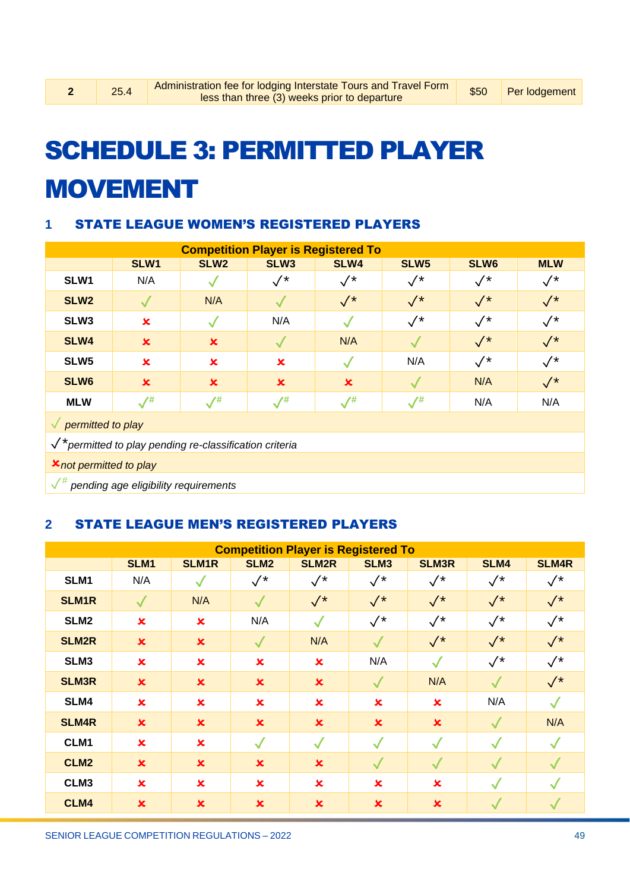| 2 | 25.4 | Administration fee for lodging Interstate Tours and Travel Form less than three (3) weeks prior to departure | $50 | Per lodgement |
|---|---|---|---|---|

# SCHEDULE 3: PERMITTED PLAYER MOVEMENT

## 1 STATE LEAGUE WOMEN'S REGISTERED PLAYERS

| | Competition Player is Registered To | | | | | | |
|---|---|---|---|---|---|---|---|
| | SLW1 | SLW2 | SLW3 | SLW4 | SLW5 | SLW6 | MLW |
| SLW1 | N/A | ✓ | ✓* | ✓* | ✓* | ✓* | ✓* |
| SLW2 | ✓ | N/A | ✓ | ✓* | ✓* | ✓* | ✓* |
| SLW3 | ✗ | ✓ | N/A | ✓ | ✓* | ✓* | ✓* |
| SLW4 | ✗ | ✗ | ✓ | N/A | ✓ | ✓* | ✓* |
| SLW5 | ✗ | ✗ | ✗ | ✓ | N/A | ✓* | ✓* |
| SLW6 | ✗ | ✗ | ✗ | ✗ | ✓ | N/A | ✓* |
| MLW | ✓# | ✓# | ✓# | ✓# | ✓# | N/A | N/A |

✓ *permitted to play*

✓* *permitted to play pending re-classification criteria*

✗ *not permitted to play*

✓# *pending age eligibility requirements*

## 2 STATE LEAGUE MEN'S REGISTERED PLAYERS

| | Competition Player is Registered To | | | | | | | |
|---|---|---|---|---|---|---|---|---|
| | SLM1 | SLM1R | SLM2 | SLM2R | SLM3 | SLM3R | SLM4 | SLM4R |
| SLM1 | N/A | ✓ | ✓* | ✓* | ✓* | ✓* | ✓* | ✓* |
| SLM1R | ✓ | N/A | ✓ | ✓* | ✓* | ✓* | ✓* | ✓* |
| SLM2 | ✗ | ✗ | N/A | ✓ | ✓* | ✓* | ✓* | ✓* |
| SLM2R | ✗ | ✗ | ✓ | N/A | ✓ | ✓* | ✓* | ✓* |
| SLM3 | ✗ | ✗ | ✗ | ✗ | N/A | ✓ | ✓* | ✓* |
| SLM3R | ✗ | ✗ | ✗ | ✗ | ✓ | N/A | ✓ | ✓* |
| SLM4 | ✗ | ✗ | ✗ | ✗ | ✗ | ✗ | N/A | ✓ |
| SLM4R | ✗ | ✗ | ✗ | ✗ | ✗ | ✗ | ✓ | N/A |
| CLM1 | ✗ | ✗ | ✓ | ✓ | ✓ | ✓ | ✓ | ✓ |
| CLM2 | ✗ | ✗ | ✗ | ✗ | ✓ | ✓ | ✓ | ✓ |
| CLM3 | ✗ | ✗ | ✗ | ✗ | ✗ | ✗ | ✓ | ✓ |
| CLM4 | ✗ | ✗ | ✗ | ✗ | ✗ | ✗ | ✓ | ✓ |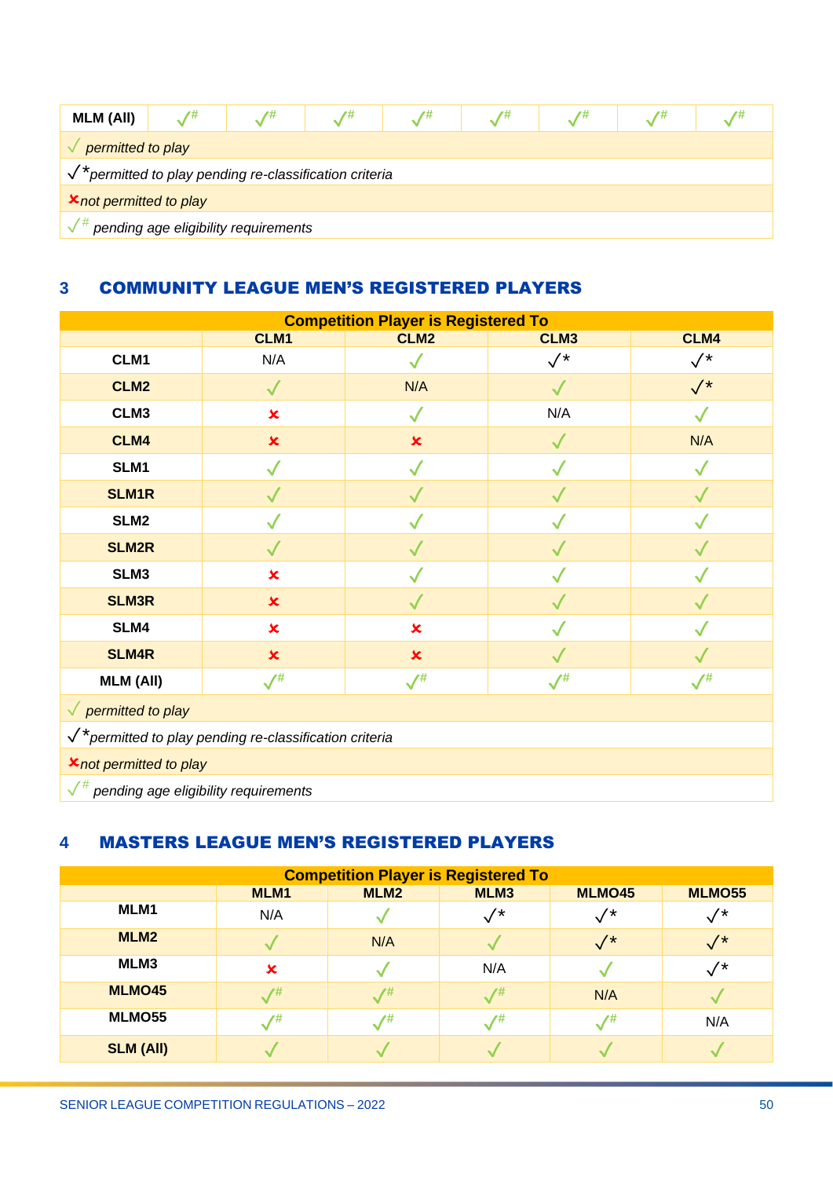| MLM (All) | ✓# | ✓# | ✓# | ✓# | ✓# | ✓# | ✓# | ✓# |
|---|---|---|---|---|---|---|---|---|
| ✓ *permitted to play* | | | | | | | | |
| ✓* *permitted to play pending re-classification criteria* | | | | | | | | |
| ✗ *not permitted to play* | | | | | | | | |
| ✓# *pending age eligibility requirements* | | | | | | | | |

## 3 COMMUNITY LEAGUE MEN'S REGISTERED PLAYERS

| | Competition Player is Registered To | | | |
|---|---|---|---|---|
| | **CLM1** | **CLM2** | **CLM3** | **CLM4** |
| **CLM1** | N/A | ✓ | ✓* | ✓* |
| **CLM2** | ✓ | N/A | ✓ | ✓* |
| **CLM3** | ✗ | ✓ | N/A | ✓ |
| **CLM4** | ✗ | ✗ | ✓ | N/A |
| **SLM1** | ✓ | ✓ | ✓ | ✓ |
| **SLM1R** | ✓ | ✓ | ✓ | ✓ |
| **SLM2** | ✓ | ✓ | ✓ | ✓ |
| **SLM2R** | ✓ | ✓ | ✓ | ✓ |
| **SLM3** | ✗ | ✓ | ✓ | ✓ |
| **SLM3R** | ✗ | ✓ | ✓ | ✓ |
| **SLM4** | ✗ | ✗ | ✓ | ✓ |
| **SLM4R** | ✗ | ✗ | ✓ | ✓ |
| **MLM (All)** | ✓# | ✓# | ✓# | ✓# |
| ✓ *permitted to play* | | | | |
| ✓* *permitted to play pending re-classification criteria* | | | | |
| ✗ *not permitted to play* | | | | |
| ✓# *pending age eligibility requirements* | | | | |

## 4 MASTERS LEAGUE MEN'S REGISTERED PLAYERS

| | Competition Player is Registered To | | | | |
|---|---|---|---|---|---|
| | **MLM1** | **MLM2** | **MLM3** | **MLMO45** | **MLMO55** |
| **MLM1** | N/A | ✓ | ✓* | ✓* | ✓* |
| **MLM2** | ✓ | N/A | ✓ | ✓* | ✓* |
| **MLM3** | ✗ | ✓ | N/A | ✓ | ✓* |
| **MLMO45** | ✓# | ✓# | ✓# | N/A | ✓ |
| **MLMO55** | ✓# | ✓# | ✓# | ✓# | N/A |
| **SLM (All)** | ✓ | ✓ | ✓ | ✓ | ✓ |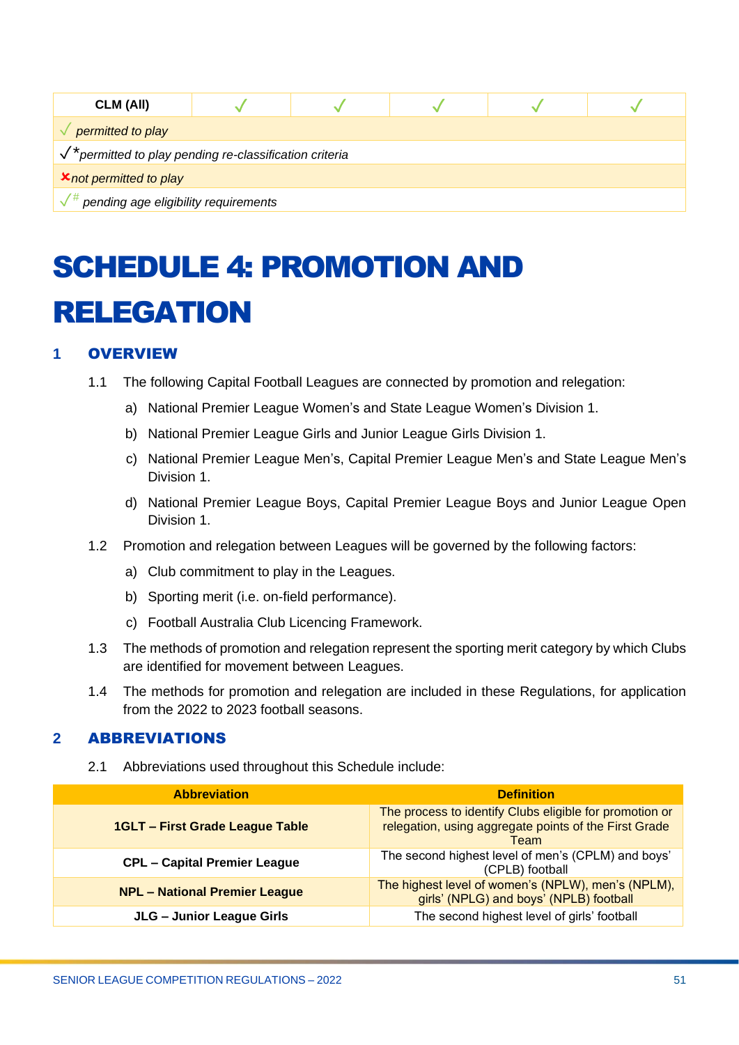| CLM (All) | ✓ | ✓ | ✓ | ✓ | ✓ |
|---|---|---|---|---|---|
| ✓ *permitted to play* | | | | | |
| ✓* *permitted to play pending re-classification criteria* | | | | | |
| ✗ *not permitted to play* | | | | | |
| ✓# *pending age eligibility requirements* | | | | | |

# SCHEDULE 4: PROMOTION AND RELEGATION

## 1 OVERVIEW

1.1 The following Capital Football Leagues are connected by promotion and relegation:

a) National Premier League Women's and State League Women's Division 1.

b) National Premier League Girls and Junior League Girls Division 1.

c) National Premier League Men's, Capital Premier League Men's and State League Men's Division 1.

d) National Premier League Boys, Capital Premier League Boys and Junior League Open Division 1.

1.2 Promotion and relegation between Leagues will be governed by the following factors:

a) Club commitment to play in the Leagues.

b) Sporting merit (i.e. on-field performance).

c) Football Australia Club Licencing Framework.

1.3 The methods of promotion and relegation represent the sporting merit category by which Clubs are identified for movement between Leagues.

1.4 The methods for promotion and relegation are included in these Regulations, for application from the 2022 to 2023 football seasons.

## 2 ABBREVIATIONS

2.1 Abbreviations used throughout this Schedule include:

| Abbreviation | Definition |
|---|---|
| **1GLT – First Grade League Table** | The process to identify Clubs eligible for promotion or relegation, using aggregate points of the First Grade Team |
| **CPL – Capital Premier League** | The second highest level of men's (CPLM) and boys' (CPLB) football |
| **NPL – National Premier League** | The highest level of women's (NPLW), men's (NPLM), girls' (NPLG) and boys' (NPLB) football |
| **JLG – Junior League Girls** | The second highest level of girls' football |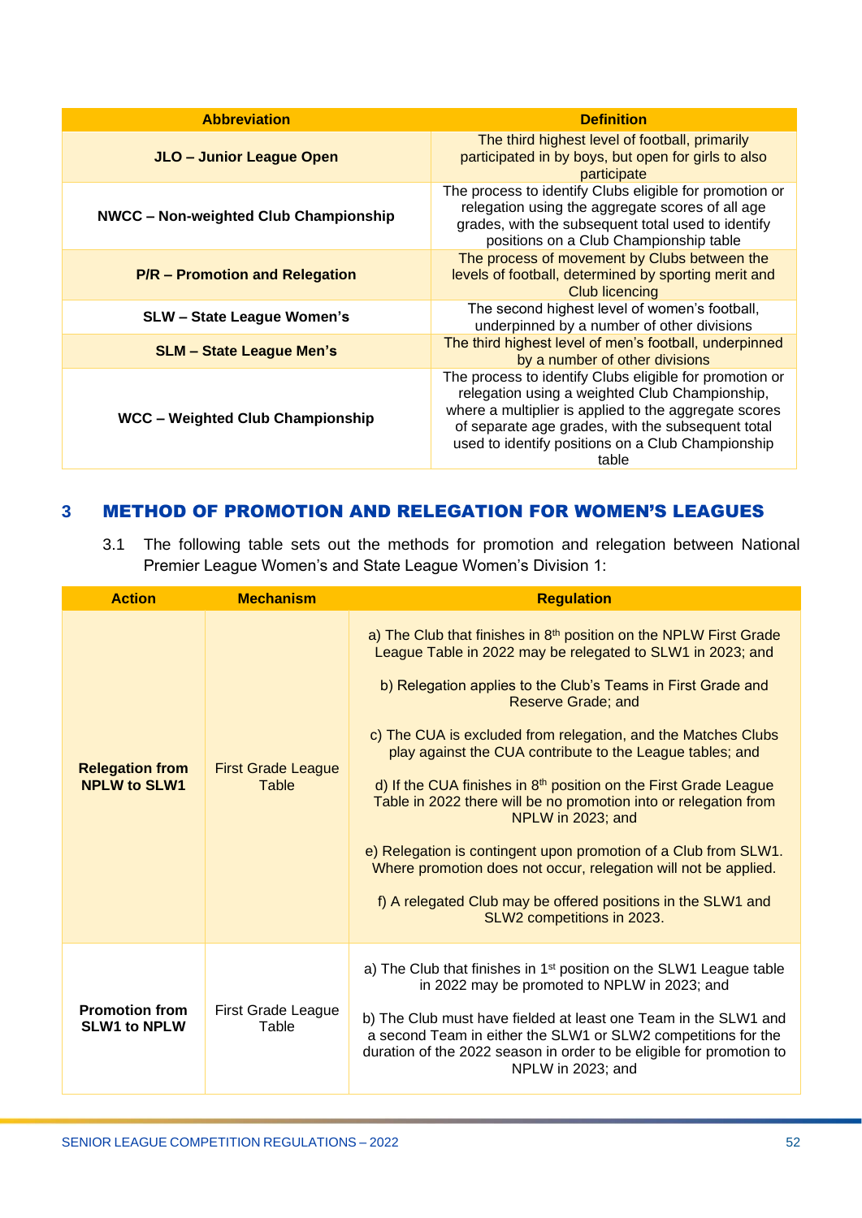| Abbreviation | Definition |
|---|---|
| **JLO – Junior League Open** | The third highest level of football, primarily participated in by boys, but open for girls to also participate |
| **NWCC – Non-weighted Club Championship** | The process to identify Clubs eligible for promotion or relegation using the aggregate scores of all age grades, with the subsequent total used to identify positions on a Club Championship table |
| **P/R – Promotion and Relegation** | The process of movement by Clubs between the levels of football, determined by sporting merit and Club licencing |
| **SLW – State League Women's** | The second highest level of women's football, underpinned by a number of other divisions |
| **SLM – State League Men's** | The third highest level of men's football, underpinned by a number of other divisions |
| **WCC – Weighted Club Championship** | The process to identify Clubs eligible for promotion or relegation using a weighted Club Championship, where a multiplier is applied to the aggregate scores of separate age grades, with the subsequent total used to identify positions on a Club Championship table |

## 3 METHOD OF PROMOTION AND RELEGATION FOR WOMEN'S LEAGUES

3.1 The following table sets out the methods for promotion and relegation between National Premier League Women's and State League Women's Division 1:

| Action | Mechanism | Regulation |
|---|---|---|
| **Relegation from NPLW to SLW1** | First Grade League Table | a) The Club that finishes in 8th position on the NPLW First Grade League Table in 2022 may be relegated to SLW1 in 2023; and<br><br>b) Relegation applies to the Club's Teams in First Grade and Reserve Grade; and<br><br>c) The CUA is excluded from relegation, and the Matches Clubs play against the CUA contribute to the League tables; and<br><br>d) If the CUA finishes in 8th position on the First Grade League Table in 2022 there will be no promotion into or relegation from NPLW in 2023; and<br><br>e) Relegation is contingent upon promotion of a Club from SLW1. Where promotion does not occur, relegation will not be applied.<br><br>f) A relegated Club may be offered positions in the SLW1 and SLW2 competitions in 2023. |
| **Promotion from SLW1 to NPLW** | First Grade League Table | a) The Club that finishes in 1st position on the SLW1 League table in 2022 may be promoted to NPLW in 2023; and<br><br>b) The Club must have fielded at least one Team in the SLW1 and a second Team in either the SLW1 or SLW2 competitions for the duration of the 2022 season in order to be eligible for promotion to NPLW in 2023; and |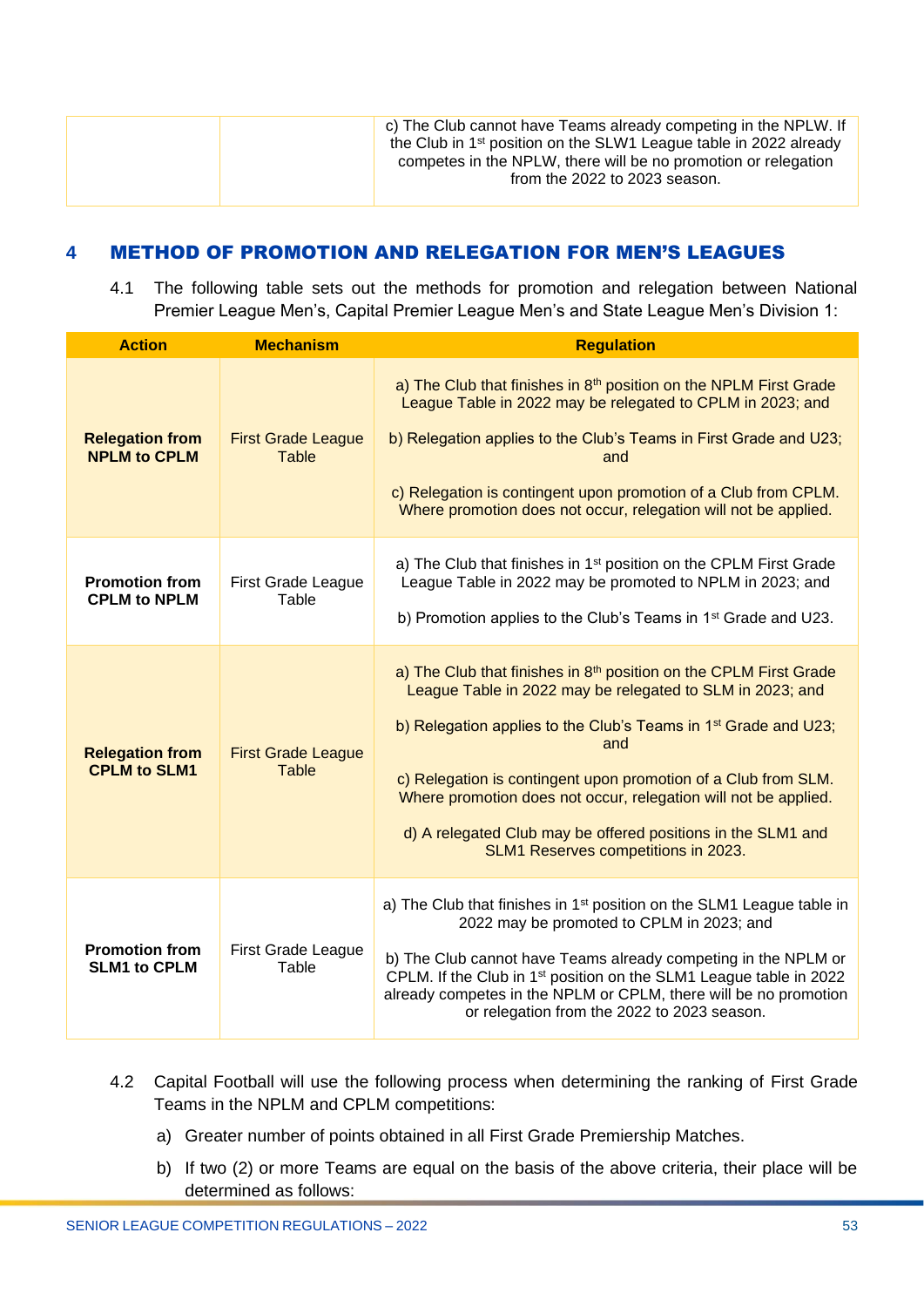| | | c) The Club cannot have Teams already competing in the NPLW. If the Club in 1st position on the SLW1 League table in 2022 already competes in the NPLW, there will be no promotion or relegation from the 2022 to 2023 season. |
|---|---|---|

## 4 METHOD OF PROMOTION AND RELEGATION FOR MEN'S LEAGUES

4.1 The following table sets out the methods for promotion and relegation between National Premier League Men's, Capital Premier League Men's and State League Men's Division 1:

| Action | Mechanism | Regulation |
|---|---|---|
| **Relegation from NPLM to CPLM** | First Grade League Table | a) The Club that finishes in 8th position on the NPLM First Grade League Table in 2022 may be relegated to CPLM in 2023; and<br><br>b) Relegation applies to the Club's Teams in First Grade and U23; and<br><br>c) Relegation is contingent upon promotion of a Club from CPLM. Where promotion does not occur, relegation will not be applied. |
| **Promotion from CPLM to NPLM** | First Grade League Table | a) The Club that finishes in 1st position on the CPLM First Grade League Table in 2022 may be promoted to NPLM in 2023; and<br><br>b) Promotion applies to the Club's Teams in 1st Grade and U23. |
| **Relegation from CPLM to SLM1** | First Grade League Table | a) The Club that finishes in 8th position on the CPLM First Grade League Table in 2022 may be relegated to SLM in 2023; and<br><br>b) Relegation applies to the Club's Teams in 1st Grade and U23; and<br><br>c) Relegation is contingent upon promotion of a Club from SLM. Where promotion does not occur, relegation will not be applied.<br><br>d) A relegated Club may be offered positions in the SLM1 and SLM1 Reserves competitions in 2023. |
| **Promotion from SLM1 to CPLM** | First Grade League Table | a) The Club that finishes in 1st position on the SLM1 League table in 2022 may be promoted to CPLM in 2023; and<br><br>b) The Club cannot have Teams already competing in the NPLM or CPLM. If the Club in 1st position on the SLM1 League table in 2022 already competes in the NPLM or CPLM, there will be no promotion or relegation from the 2022 to 2023 season. |

4.2 Capital Football will use the following process when determining the ranking of First Grade Teams in the NPLM and CPLM competitions:

a) Greater number of points obtained in all First Grade Premiership Matches.

b) If two (2) or more Teams are equal on the basis of the above criteria, their place will be determined as follows: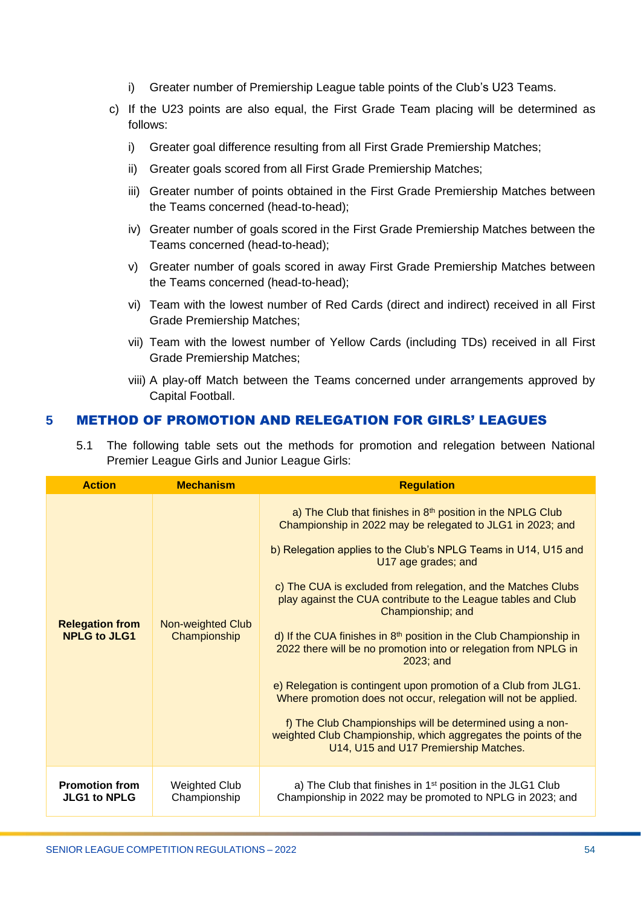i) Greater number of Premiership League table points of the Club's U23 Teams.

c) If the U23 points are also equal, the First Grade Team placing will be determined as follows:

i) Greater goal difference resulting from all First Grade Premiership Matches;

ii) Greater goals scored from all First Grade Premiership Matches;

iii) Greater number of points obtained in the First Grade Premiership Matches between the Teams concerned (head-to-head);

iv) Greater number of goals scored in the First Grade Premiership Matches between the Teams concerned (head-to-head);

v) Greater number of goals scored in away First Grade Premiership Matches between the Teams concerned (head-to-head);

vi) Team with the lowest number of Red Cards (direct and indirect) received in all First Grade Premiership Matches;

vii) Team with the lowest number of Yellow Cards (including TDs) received in all First Grade Premiership Matches;

viii) A play-off Match between the Teams concerned under arrangements approved by Capital Football.

## 5 METHOD OF PROMOTION AND RELEGATION FOR GIRLS' LEAGUES

5.1 The following table sets out the methods for promotion and relegation between National Premier League Girls and Junior League Girls:

| Action | Mechanism | Regulation |
|---|---|---|
| **Relegation from NPLG to JLG1** | Non-weighted Club Championship | a) The Club that finishes in 8th position in the NPLG Club Championship in 2022 may be relegated to JLG1 in 2023; and<br><br>b) Relegation applies to the Club's NPLG Teams in U14, U15 and U17 age grades; and<br><br>c) The CUA is excluded from relegation, and the Matches Clubs play against the CUA contribute to the League tables and Club Championship; and<br><br>d) If the CUA finishes in 8th position in the Club Championship in 2022 there will be no promotion into or relegation from NPLG in 2023; and<br><br>e) Relegation is contingent upon promotion of a Club from JLG1. Where promotion does not occur, relegation will not be applied.<br><br>f) The Club Championships will be determined using a non-weighted Club Championship, which aggregates the points of the U14, U15 and U17 Premiership Matches. |
| **Promotion from JLG1 to NPLG** | Weighted Club Championship | a) The Club that finishes in 1st position in the JLG1 Club Championship in 2022 may be promoted to NPLG in 2023; and |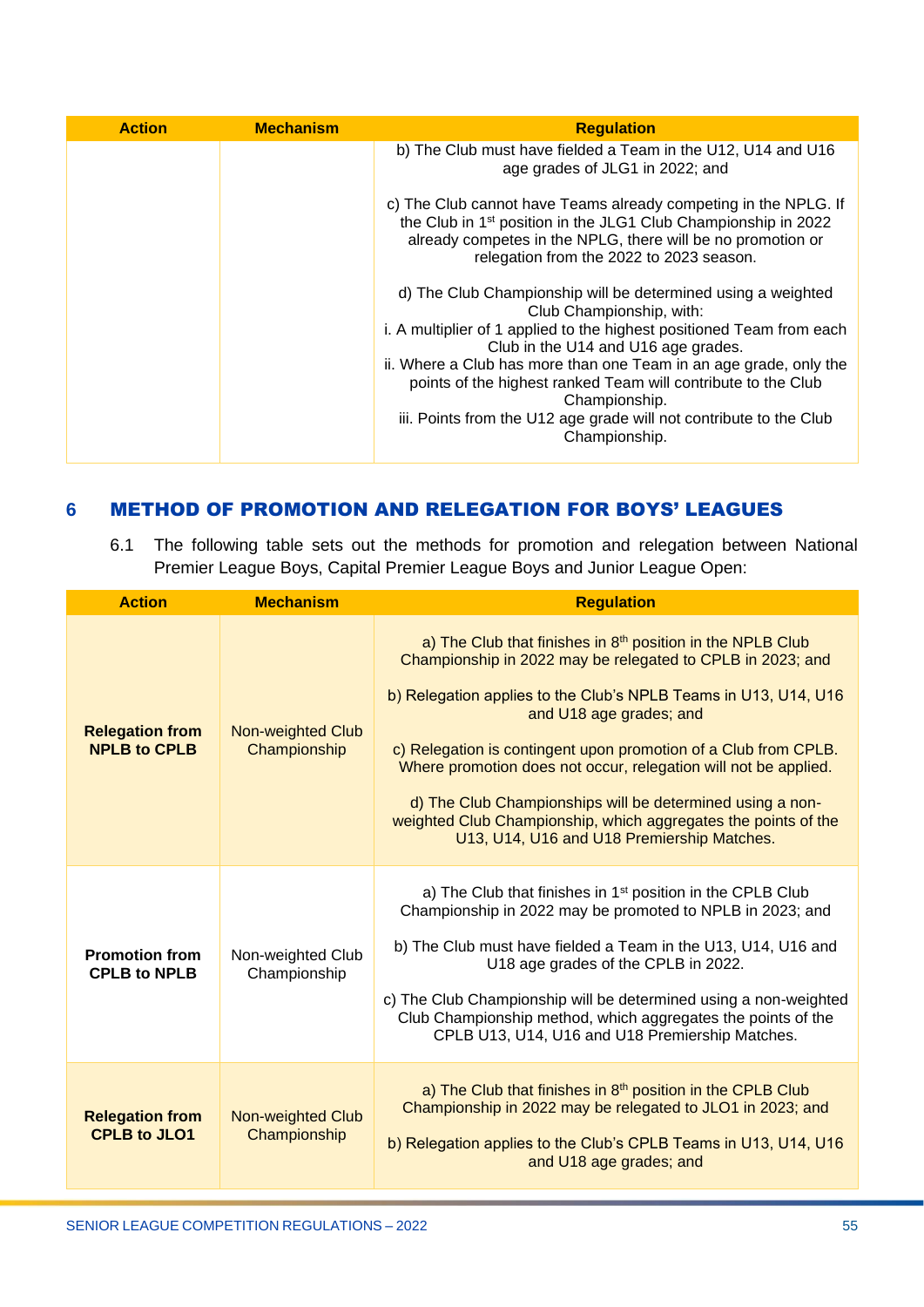| Action | Mechanism | Regulation |
|---|---|---|
| | | b) The Club must have fielded a Team in the U12, U14 and U16 age grades of JLG1 in 2022; and<br><br>c) The Club cannot have Teams already competing in the NPLG. If the Club in 1st position in the JLG1 Club Championship in 2022 already competes in the NPLG, there will be no promotion or relegation from the 2022 to 2023 season.<br><br>d) The Club Championship will be determined using a weighted Club Championship, with:<br>i. A multiplier of 1 applied to the highest positioned Team from each Club in the U14 and U16 age grades.<br>ii. Where a Club has more than one Team in an age grade, only the points of the highest ranked Team will contribute to the Club Championship.<br>iii. Points from the U12 age grade will not contribute to the Club Championship. |

## 6 METHOD OF PROMOTION AND RELEGATION FOR BOYS' LEAGUES

6.1 The following table sets out the methods for promotion and relegation between National Premier League Boys, Capital Premier League Boys and Junior League Open:

| Action | Mechanism | Regulation |
|---|---|---|
| **Relegation from NPLB to CPLB** | Non-weighted Club Championship | a) The Club that finishes in 8th position in the NPLB Club Championship in 2022 may be relegated to CPLB in 2023; and<br><br>b) Relegation applies to the Club's NPLB Teams in U13, U14, U16 and U18 age grades; and<br><br>c) Relegation is contingent upon promotion of a Club from CPLB. Where promotion does not occur, relegation will not be applied.<br><br>d) The Club Championships will be determined using a non-weighted Club Championship, which aggregates the points of the U13, U14, U16 and U18 Premiership Matches. |
| **Promotion from CPLB to NPLB** | Non-weighted Club Championship | a) The Club that finishes in 1st position in the CPLB Club Championship in 2022 may be promoted to NPLB in 2023; and<br><br>b) The Club must have fielded a Team in the U13, U14, U16 and U18 age grades of the CPLB in 2022.<br><br>c) The Club Championship will be determined using a non-weighted Club Championship method, which aggregates the points of the CPLB U13, U14, U16 and U18 Premiership Matches. |
| **Relegation from CPLB to JLO1** | Non-weighted Club Championship | a) The Club that finishes in 8th position in the CPLB Club Championship in 2022 may be relegated to JLO1 in 2023; and<br><br>b) Relegation applies to the Club's CPLB Teams in U13, U14, U16 and U18 age grades; and |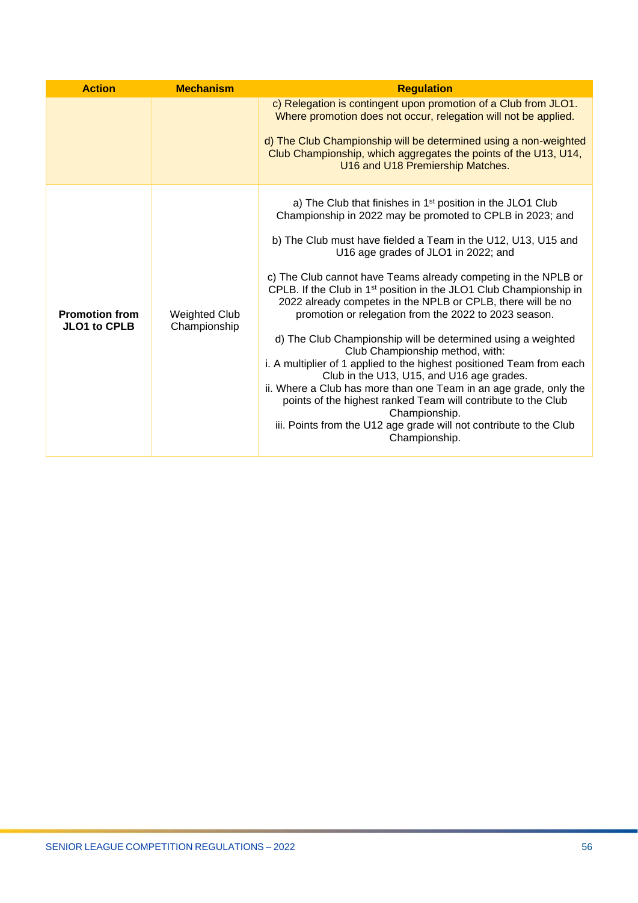| Action | Mechanism | Regulation |
|---|---|---|
| | | c) Relegation is contingent upon promotion of a Club from JLO1. Where promotion does not occur, relegation will not be applied.<br><br>d) The Club Championship will be determined using a non-weighted Club Championship, which aggregates the points of the U13, U14, U16 and U18 Premiership Matches. |
| **Promotion from JLO1 to CPLB** | Weighted Club Championship | a) The Club that finishes in 1st position in the JLO1 Club Championship in 2022 may be promoted to CPLB in 2023; and<br><br>b) The Club must have fielded a Team in the U12, U13, U15 and U16 age grades of JLO1 in 2022; and<br><br>c) The Club cannot have Teams already competing in the NPLB or CPLB. If the Club in 1st position in the JLO1 Club Championship in 2022 already competes in the NPLB or CPLB, there will be no promotion or relegation from the 2022 to 2023 season.<br><br>d) The Club Championship will be determined using a weighted Club Championship method, with:<br>i. A multiplier of 1 applied to the highest positioned Team from each Club in the U13, U15, and U16 age grades.<br>ii. Where a Club has more than one Team in an age grade, only the points of the highest ranked Team will contribute to the Club Championship.<br>iii. Points from the U12 age grade will not contribute to the Club Championship. |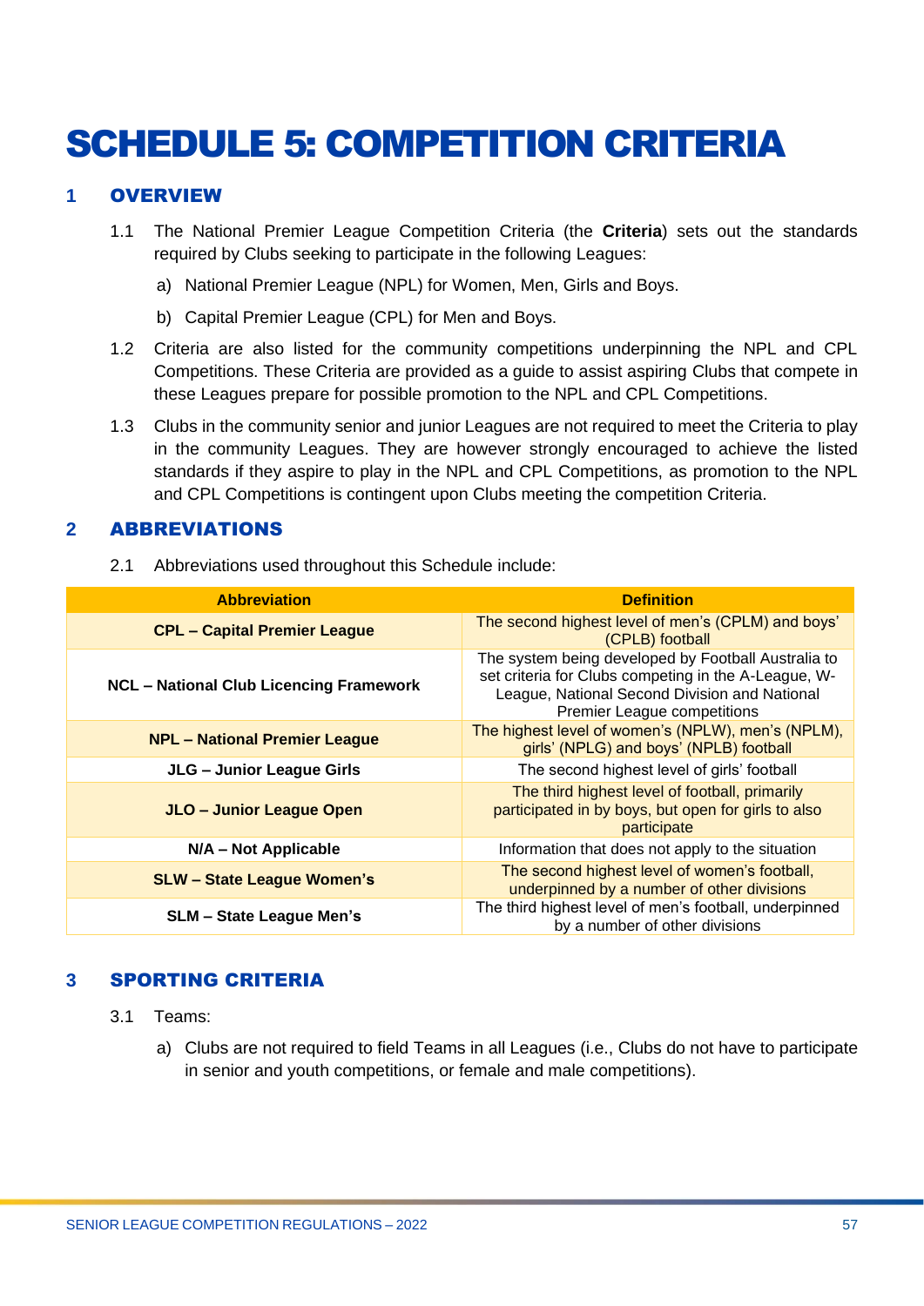# SCHEDULE 5: COMPETITION CRITERIA

## 1 OVERVIEW

1.1 The National Premier League Competition Criteria (the **Criteria**) sets out the standards required by Clubs seeking to participate in the following Leagues:

a) National Premier League (NPL) for Women, Men, Girls and Boys.

b) Capital Premier League (CPL) for Men and Boys.

1.2 Criteria are also listed for the community competitions underpinning the NPL and CPL Competitions. These Criteria are provided as a guide to assist aspiring Clubs that compete in these Leagues prepare for possible promotion to the NPL and CPL Competitions.

1.3 Clubs in the community senior and junior Leagues are not required to meet the Criteria to play in the community Leagues. They are however strongly encouraged to achieve the listed standards if they aspire to play in the NPL and CPL Competitions, as promotion to the NPL and CPL Competitions is contingent upon Clubs meeting the competition Criteria.

## 2 ABBREVIATIONS

2.1 Abbreviations used throughout this Schedule include:

| Abbreviation | Definition |
|---|---|
| **CPL – Capital Premier League** | The second highest level of men's (CPLM) and boys' (CPLB) football |
| **NCL – National Club Licencing Framework** | The system being developed by Football Australia to set criteria for Clubs competing in the A-League, W-League, National Second Division and National Premier League competitions |
| **NPL – National Premier League** | The highest level of women's (NPLW), men's (NPLM), girls' (NPLG) and boys' (NPLB) football |
| **JLG – Junior League Girls** | The second highest level of girls' football |
| **JLO – Junior League Open** | The third highest level of football, primarily participated in by boys, but open for girls to also participate |
| **N/A – Not Applicable** | Information that does not apply to the situation |
| **SLW – State League Women's** | The second highest level of women's football, underpinned by a number of other divisions |
| **SLM – State League Men's** | The third highest level of men's football, underpinned by a number of other divisions |

## 3 SPORTING CRITERIA

3.1 Teams:

a) Clubs are not required to field Teams in all Leagues (i.e., Clubs do not have to participate in senior and youth competitions, or female and male competitions).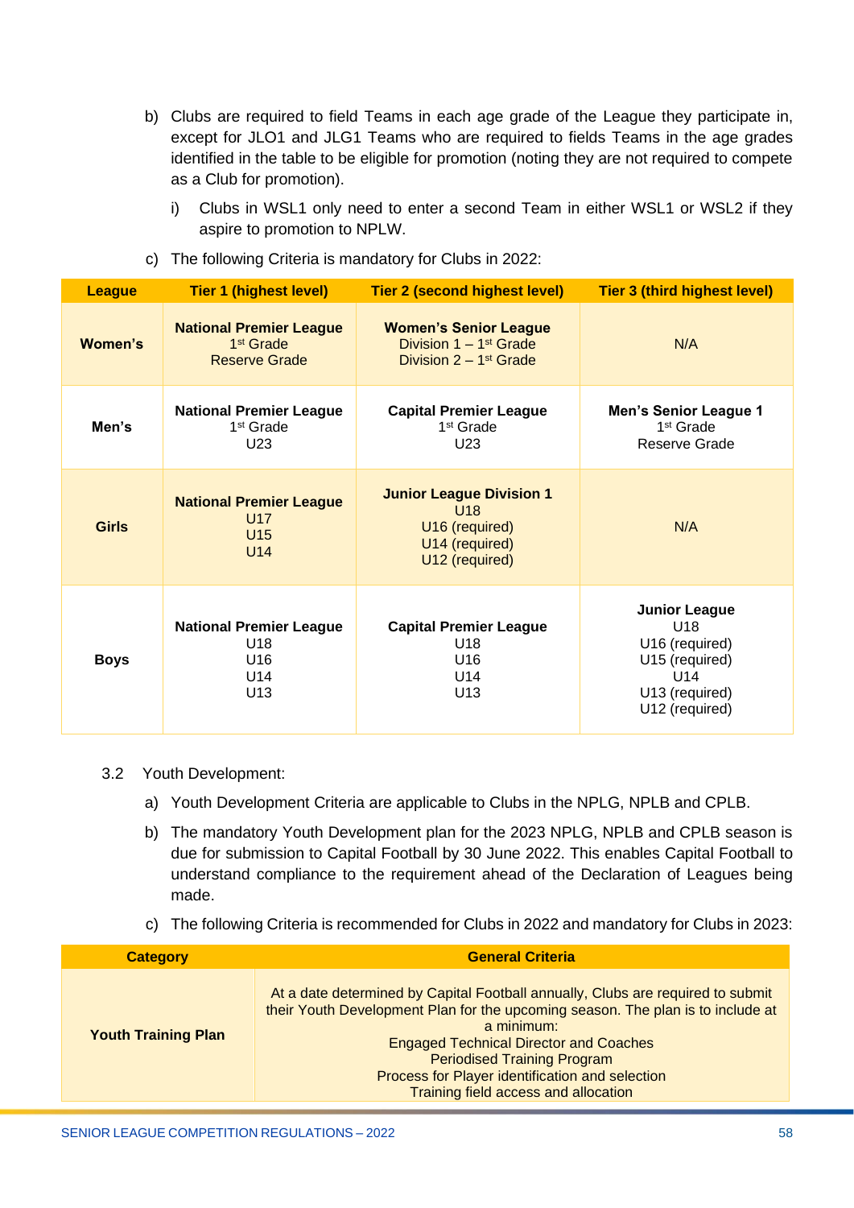b) Clubs are required to field Teams in each age grade of the League they participate in, except for JLO1 and JLG1 Teams who are required to fields Teams in the age grades identified in the table to be eligible for promotion (noting they are not required to compete as a Club for promotion).

   i) Clubs in WSL1 only need to enter a second Team in either WSL1 or WSL2 if they aspire to promotion to NPLW.

c) The following Criteria is mandatory for Clubs in 2022:

| League | Tier 1 (highest level) | Tier 2 (second highest level) | Tier 3 (third highest level) |
|---|---|---|---|
| **Women's** | **National Premier League**<br>1st Grade<br>Reserve Grade | **Women's Senior League**<br>Division 1 – 1st Grade<br>Division 2 – 1st Grade | N/A |
| **Men's** | **National Premier League**<br>1st Grade<br>U23 | **Capital Premier League**<br>1st Grade<br>U23 | **Men's Senior League 1**<br>1st Grade<br>Reserve Grade |
| **Girls** | **National Premier League**<br>U17<br>U15<br>U14 | **Junior League Division 1**<br>U18<br>U16 (required)<br>U14 (required)<br>U12 (required) | N/A |
| **Boys** | **National Premier League**<br>U18<br>U16<br>U14<br>U13 | **Capital Premier League**<br>U18<br>U16<br>U14<br>U13 | **Junior League**<br>U18<br>U16 (required)<br>U15 (required)<br>U14<br>U13 (required)<br>U12 (required) |

3.2 Youth Development:

a) Youth Development Criteria are applicable to Clubs in the NPLG, NPLB and CPLB.

b) The mandatory Youth Development plan for the 2023 NPLG, NPLB and CPLB season is due for submission to Capital Football by 30 June 2022. This enables Capital Football to understand compliance to the requirement ahead of the Declaration of Leagues being made.

c) The following Criteria is recommended for Clubs in 2022 and mandatory for Clubs in 2023:

| Category | General Criteria |
|---|---|
| **Youth Training Plan** | At a date determined by Capital Football annually, Clubs are required to submit their Youth Development Plan for the upcoming season. The plan is to include at a minimum:<br>Engaged Technical Director and Coaches<br>Periodised Training Program<br>Process for Player identification and selection<br>Training field access and allocation |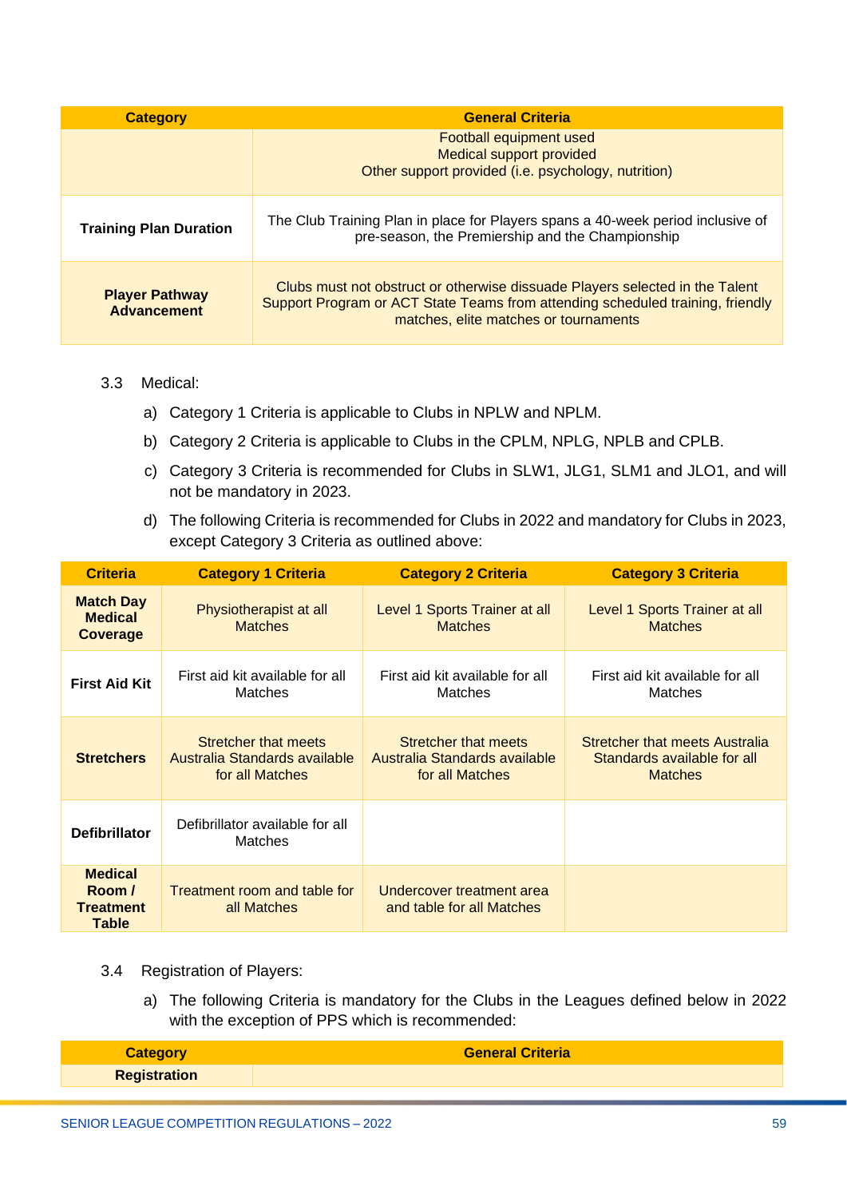| Category | General Criteria |
| --- | --- |
| | Football equipment used<br>Medical support provided<br>Other support provided (i.e. psychology, nutrition) |
| **Training Plan Duration** | The Club Training Plan in place for Players spans a 40-week period inclusive of pre-season, the Premiership and the Championship |
| **Player Pathway Advancement** | Clubs must not obstruct or otherwise dissuade Players selected in the Talent Support Program or ACT State Teams from attending scheduled training, friendly matches, elite matches or tournaments |

3.3 Medical:

a) Category 1 Criteria is applicable to Clubs in NPLW and NPLM.

b) Category 2 Criteria is applicable to Clubs in the CPLM, NPLG, NPLB and CPLB.

c) Category 3 Criteria is recommended for Clubs in SLW1, JLG1, SLM1 and JLO1, and will not be mandatory in 2023.

d) The following Criteria is recommended for Clubs in 2022 and mandatory for Clubs in 2023, except Category 3 Criteria as outlined above:

| Criteria | Category 1 Criteria | Category 2 Criteria | Category 3 Criteria |
| --- | --- | --- | --- |
| **Match Day Medical Coverage** | Physiotherapist at all Matches | Level 1 Sports Trainer at all Matches | Level 1 Sports Trainer at all Matches |
| **First Aid Kit** | First aid kit available for all Matches | First aid kit available for all Matches | First aid kit available for all Matches |
| **Stretchers** | Stretcher that meets Australia Standards available for all Matches | Stretcher that meets Australia Standards available for all Matches | Stretcher that meets Australia Standards available for all Matches |
| **Defibrillator** | Defibrillator available for all Matches | | |
| **Medical Room / Treatment Table** | Treatment room and table for all Matches | Undercover treatment area and table for all Matches | |

3.4 Registration of Players:

a) The following Criteria is mandatory for the Clubs in the Leagues defined below in 2022 with the exception of PPS which is recommended:

| Category | General Criteria |
| --- | --- |
| **Registration** | |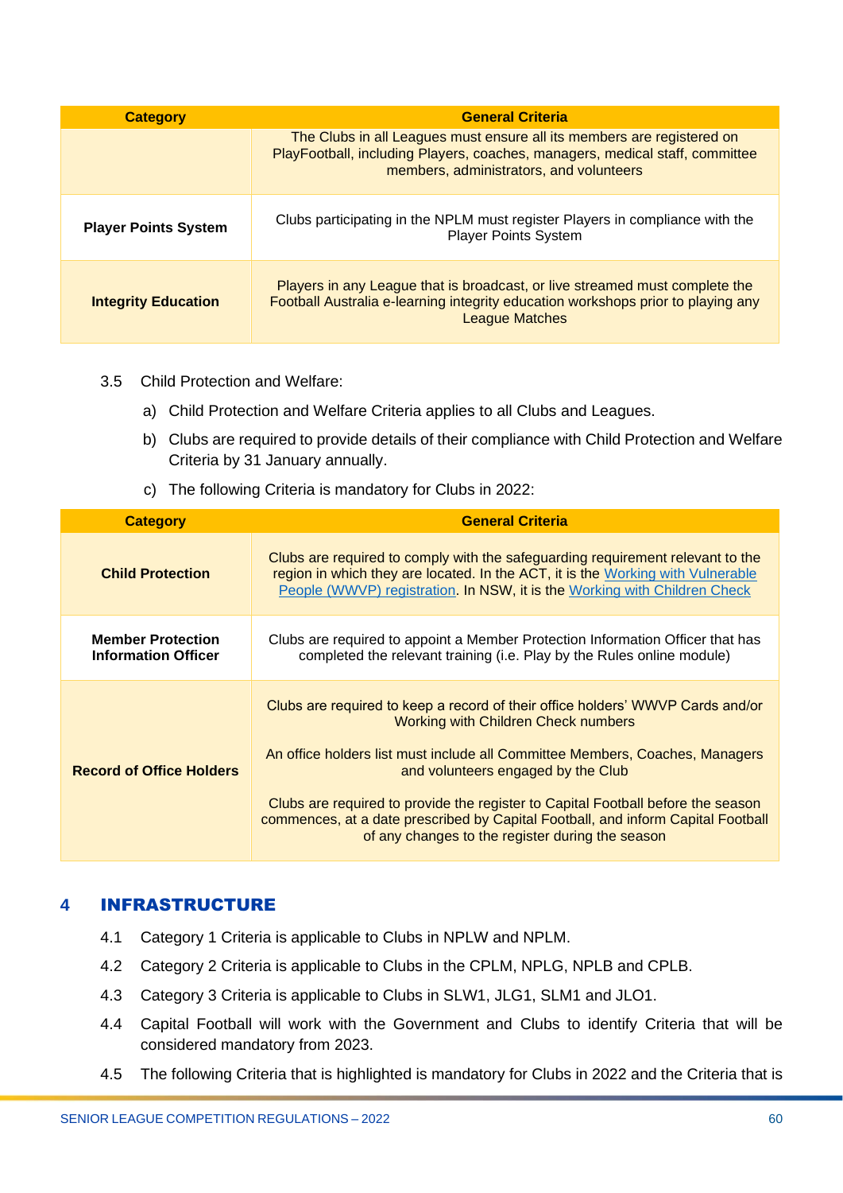| Category | General Criteria |
|---|---|
| | The Clubs in all Leagues must ensure all its members are registered on PlayFootball, including Players, coaches, managers, medical staff, committee members, administrators, and volunteers |
| **Player Points System** | Clubs participating in the NPLM must register Players in compliance with the Player Points System |
| **Integrity Education** | Players in any League that is broadcast, or live streamed must complete the Football Australia e-learning integrity education workshops prior to playing any League Matches |

3.5 Child Protection and Welfare:

a) Child Protection and Welfare Criteria applies to all Clubs and Leagues.

b) Clubs are required to provide details of their compliance with Child Protection and Welfare Criteria by 31 January annually.

c) The following Criteria is mandatory for Clubs in 2022:

| Category | General Criteria |
|---|---|
| **Child Protection** | Clubs are required to comply with the safeguarding requirement relevant to the region in which they are located. In the ACT, it is the [Working with Vulnerable People (WWVP) registration](). In NSW, it is the [Working with Children Check]() |
| **Member Protection Information Officer** | Clubs are required to appoint a Member Protection Information Officer that has completed the relevant training (i.e. Play by the Rules online module) |
| **Record of Office Holders** | Clubs are required to keep a record of their office holders' WWVP Cards and/or Working with Children Check numbers<br><br>An office holders list must include all Committee Members, Coaches, Managers and volunteers engaged by the Club<br><br>Clubs are required to provide the register to Capital Football before the season commences, at a date prescribed by Capital Football, and inform Capital Football of any changes to the register during the season |

## 4 INFRASTRUCTURE

4.1 Category 1 Criteria is applicable to Clubs in NPLW and NPLM.

4.2 Category 2 Criteria is applicable to Clubs in the CPLM, NPLG, NPLB and CPLB.

4.3 Category 3 Criteria is applicable to Clubs in SLW1, JLG1, SLM1 and JLO1.

4.4 Capital Football will work with the Government and Clubs to identify Criteria that will be considered mandatory from 2023.

4.5 The following Criteria that is highlighted is mandatory for Clubs in 2022 and the Criteria that is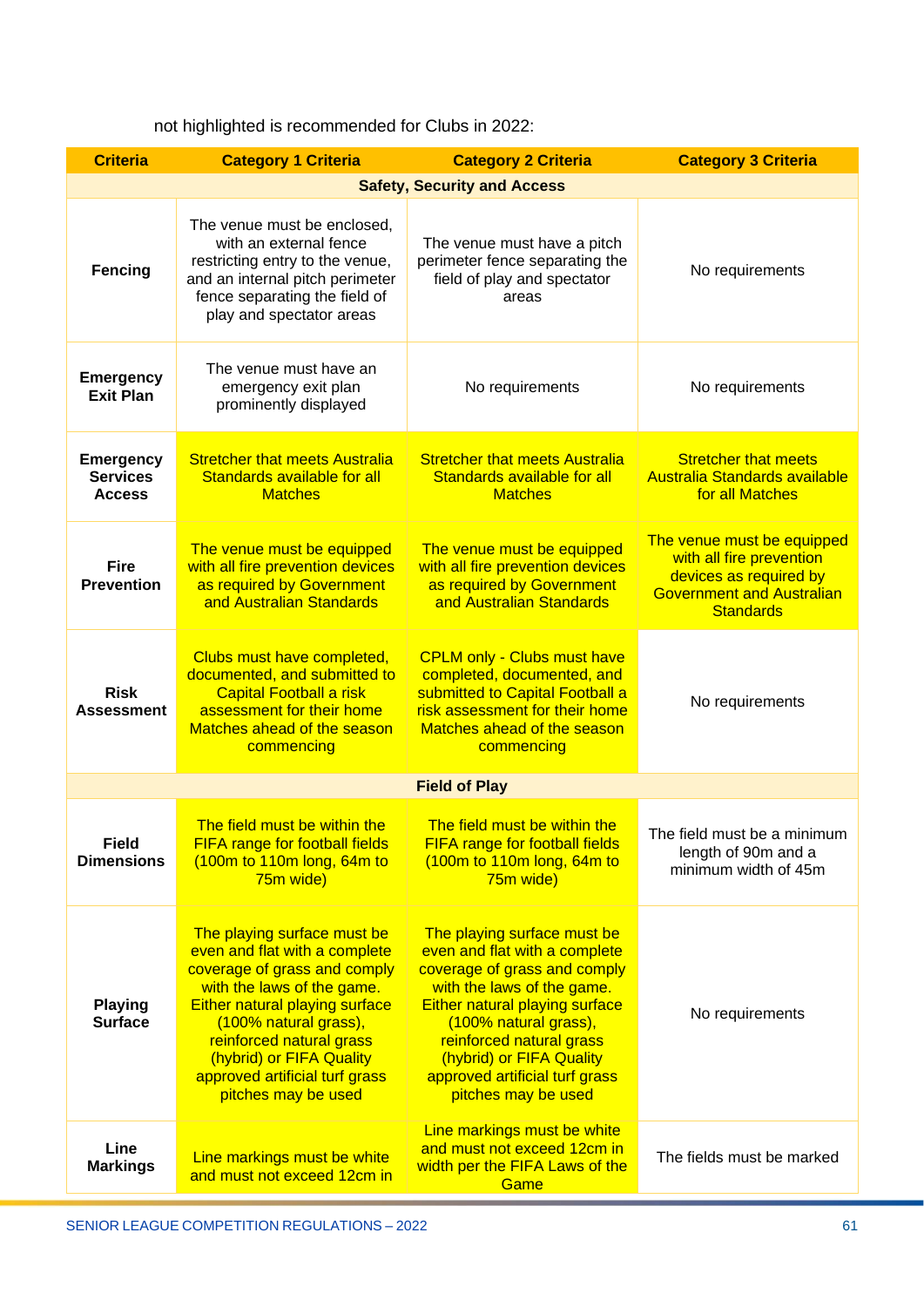not highlighted is recommended for Clubs in 2022:

| Criteria | Category 1 Criteria | Category 2 Criteria | Category 3 Criteria |
|---|---|---|---|
| **Safety, Security and Access** | | | |
| **Fencing** | The venue must be enclosed, with an external fence restricting entry to the venue, and an internal pitch perimeter fence separating the field of play and spectator areas | The venue must have a pitch perimeter fence separating the field of play and spectator areas | No requirements |
| **Emergency Exit Plan** | The venue must have an emergency exit plan prominently displayed | No requirements | No requirements |
| **Emergency Services Access** | Stretcher that meets Australia Standards available for all Matches | Stretcher that meets Australia Standards available for all Matches | Stretcher that meets Australia Standards available for all Matches |
| **Fire Prevention** | The venue must be equipped with all fire prevention devices as required by Government and Australian Standards | The venue must be equipped with all fire prevention devices as required by Government and Australian Standards | The venue must be equipped with all fire prevention devices as required by Government and Australian Standards |
| **Risk Assessment** | Clubs must have completed, documented, and submitted to Capital Football a risk assessment for their home Matches ahead of the season commencing | CPLM only - Clubs must have completed, documented, and submitted to Capital Football a risk assessment for their home Matches ahead of the season commencing | No requirements |
| **Field of Play** | | | |
| **Field Dimensions** | The field must be within the FIFA range for football fields (100m to 110m long, 64m to 75m wide) | The field must be within the FIFA range for football fields (100m to 110m long, 64m to 75m wide) | The field must be a minimum length of 90m and a minimum width of 45m |
| **Playing Surface** | The playing surface must be even and flat with a complete coverage of grass and comply with the laws of the game. Either natural playing surface (100% natural grass), reinforced natural grass (hybrid) or FIFA Quality approved artificial turf grass pitches may be used | The playing surface must be even and flat with a complete coverage of grass and comply with the laws of the game. Either natural playing surface (100% natural grass), reinforced natural grass (hybrid) or FIFA Quality approved artificial turf grass pitches may be used | No requirements |
| **Line Markings** | Line markings must be white and must not exceed 12cm in | Line markings must be white and must not exceed 12cm in width per the FIFA Laws of the Game | The fields must be marked |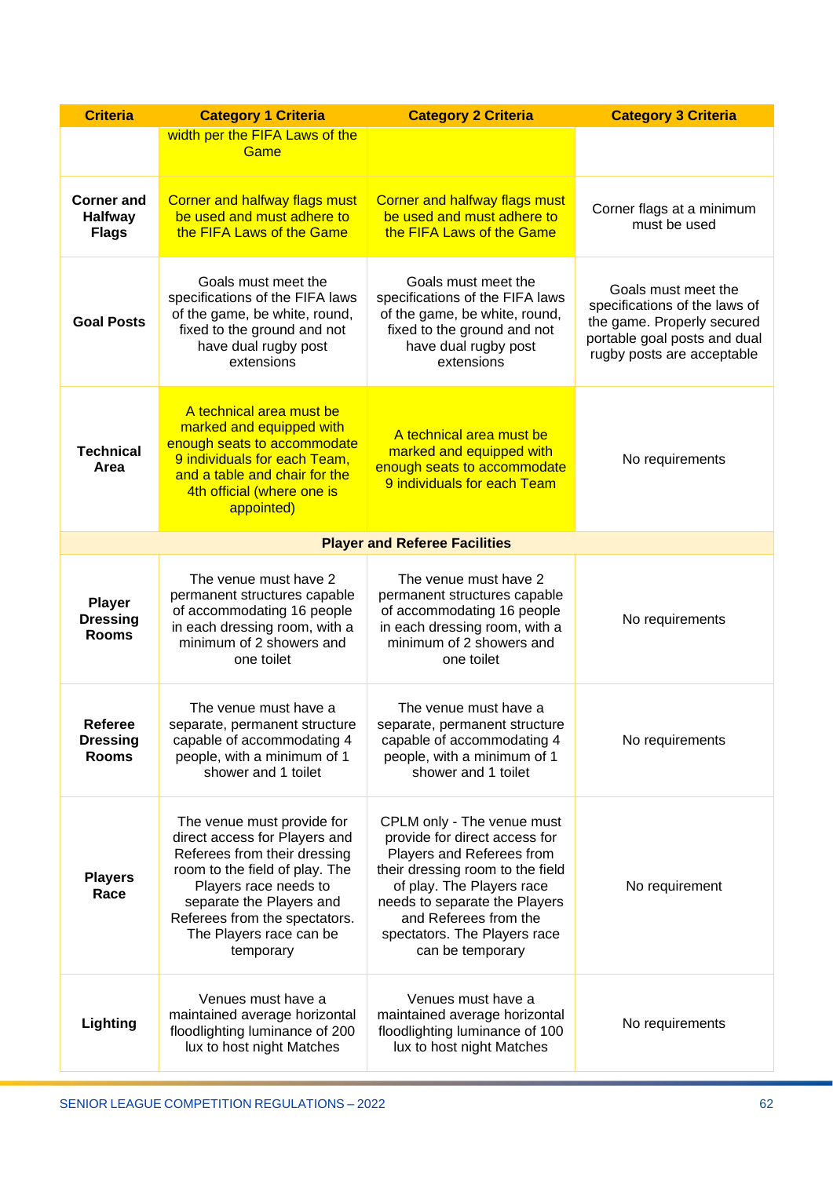| Criteria | Category 1 Criteria | Category 2 Criteria | Category 3 Criteria |
|---|---|---|---|
| | width per the FIFA Laws of the Game | | |
| **Corner and Halfway Flags** | Corner and halfway flags must be used and must adhere to the FIFA Laws of the Game | Corner and halfway flags must be used and must adhere to the FIFA Laws of the Game | Corner flags at a minimum must be used |
| **Goal Posts** | Goals must meet the specifications of the FIFA laws of the game, be white, round, fixed to the ground and not have dual rugby post extensions | Goals must meet the specifications of the FIFA laws of the game, be white, round, fixed to the ground and not have dual rugby post extensions | Goals must meet the specifications of the laws of the game. Properly secured portable goal posts and dual rugby posts are acceptable |
| **Technical Area** | A technical area must be marked and equipped with enough seats to accommodate 9 individuals for each Team, and a table and chair for the 4th official (where one is appointed) | A technical area must be marked and equipped with enough seats to accommodate 9 individuals for each Team | No requirements |
| **Player and Referee Facilities** | | | |
| **Player Dressing Rooms** | The venue must have 2 permanent structures capable of accommodating 16 people in each dressing room, with a minimum of 2 showers and one toilet | The venue must have 2 permanent structures capable of accommodating 16 people in each dressing room, with a minimum of 2 showers and one toilet | No requirements |
| **Referee Dressing Rooms** | The venue must have a separate, permanent structure capable of accommodating 4 people, with a minimum of 1 shower and 1 toilet | The venue must have a separate, permanent structure capable of accommodating 4 people, with a minimum of 1 shower and 1 toilet | No requirements |
| **Players Race** | The venue must provide for direct access for Players and Referees from their dressing room to the field of play. The Players race needs to separate the Players and Referees from the spectators. The Players race can be temporary | CPLM only - The venue must provide for direct access for Players and Referees from their dressing room to the field of play. The Players race needs to separate the Players and Referees from the spectators. The Players race can be temporary | No requirement |
| **Lighting** | Venues must have a maintained average horizontal floodlighting luminance of 200 lux to host night Matches | Venues must have a maintained average horizontal floodlighting luminance of 100 lux to host night Matches | No requirements |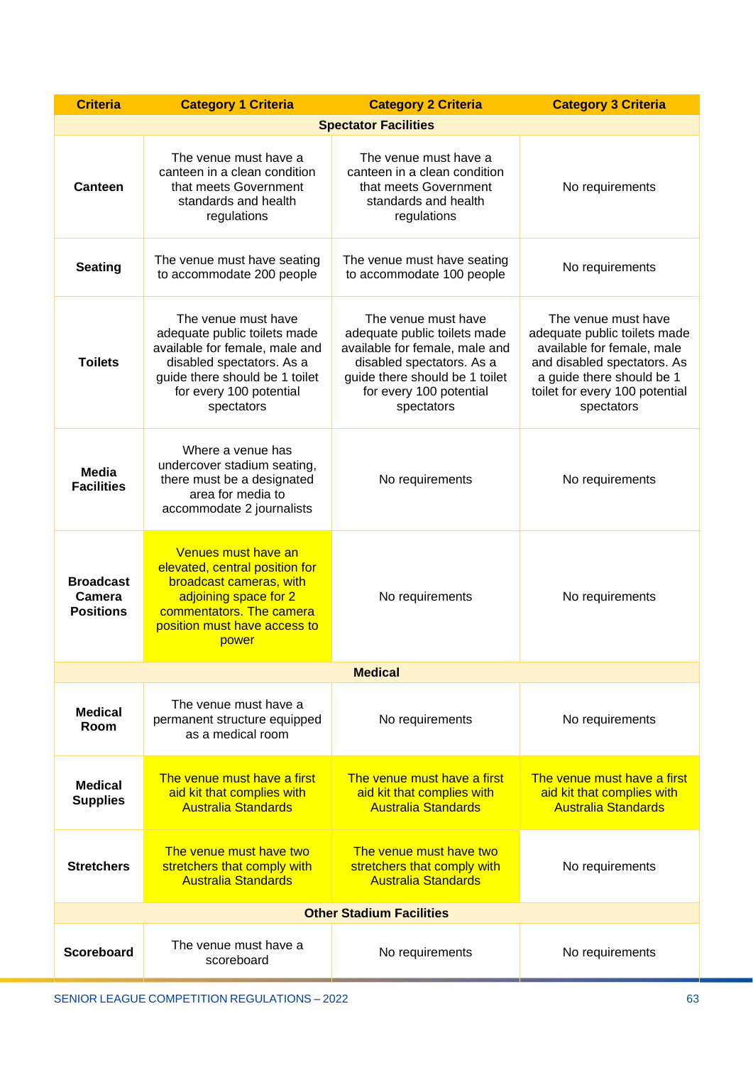| Criteria | Category 1 Criteria | Category 2 Criteria | Category 3 Criteria |
|---|---|---|---|
| **Spectator Facilities** | | | |
| **Canteen** | The venue must have a canteen in a clean condition that meets Government standards and health regulations | The venue must have a canteen in a clean condition that meets Government standards and health regulations | No requirements |
| **Seating** | The venue must have seating to accommodate 200 people | The venue must have seating to accommodate 100 people | No requirements |
| **Toilets** | The venue must have adequate public toilets made available for female, male and disabled spectators. As a guide there should be 1 toilet for every 100 potential spectators | The venue must have adequate public toilets made available for female, male and disabled spectators. As a guide there should be 1 toilet for every 100 potential spectators | The venue must have adequate public toilets made available for female, male and disabled spectators. As a guide there should be 1 toilet for every 100 potential spectators |
| **Media Facilities** | Where a venue has undercover stadium seating, there must be a designated area for media to accommodate 2 journalists | No requirements | No requirements |
| **Broadcast Camera Positions** | Venues must have an elevated, central position for broadcast cameras, with adjoining space for 2 commentators. The camera position must have access to power | No requirements | No requirements |
| **Medical** | | | |
| **Medical Room** | The venue must have a permanent structure equipped as a medical room | No requirements | No requirements |
| **Medical Supplies** | The venue must have a first aid kit that complies with Australia Standards | The venue must have a first aid kit that complies with Australia Standards | The venue must have a first aid kit that complies with Australia Standards |
| **Stretchers** | The venue must have two stretchers that comply with Australia Standards | The venue must have two stretchers that comply with Australia Standards | No requirements |
| **Other Stadium Facilities** | | | |
| **Scoreboard** | The venue must have a scoreboard | No requirements | No requirements |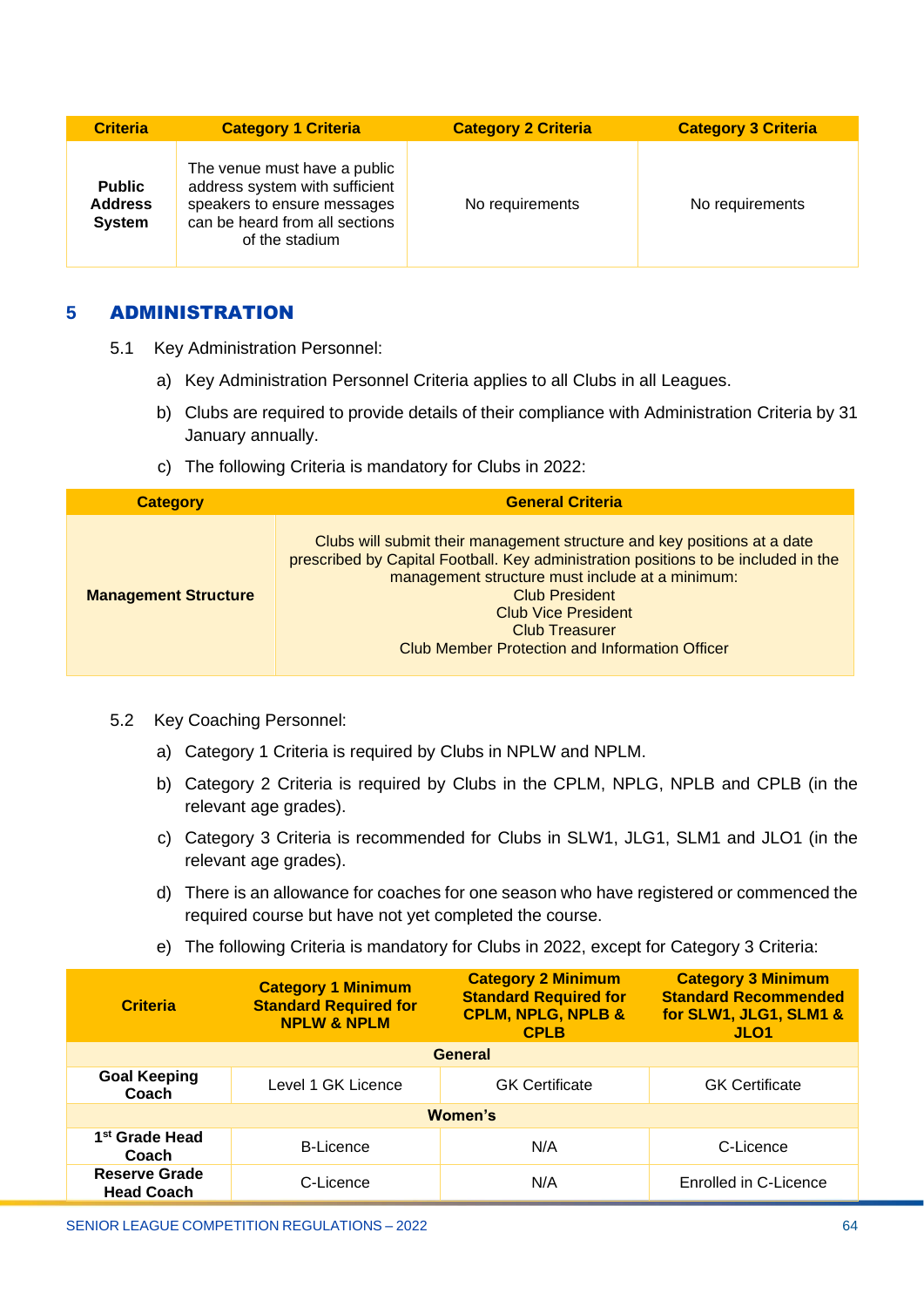| Criteria | Category 1 Criteria | Category 2 Criteria | Category 3 Criteria |
|---|---|---|---|
| **Public Address System** | The venue must have a public address system with sufficient speakers to ensure messages can be heard from all sections of the stadium | No requirements | No requirements |

## 5 ADMINISTRATION

5.1 Key Administration Personnel:

a) Key Administration Personnel Criteria applies to all Clubs in all Leagues.

b) Clubs are required to provide details of their compliance with Administration Criteria by 31 January annually.

c) The following Criteria is mandatory for Clubs in 2022:

| Category | General Criteria |
|---|---|
| **Management Structure** | Clubs will submit their management structure and key positions at a date prescribed by Capital Football. Key administration positions to be included in the management structure must include at a minimum:<br>Club President<br>Club Vice President<br>Club Treasurer<br>Club Member Protection and Information Officer |

5.2 Key Coaching Personnel:

a) Category 1 Criteria is required by Clubs in NPLW and NPLM.

b) Category 2 Criteria is required by Clubs in the CPLM, NPLG, NPLB and CPLB (in the relevant age grades).

c) Category 3 Criteria is recommended for Clubs in SLW1, JLG1, SLM1 and JLO1 (in the relevant age grades).

d) There is an allowance for coaches for one season who have registered or commenced the required course but have not yet completed the course.

e) The following Criteria is mandatory for Clubs in 2022, except for Category 3 Criteria:

| Criteria | Category 1 Minimum Standard Required for NPLW & NPLM | Category 2 Minimum Standard Required for CPLM, NPLG, NPLB & CPLB | Category 3 Minimum Standard Recommended for SLW1, JLG1, SLM1 & JLO1 |
|---|---|---|---|
| **General** | | | |
| **Goal Keeping Coach** | Level 1 GK Licence | GK Certificate | GK Certificate |
| **Women's** | | | |
| **1st Grade Head Coach** | B-Licence | N/A | C-Licence |
| **Reserve Grade Head Coach** | C-Licence | N/A | Enrolled in C-Licence |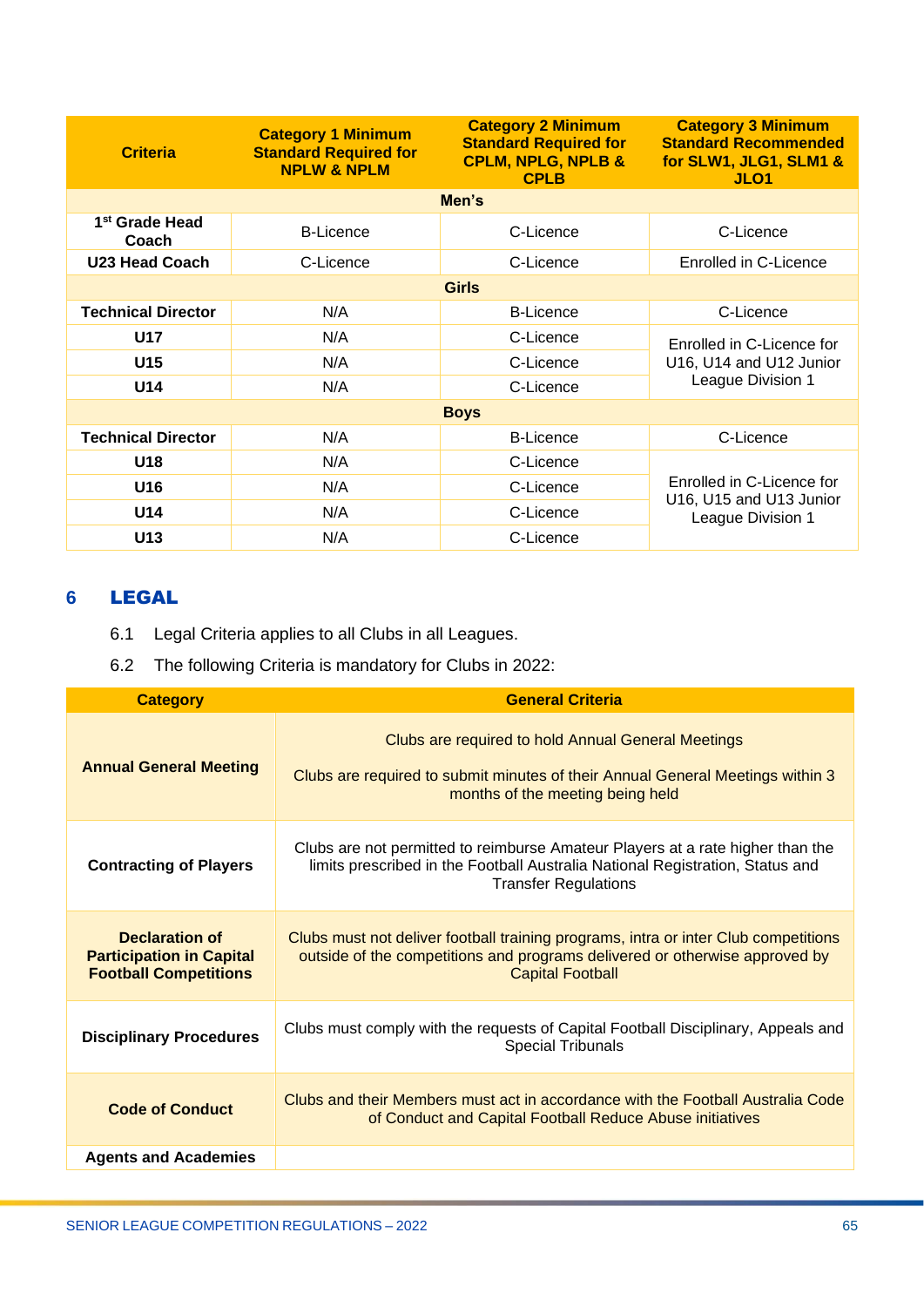| Criteria | Category 1 Minimum Standard Required for NPLW & NPLM | Category 2 Minimum Standard Required for CPLM, NPLG, NPLB & CPLB | Category 3 Minimum Standard Recommended for SLW1, JLG1, SLM1 & JLO1 |
|---|---|---|---|
| **Men's** | | | |
| 1st Grade Head Coach | B-Licence | C-Licence | C-Licence |
| U23 Head Coach | C-Licence | C-Licence | Enrolled in C-Licence |
| **Girls** | | | |
| Technical Director | N/A | B-Licence | C-Licence |
| U17 | N/A | C-Licence | Enrolled in C-Licence for U16, U14 and U12 Junior League Division 1 |
| U15 | N/A | C-Licence | |
| U14 | N/A | C-Licence | |
| **Boys** | | | |
| Technical Director | N/A | B-Licence | C-Licence |
| U18 | N/A | C-Licence | Enrolled in C-Licence for U16, U15 and U13 Junior League Division 1 |
| U16 | N/A | C-Licence | |
| U14 | N/A | C-Licence | |
| U13 | N/A | C-Licence | |

## 6 LEGAL

6.1 Legal Criteria applies to all Clubs in all Leagues.

6.2 The following Criteria is mandatory for Clubs in 2022:

| Category | General Criteria |
|---|---|
| **Annual General Meeting** | Clubs are required to hold Annual General Meetings<br><br>Clubs are required to submit minutes of their Annual General Meetings within 3 months of the meeting being held |
| **Contracting of Players** | Clubs are not permitted to reimburse Amateur Players at a rate higher than the limits prescribed in the Football Australia National Registration, Status and Transfer Regulations |
| **Declaration of Participation in Capital Football Competitions** | Clubs must not deliver football training programs, intra or inter Club competitions outside of the competitions and programs delivered or otherwise approved by Capital Football |
| **Disciplinary Procedures** | Clubs must comply with the requests of Capital Football Disciplinary, Appeals and Special Tribunals |
| **Code of Conduct** | Clubs and their Members must act in accordance with the Football Australia Code of Conduct and Capital Football Reduce Abuse initiatives |
| **Agents and Academies** | |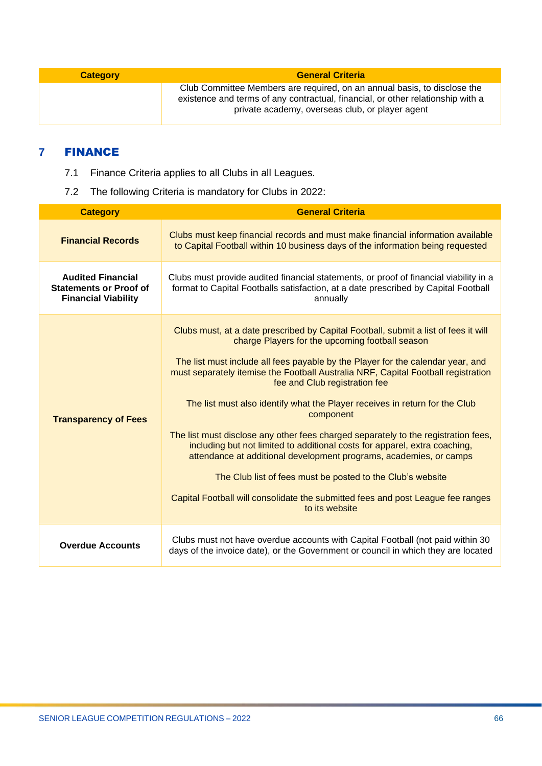| Category | General Criteria |
|---|---|
| | Club Committee Members are required, on an annual basis, to disclose the existence and terms of any contractual, financial, or other relationship with a private academy, overseas club, or player agent |

## 7 FINANCE

7.1 Finance Criteria applies to all Clubs in all Leagues.

7.2 The following Criteria is mandatory for Clubs in 2022:

| Category | General Criteria |
|---|---|
| **Financial Records** | Clubs must keep financial records and must make financial information available to Capital Football within 10 business days of the information being requested |
| **Audited Financial Statements or Proof of Financial Viability** | Clubs must provide audited financial statements, or proof of financial viability in a format to Capital Footballs satisfaction, at a date prescribed by Capital Football annually |
| **Transparency of Fees** | Clubs must, at a date prescribed by Capital Football, submit a list of fees it will charge Players for the upcoming football season<br><br>The list must include all fees payable by the Player for the calendar year, and must separately itemise the Football Australia NRF, Capital Football registration fee and Club registration fee<br><br>The list must also identify what the Player receives in return for the Club component<br><br>The list must disclose any other fees charged separately to the registration fees, including but not limited to additional costs for apparel, extra coaching, attendance at additional development programs, academies, or camps<br><br>The Club list of fees must be posted to the Club's website<br><br>Capital Football will consolidate the submitted fees and post League fee ranges to its website |
| **Overdue Accounts** | Clubs must not have overdue accounts with Capital Football (not paid within 30 days of the invoice date), or the Government or council in which they are located |